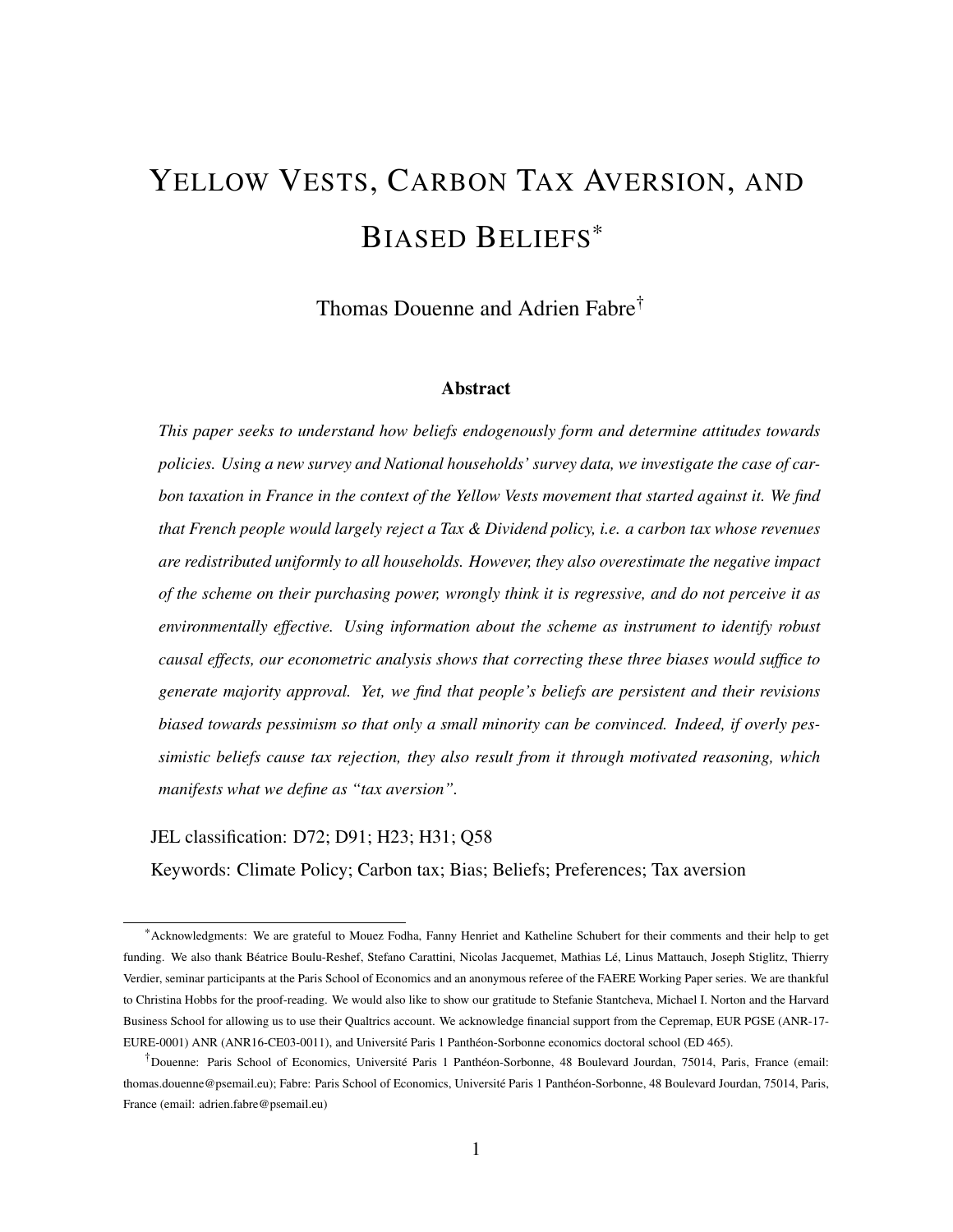# Yellow Vests, Carbon Tax Aversion, and Biased Beliefs[*]

Thomas Douenne and Adrien Fabre[†]

### Abstract

*This paper seeks to understand how beliefs endogenously form and determine attitudes towards policies. Using a new survey and National households' survey data, we investigate the case of carbon taxation in France in the context of the Yellow Vests movement that started against it. We find that French people would largely reject a Tax & Dividend policy, i.e. a carbon tax whose revenues are redistributed uniformly to all households. However, they also overestimate the negative impact of the scheme on their purchasing power, wrongly think it is regressive, and do not perceive it as environmentally effective. Using information about the scheme as instrument to identify robust causal effects, our econometric analysis shows that correcting these three biases would suffice to generate majority approval. Yet, we find that people's beliefs are persistent and their revisions biased towards pessimism so that only a small minority can be convinced. Indeed, if overly pessimistic beliefs cause tax rejection, they also result from it through motivated reasoning, which manifests what we define as "tax aversion".*

JEL classification: D72; D91; H23; H31; Q58

Keywords: Climate Policy; Carbon tax; Bias; Beliefs; Preferences; Tax aversion

---

[*] Acknowledgments: We are grateful to Mouez Fodha, Fanny Henriet and Katheline Schubert for their comments and their help to get funding. We also thank Béatrice Boulu-Reshef, Stefano Carattini, Nicolas Jacquemet, Mathias Lé, Linus Mattauch, Joseph Stiglitz, Thierry Verdier, seminar participants at the Paris School of Economics and an anonymous referee of the FAERE Working Paper series. We are thankful to Christina Hobbs for the proof-reading. We would also like to show our gratitude to Stefanie Stantcheva, Michael I. Norton and the Harvard Business School for allowing us to use their Qualtrics account. We acknowledge financial support from the Cepremap, EUR PGSE (ANR-17-EURE-0001) ANR (ANR16-CE03-0011), and Université Paris 1 Panthéon-Sorbonne economics doctoral school (ED 465).

[†] Douenne: Paris School of Economics, Université Paris 1 Panthéon-Sorbonne, 48 Boulevard Jourdan, 75014, Paris, France (email: thomas.douenne@psemail.eu); Fabre: Paris School of Economics, Université Paris 1 Panthéon-Sorbonne, 48 Boulevard Jourdan, 75014, Paris, France (email: adrien.fabre@psemail.eu)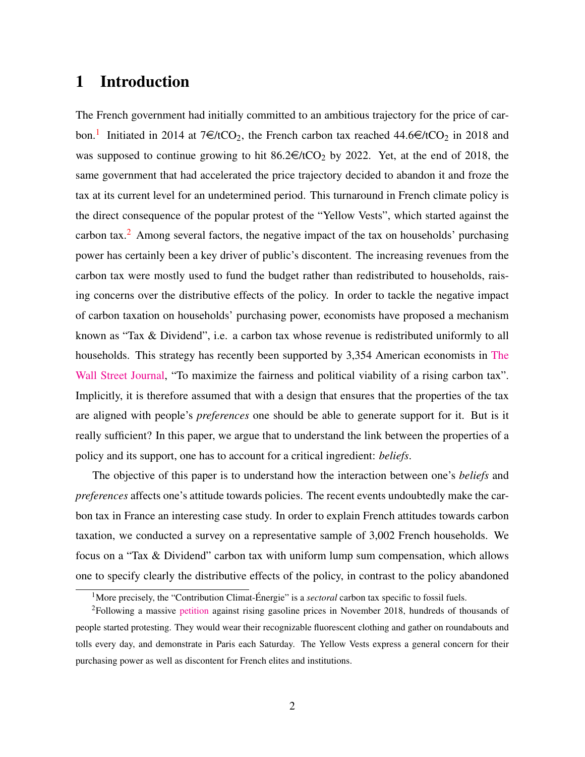# 1 Introduction

The French government had initially committed to an ambitious trajectory for the price of carbon.[1] Initiated in 2014 at 7€/t$CO_2$, the French carbon tax reached 44.6€/t$CO_2$ in 2018 and was supposed to continue growing to hit 86.2€/t$CO_2$ by 2022. Yet, at the end of 2018, the same government that had accelerated the price trajectory decided to abandon it and froze the tax at its current level for an undetermined period. This turnaround in French climate policy is the direct consequence of the popular protest of the "Yellow Vests", which started against the carbon tax.[2] Among several factors, the negative impact of the tax on households' purchasing power has certainly been a key driver of public's discontent. The increasing revenues from the carbon tax were mostly used to fund the budget rather than redistributed to households, raising concerns over the distributive effects of the policy. In order to tackle the negative impact of carbon taxation on households' purchasing power, economists have proposed a mechanism known as "Tax & Dividend", i.e. a carbon tax whose revenue is redistributed uniformly to all households. This strategy has recently been supported by 3,354 American economists in The Wall Street Journal, "To maximize the fairness and political viability of a rising carbon tax". Implicitly, it is therefore assumed that with a design that ensures that the properties of the tax are aligned with people's *preferences* one should be able to generate support for it. But is it really sufficient? In this paper, we argue that to understand the link between the properties of a policy and its support, one has to account for a critical ingredient: *beliefs*.

The objective of this paper is to understand how the interaction between one's *beliefs* and *preferences* affects one's attitude towards policies. The recent events undoubtedly make the carbon tax in France an interesting case study. In order to explain French attitudes towards carbon taxation, we conducted a survey on a representative sample of 3,002 French households. We focus on a "Tax & Dividend" carbon tax with uniform lump sum compensation, which allows one to specify clearly the distributive effects of the policy, in contrast to the policy abandoned

[1] More precisely, the "Contribution Climat-Énergie" is a *sectoral* carbon tax specific to fossil fuels.

[2] Following a massive petition against rising gasoline prices in November 2018, hundreds of thousands of people started protesting. They would wear their recognizable fluorescent clothing and gather on roundabouts and tolls every day, and demonstrate in Paris each Saturday. The Yellow Vests express a general concern for their purchasing power as well as discontent for French elites and institutions.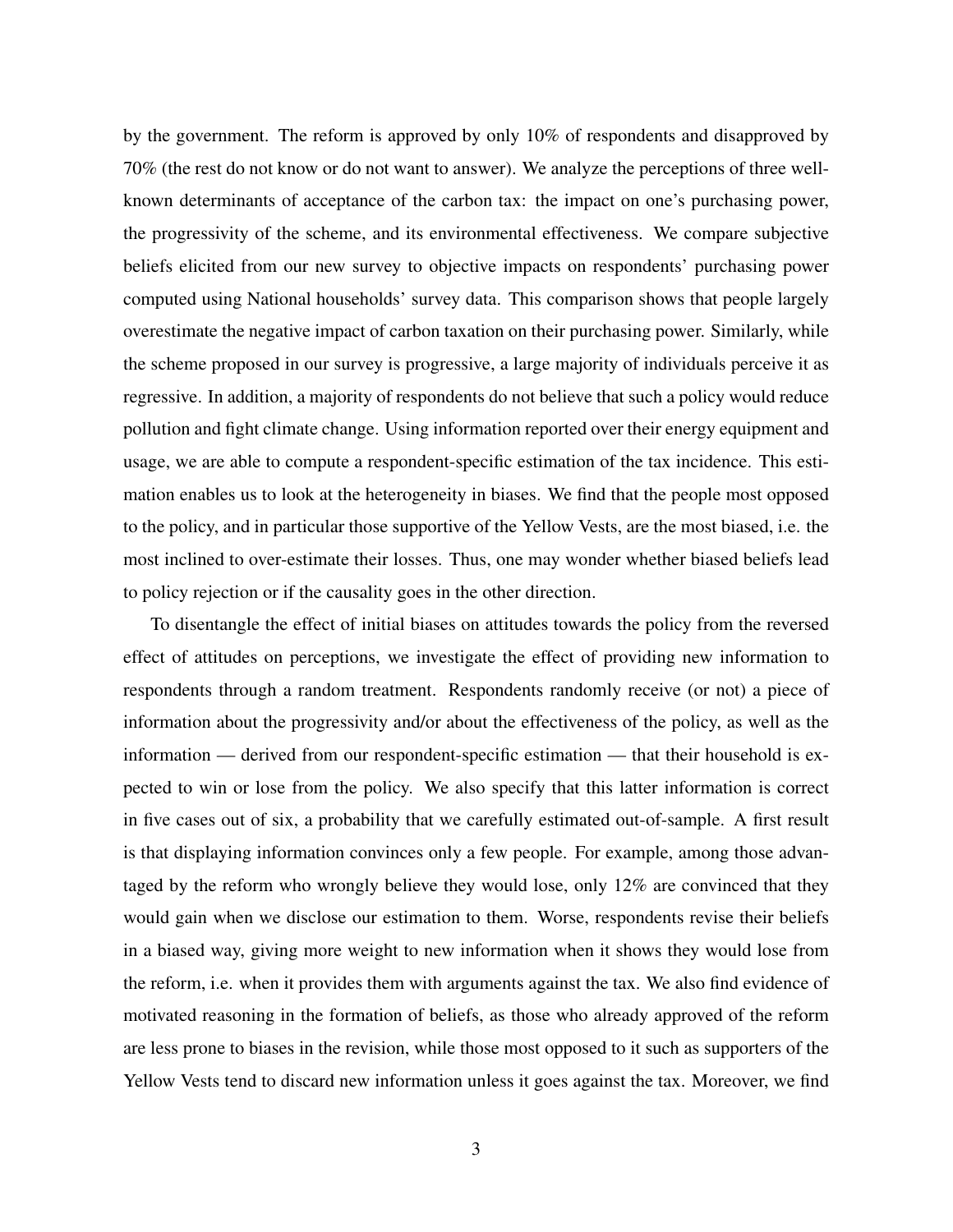by the government. The reform is approved by only 10% of respondents and disapproved by 70% (the rest do not know or do not want to answer). We analyze the perceptions of three well-known determinants of acceptance of the carbon tax: the impact on one's purchasing power, the progressivity of the scheme, and its environmental effectiveness. We compare subjective beliefs elicited from our new survey to objective impacts on respondents' purchasing power computed using National households' survey data. This comparison shows that people largely overestimate the negative impact of carbon taxation on their purchasing power. Similarly, while the scheme proposed in our survey is progressive, a large majority of individuals perceive it as regressive. In addition, a majority of respondents do not believe that such a policy would reduce pollution and fight climate change. Using information reported over their energy equipment and usage, we are able to compute a respondent-specific estimation of the tax incidence. This estimation enables us to look at the heterogeneity in biases. We find that the people most opposed to the policy, and in particular those supportive of the Yellow Vests, are the most biased, i.e. the most inclined to over-estimate their losses. Thus, one may wonder whether biased beliefs lead to policy rejection or if the causality goes in the other direction.

To disentangle the effect of initial biases on attitudes towards the policy from the reversed effect of attitudes on perceptions, we investigate the effect of providing new information to respondents through a random treatment. Respondents randomly receive (or not) a piece of information about the progressivity and/or about the effectiveness of the policy, as well as the information — derived from our respondent-specific estimation — that their household is expected to win or lose from the policy. We also specify that this latter information is correct in five cases out of six, a probability that we carefully estimated out-of-sample. A first result is that displaying information convinces only a few people. For example, among those advantaged by the reform who wrongly believe they would lose, only 12% are convinced that they would gain when we disclose our estimation to them. Worse, respondents revise their beliefs in a biased way, giving more weight to new information when it shows they would lose from the reform, i.e. when it provides them with arguments against the tax. We also find evidence of motivated reasoning in the formation of beliefs, as those who already approved of the reform are less prone to biases in the revision, while those most opposed to it such as supporters of the Yellow Vests tend to discard new information unless it goes against the tax. Moreover, we find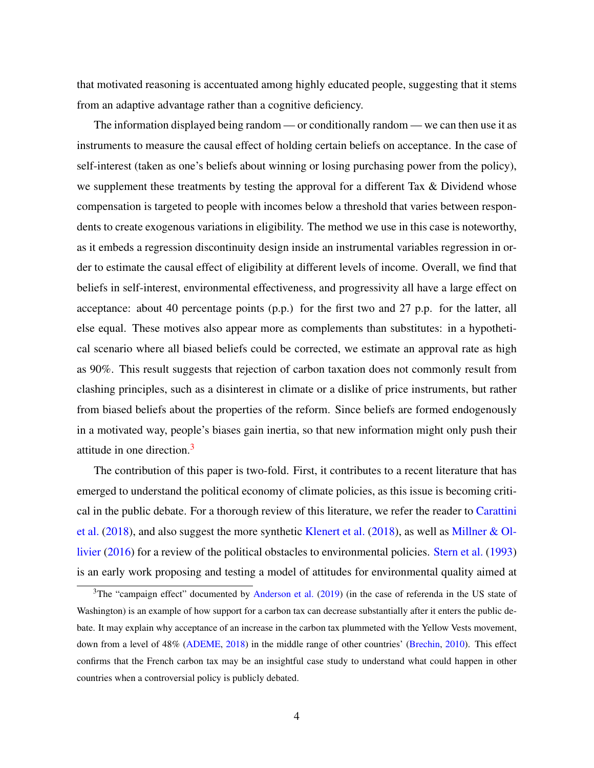that motivated reasoning is accentuated among highly educated people, suggesting that it stems from an adaptive advantage rather than a cognitive deficiency.

The information displayed being random — or conditionally random — we can then use it as instruments to measure the causal effect of holding certain beliefs on acceptance. In the case of self-interest (taken as one's beliefs about winning or losing purchasing power from the policy), we supplement these treatments by testing the approval for a different Tax & Dividend whose compensation is targeted to people with incomes below a threshold that varies between respondents to create exogenous variations in eligibility. The method we use in this case is noteworthy, as it embeds a regression discontinuity design inside an instrumental variables regression in order to estimate the causal effect of eligibility at different levels of income. Overall, we find that beliefs in self-interest, environmental effectiveness, and progressivity all have a large effect on acceptance: about 40 percentage points (p.p.) for the first two and 27 p.p. for the latter, all else equal. These motives also appear more as complements than substitutes: in a hypothetical scenario where all biased beliefs could be corrected, we estimate an approval rate as high as 90%. This result suggests that rejection of carbon taxation does not commonly result from clashing principles, such as a disinterest in climate or a dislike of price instruments, but rather from biased beliefs about the properties of the reform. Since beliefs are formed endogenously in a motivated way, people's biases gain inertia, so that new information might only push their attitude in one direction.[3]

The contribution of this paper is two-fold. First, it contributes to a recent literature that has emerged to understand the political economy of climate policies, as this issue is becoming critical in the public debate. For a thorough review of this literature, we refer the reader to Carattini et al. (2018), and also suggest the more synthetic Klenert et al. (2018), as well as Millner & Ollivier (2016) for a review of the political obstacles to environmental policies. Stern et al. (1993) is an early work proposing and testing a model of attitudes for environmental quality aimed at

[3] The "campaign effect" documented by Anderson et al. (2019) (in the case of referenda in the US state of Washington) is an example of how support for a carbon tax can decrease substantially after it enters the public debate. It may explain why acceptance of an increase in the carbon tax plummeted with the Yellow Vests movement, down from a level of 48% (ADEME, 2018) in the middle range of other countries' (Brechin, 2010). This effect confirms that the French carbon tax may be an insightful case study to understand what could happen in other countries when a controversial policy is publicly debated.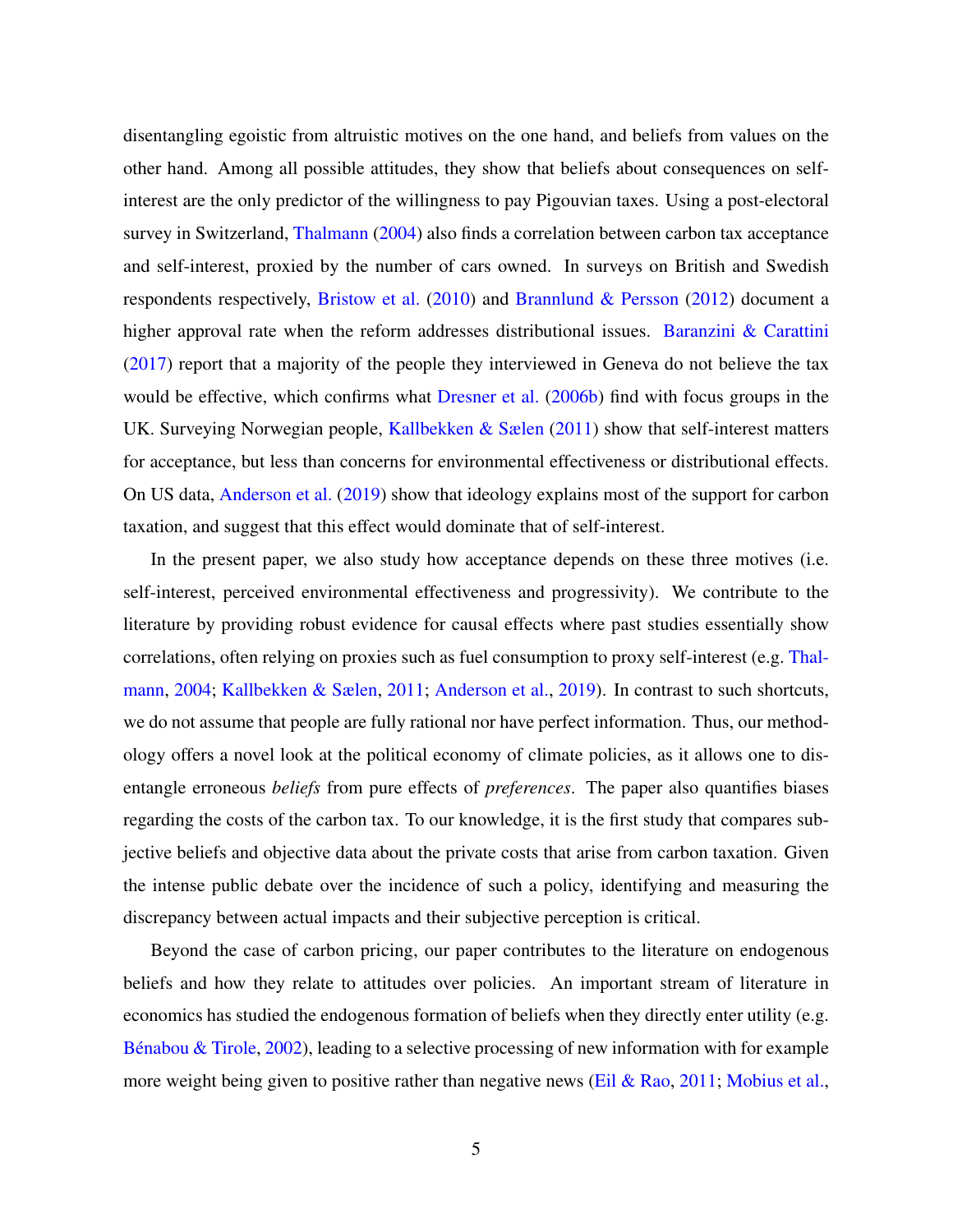disentangling egoistic from altruistic motives on the one hand, and beliefs from values on the other hand. Among all possible attitudes, they show that beliefs about consequences on self-interest are the only predictor of the willingness to pay Pigouvian taxes. Using a post-electoral survey in Switzerland, Thalmann (2004) also finds a correlation between carbon tax acceptance and self-interest, proxied by the number of cars owned. In surveys on British and Swedish respondents respectively, Bristow et al. (2010) and Brannlund & Persson (2012) document a higher approval rate when the reform addresses distributional issues. Baranzini & Carattini (2017) report that a majority of the people they interviewed in Geneva do not believe the tax would be effective, which confirms what Dresner et al. (2006b) find with focus groups in the UK. Surveying Norwegian people, Kallbekken & Sælen (2011) show that self-interest matters for acceptance, but less than concerns for environmental effectiveness or distributional effects. On US data, Anderson et al. (2019) show that ideology explains most of the support for carbon taxation, and suggest that this effect would dominate that of self-interest.

In the present paper, we also study how acceptance depends on these three motives (i.e. self-interest, perceived environmental effectiveness and progressivity). We contribute to the literature by providing robust evidence for causal effects where past studies essentially show correlations, often relying on proxies such as fuel consumption to proxy self-interest (e.g. Thalmann, 2004; Kallbekken & Sælen, 2011; Anderson et al., 2019). In contrast to such shortcuts, we do not assume that people are fully rational nor have perfect information. Thus, our methodology offers a novel look at the political economy of climate policies, as it allows one to disentangle erroneous *beliefs* from pure effects of *preferences*. The paper also quantifies biases regarding the costs of the carbon tax. To our knowledge, it is the first study that compares subjective beliefs and objective data about the private costs that arise from carbon taxation. Given the intense public debate over the incidence of such a policy, identifying and measuring the discrepancy between actual impacts and their subjective perception is critical.

Beyond the case of carbon pricing, our paper contributes to the literature on endogenous beliefs and how they relate to attitudes over policies. An important stream of literature in economics has studied the endogenous formation of beliefs when they directly enter utility (e.g. Bénabou & Tirole, 2002), leading to a selective processing of new information with for example more weight being given to positive rather than negative news (Eil & Rao, 2011; Mobius et al.,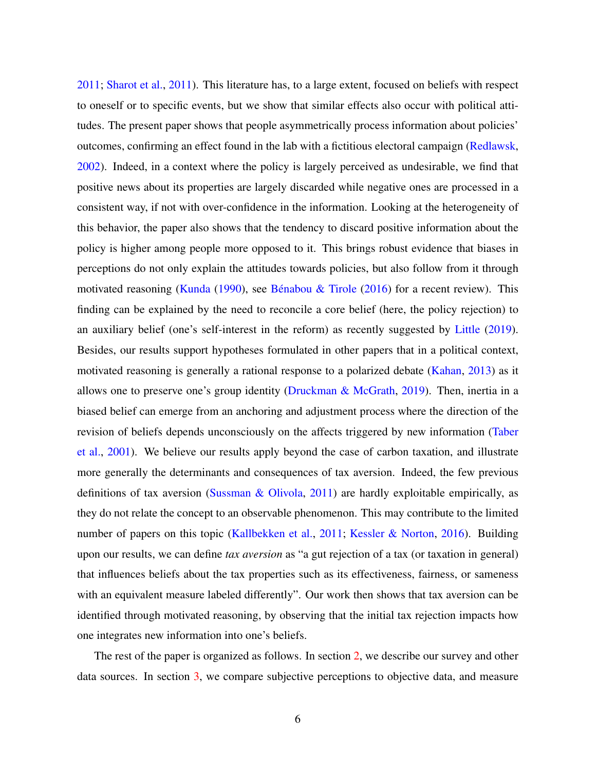2011; Sharot et al., 2011). This literature has, to a large extent, focused on beliefs with respect to oneself or to specific events, but we show that similar effects also occur with political attitudes. The present paper shows that people asymmetrically process information about policies' outcomes, confirming an effect found in the lab with a fictitious electoral campaign (Redlawsk, 2002). Indeed, in a context where the policy is largely perceived as undesirable, we find that positive news about its properties are largely discarded while negative ones are processed in a consistent way, if not with over-confidence in the information. Looking at the heterogeneity of this behavior, the paper also shows that the tendency to discard positive information about the policy is higher among people more opposed to it. This brings robust evidence that biases in perceptions do not only explain the attitudes towards policies, but also follow from it through motivated reasoning (Kunda (1990), see Bénabou & Tirole (2016) for a recent review). This finding can be explained by the need to reconcile a core belief (here, the policy rejection) to an auxiliary belief (one's self-interest in the reform) as recently suggested by Little (2019). Besides, our results support hypotheses formulated in other papers that in a political context, motivated reasoning is generally a rational response to a polarized debate (Kahan, 2013) as it allows one to preserve one's group identity (Druckman & McGrath, 2019). Then, inertia in a biased belief can emerge from an anchoring and adjustment process where the direction of the revision of beliefs depends unconsciously on the affects triggered by new information (Taber et al., 2001). We believe our results apply beyond the case of carbon taxation, and illustrate more generally the determinants and consequences of tax aversion. Indeed, the few previous definitions of tax aversion (Sussman & Olivola, 2011) are hardly exploitable empirically, as they do not relate the concept to an observable phenomenon. This may contribute to the limited number of papers on this topic (Kallbekken et al., 2011; Kessler & Norton, 2016). Building upon our results, we can define *tax aversion* as "a gut rejection of a tax (or taxation in general) that influences beliefs about the tax properties such as its effectiveness, fairness, or sameness with an equivalent measure labeled differently". Our work then shows that tax aversion can be identified through motivated reasoning, by observing that the initial tax rejection impacts how one integrates new information into one's beliefs.

The rest of the paper is organized as follows. In section 2, we describe our survey and other data sources. In section 3, we compare subjective perceptions to objective data, and measure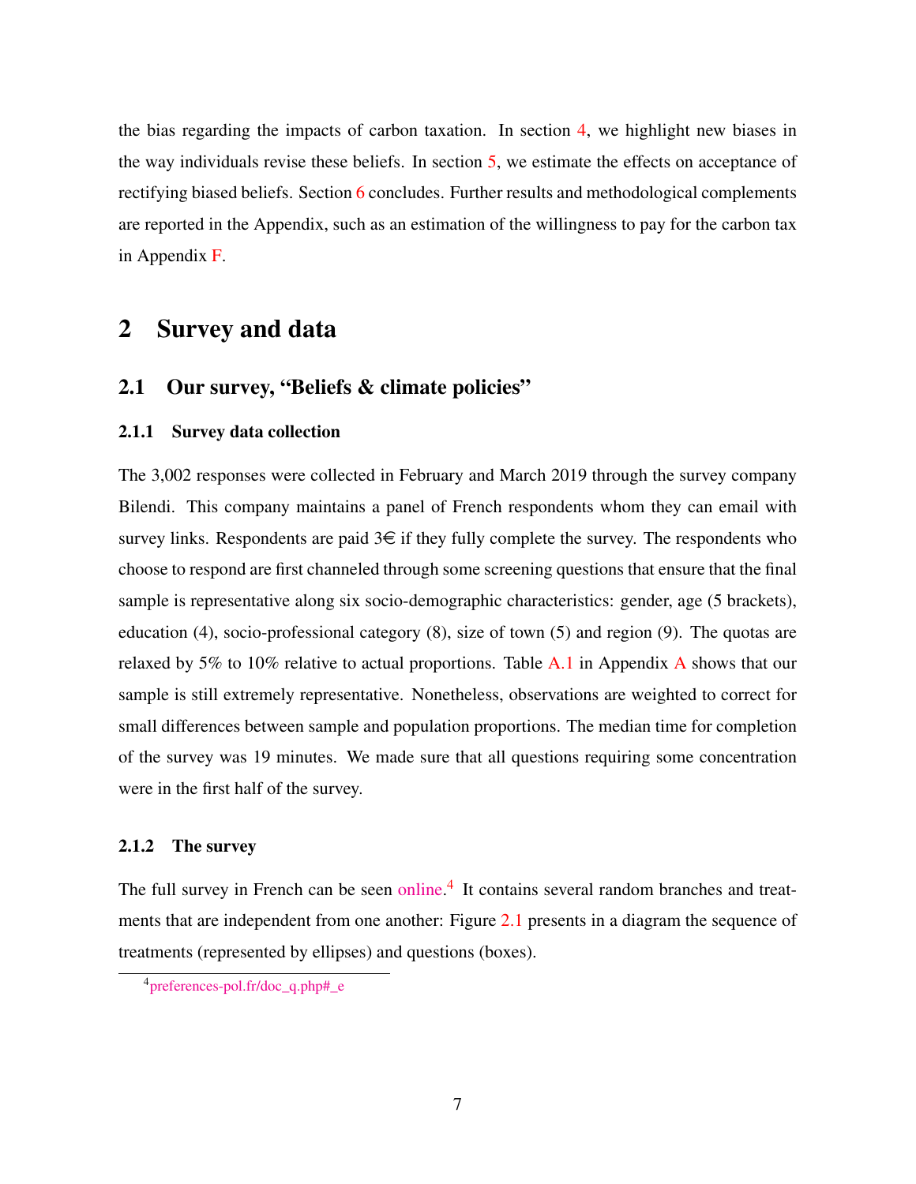the bias regarding the impacts of carbon taxation. In section 4, we highlight new biases in the way individuals revise these beliefs. In section 5, we estimate the effects on acceptance of rectifying biased beliefs. Section 6 concludes. Further results and methodological complements are reported in the Appendix, such as an estimation of the willingness to pay for the carbon tax in Appendix F.

## 2 Survey and data

### 2.1 Our survey, "Beliefs & climate policies"

#### 2.1.1 Survey data collection

The 3,002 responses were collected in February and March 2019 through the survey company Bilendi. This company maintains a panel of French respondents whom they can email with survey links. Respondents are paid 3€ if they fully complete the survey. The respondents who choose to respond are first channeled through some screening questions that ensure that the final sample is representative along six socio-demographic characteristics: gender, age (5 brackets), education (4), socio-professional category (8), size of town (5) and region (9). The quotas are relaxed by 5% to 10% relative to actual proportions. Table A.1 in Appendix A shows that our sample is still extremely representative. Nonetheless, observations are weighted to correct for small differences between sample and population proportions. The median time for completion of the survey was 19 minutes. We made sure that all questions requiring some concentration were in the first half of the survey.

#### 2.1.2 The survey

The full survey in French can be seen online.[4] It contains several random branches and treatments that are independent from one another: Figure 2.1 presents in a diagram the sequence of treatments (represented by ellipses) and questions (boxes).

[4] preferences-pol.fr/doc_q.php#_e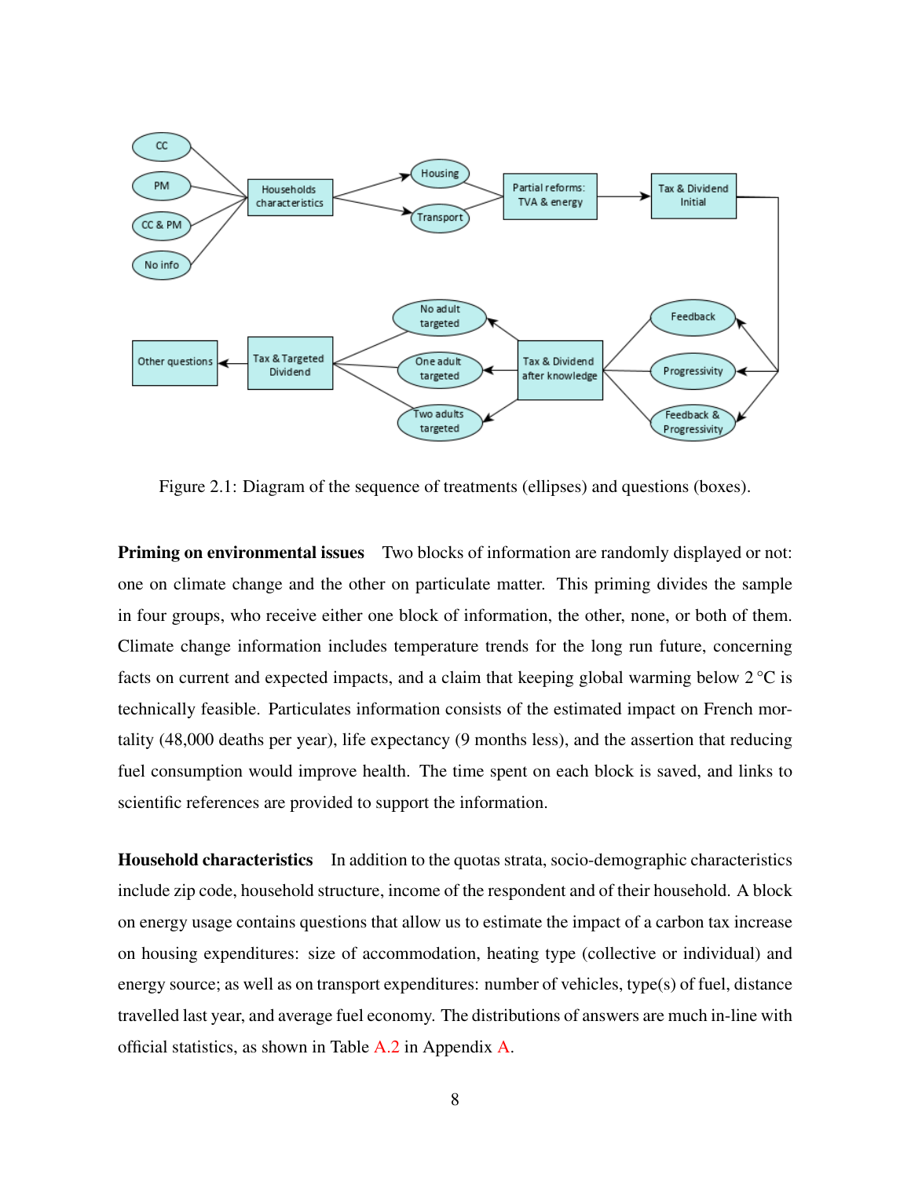Figure 2.1: Diagram of the sequence of treatments (ellipses) and questions (boxes).

**Priming on environmental issues** Two blocks of information are randomly displayed or not: one on climate change and the other on particulate matter. This priming divides the sample in four groups, who receive either one block of information, the other, none, or both of them. Climate change information includes temperature trends for the long run future, concerning facts on current and expected impacts, and a claim that keeping global warming below 2 °C is technically feasible. Particulates information consists of the estimated impact on French mortality (48,000 deaths per year), life expectancy (9 months less), and the assertion that reducing fuel consumption would improve health. The time spent on each block is saved, and links to scientific references are provided to support the information.

**Household characteristics** In addition to the quotas strata, socio-demographic characteristics include zip code, household structure, income of the respondent and of their household. A block on energy usage contains questions that allow us to estimate the impact of a carbon tax increase on housing expenditures: size of accommodation, heating type (collective or individual) and energy source; as well as on transport expenditures: number of vehicles, type(s) of fuel, distance travelled last year, and average fuel economy. The distributions of answers are much in-line with official statistics, as shown in Table A.2 in Appendix A.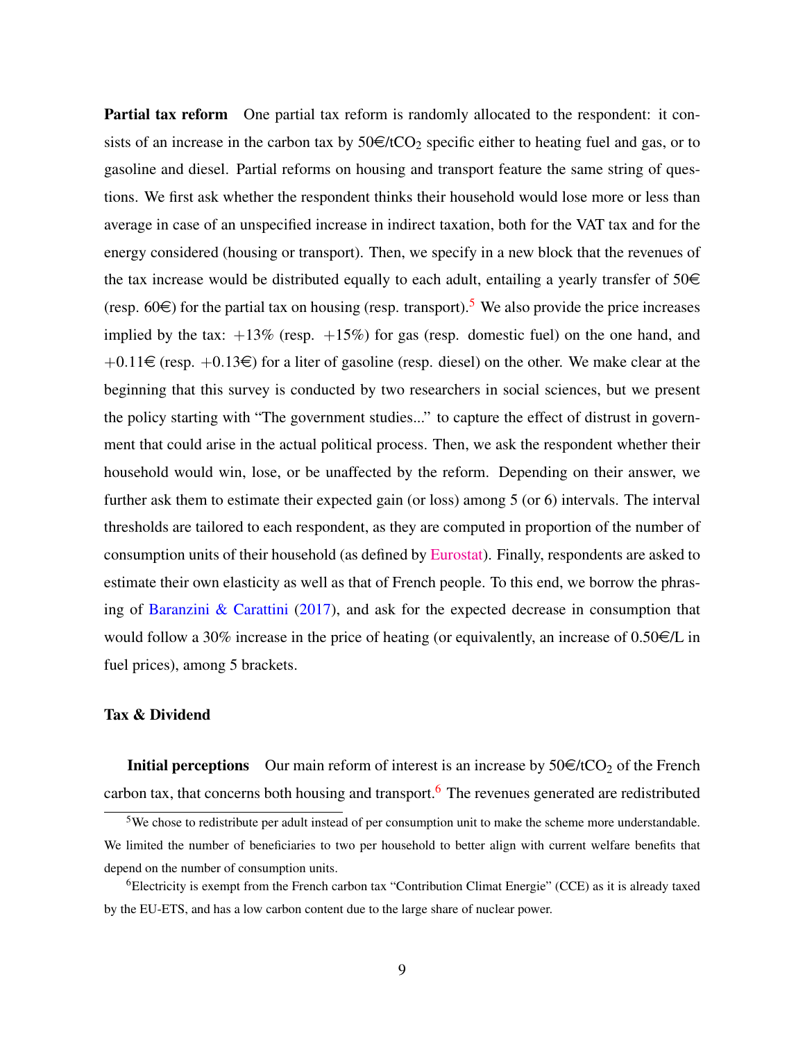**Partial tax reform** One partial tax reform is randomly allocated to the respondent: it consists of an increase in the carbon tax by 50€/t$CO_2$ specific either to heating fuel and gas, or to gasoline and diesel. Partial reforms on housing and transport feature the same string of questions. We first ask whether the respondent thinks their household would lose more or less than average in case of an unspecified increase in indirect taxation, both for the VAT tax and for the energy considered (housing or transport). Then, we specify in a new block that the revenues of the tax increase would be distributed equally to each adult, entailing a yearly transfer of 50€ (resp. 60€) for the partial tax on housing (resp. transport).[5] We also provide the price increases implied by the tax: +13% (resp. +15%) for gas (resp. domestic fuel) on the one hand, and +0.11€ (resp. +0.13€) for a liter of gasoline (resp. diesel) on the other. We make clear at the beginning that this survey is conducted by two researchers in social sciences, but we present the policy starting with "The government studies..." to capture the effect of distrust in government that could arise in the actual political process. Then, we ask the respondent whether their household would win, lose, or be unaffected by the reform. Depending on their answer, we further ask them to estimate their expected gain (or loss) among 5 (or 6) intervals. The interval thresholds are tailored to each respondent, as they are computed in proportion of the number of consumption units of their household (as defined by Eurostat). Finally, respondents are asked to estimate their own elasticity as well as that of French people. To this end, we borrow the phrasing of Baranzini & Carattini (2017), and ask for the expected decrease in consumption that would follow a 30% increase in the price of heating (or equivalently, an increase of 0.50€/L in fuel prices), among 5 brackets.

### Tax & Dividend

**Initial perceptions** Our main reform of interest is an increase by 50€/t$CO_2$ of the French carbon tax, that concerns both housing and transport.[6] The revenues generated are redistributed

[5] We chose to redistribute per adult instead of per consumption unit to make the scheme more understandable. We limited the number of beneficiaries to two per household to better align with current welfare benefits that depend on the number of consumption units.

[6] Electricity is exempt from the French carbon tax "Contribution Climat Energie" (CCE) as it is already taxed by the EU-ETS, and has a low carbon content due to the large share of nuclear power.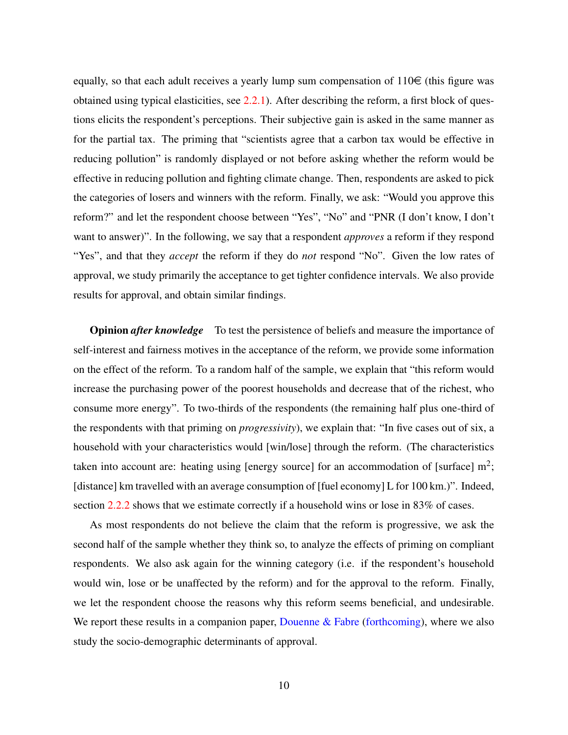equally, so that each adult receives a yearly lump sum compensation of 110€ (this figure was obtained using typical elasticities, see 2.2.1). After describing the reform, a first block of questions elicits the respondent's perceptions. Their subjective gain is asked in the same manner as for the partial tax. The priming that "scientists agree that a carbon tax would be effective in reducing pollution" is randomly displayed or not before asking whether the reform would be effective in reducing pollution and fighting climate change. Then, respondents are asked to pick the categories of losers and winners with the reform. Finally, we ask: "Would you approve this reform?" and let the respondent choose between "Yes", "No" and "PNR (I don't know, I don't want to answer)". In the following, we say that a respondent *approves* a reform if they respond "Yes", and that they *accept* the reform if they do *not* respond "No". Given the low rates of approval, we study primarily the acceptance to get tighter confidence intervals. We also provide results for approval, and obtain similar findings.

**Opinion *after knowledge*** To test the persistence of beliefs and measure the importance of self-interest and fairness motives in the acceptance of the reform, we provide some information on the effect of the reform. To a random half of the sample, we explain that "this reform would increase the purchasing power of the poorest households and decrease that of the richest, who consume more energy". To two-thirds of the respondents (the remaining half plus one-third of the respondents with that priming on *progressivity*), we explain that: "In five cases out of six, a household with your characteristics would [win/lose] through the reform. (The characteristics taken into account are: heating using [energy source] for an accommodation of [surface] m$^2$; [distance] km travelled with an average consumption of [fuel economy] L for 100 km.)". Indeed, section 2.2.2 shows that we estimate correctly if a household wins or lose in 83% of cases.

As most respondents do not believe the claim that the reform is progressive, we ask the second half of the sample whether they think so, to analyze the effects of priming on compliant respondents. We also ask again for the winning category (i.e. if the respondent's household would win, lose or be unaffected by the reform) and for the approval to the reform. Finally, we let the respondent choose the reasons why this reform seems beneficial, and undesirable. We report these results in a companion paper, Douenne & Fabre (forthcoming), where we also study the socio-demographic determinants of approval.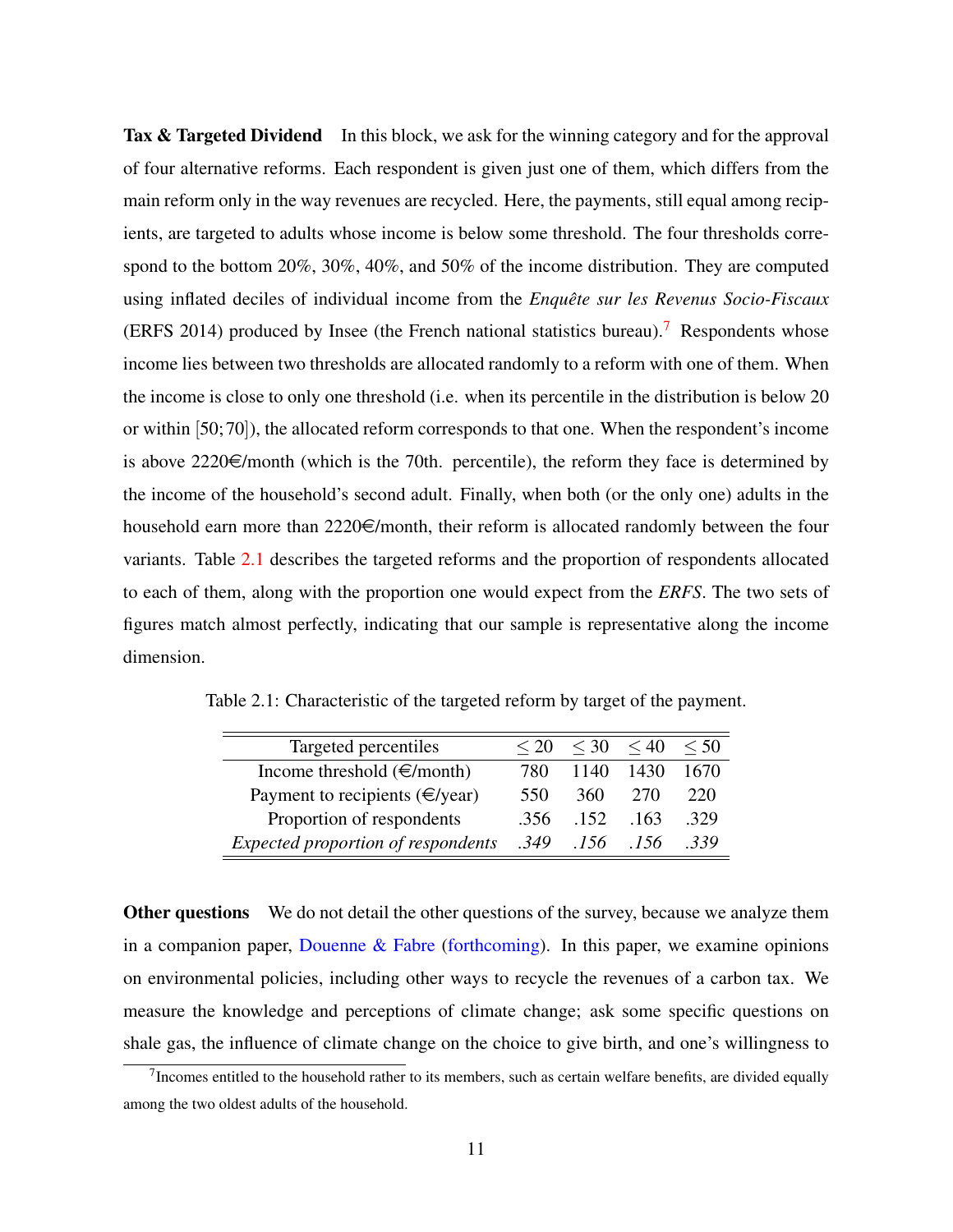**Tax & Targeted Dividend** In this block, we ask for the winning category and for the approval of four alternative reforms. Each respondent is given just one of them, which differs from the main reform only in the way revenues are recycled. Here, the payments, still equal among recipients, are targeted to adults whose income is below some threshold. The four thresholds correspond to the bottom 20%, 30%, 40%, and 50% of the income distribution. They are computed using inflated deciles of individual income from the *Enquête sur les Revenus Socio-Fiscaux* (ERFS 2014) produced by Insee (the French national statistics bureau).[7] Respondents whose income lies between two thresholds are allocated randomly to a reform with one of them. When the income is close to only one threshold (i.e. when its percentile in the distribution is below 20 or within $[50;70]$), the allocated reform corresponds to that one. When the respondent's income is above 2220€/month (which is the 70th. percentile), the reform they face is determined by the income of the household's second adult. Finally, when both (or the only one) adults in the household earn more than 2220€/month, their reform is allocated randomly between the four variants. Table 2.1 describes the targeted reforms and the proportion of respondents allocated to each of them, along with the proportion one would expect from the *ERFS*. The two sets of figures match almost perfectly, indicating that our sample is representative along the income dimension.

Table 2.1: Characteristic of the targeted reform by target of the payment.

| Targeted percentiles | $\leq 20$ | $\leq 30$ | $\leq 40$ | $\leq 50$ |
|---|---|---|---|---|
| Income threshold (€/month) | 780 | 1140 | 1430 | 1670 |
| Payment to recipients (€/year) | 550 | 360 | 270 | 220 |
| Proportion of respondents | .356 | .152 | .163 | .329 |
| *Expected proportion of respondents* | *.349* | *.156* | *.156* | *.339* |

**Other questions** We do not detail the other questions of the survey, because we analyze them in a companion paper, Douenne & Fabre (forthcoming). In this paper, we examine opinions on environmental policies, including other ways to recycle the revenues of a carbon tax. We measure the knowledge and perceptions of climate change; ask some specific questions on shale gas, the influence of climate change on the choice to give birth, and one's willingness to

[7] Incomes entitled to the household rather to its members, such as certain welfare benefits, are divided equally among the two oldest adults of the household.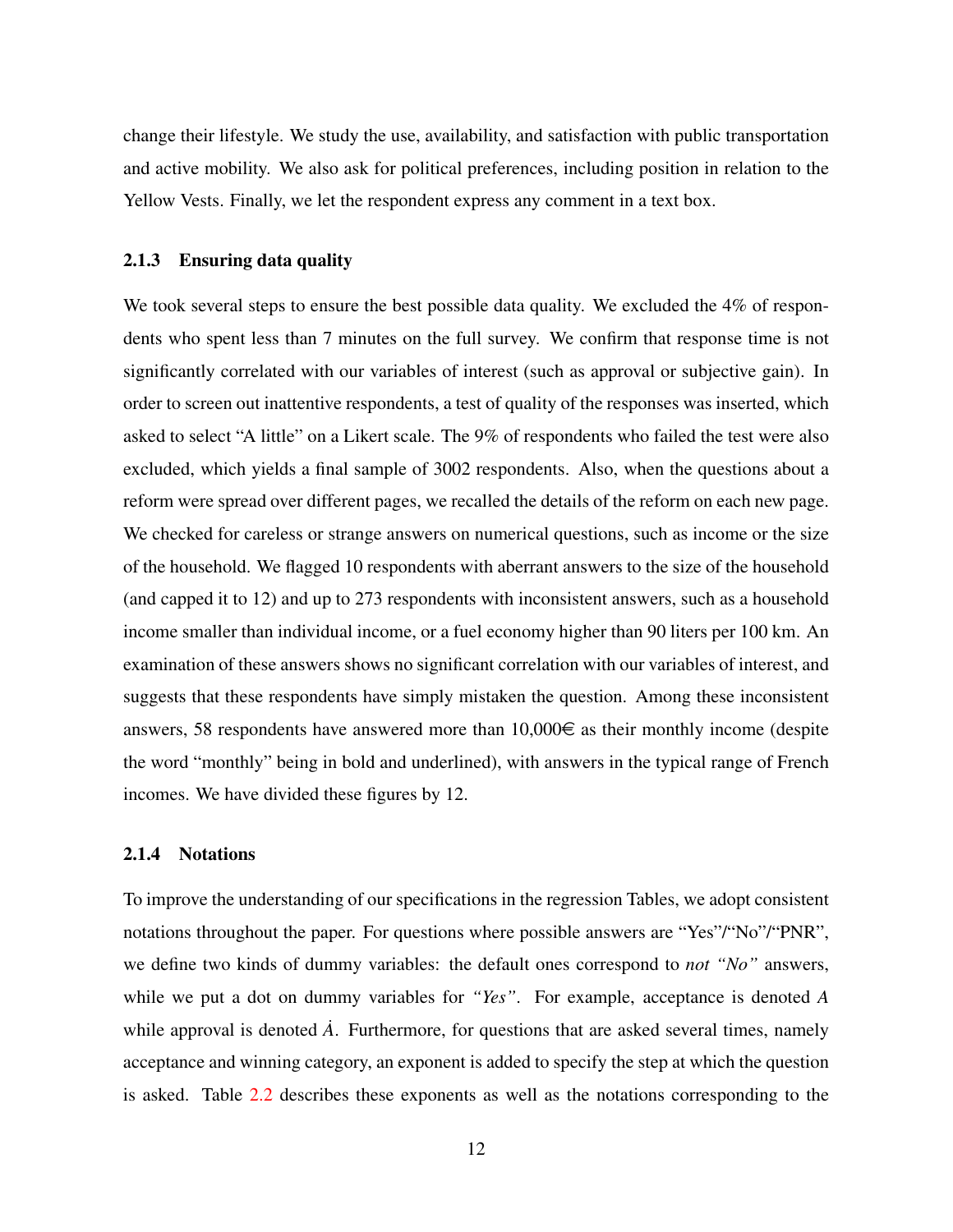change their lifestyle. We study the use, availability, and satisfaction with public transportation and active mobility. We also ask for political preferences, including position in relation to the Yellow Vests. Finally, we let the respondent express any comment in a text box.

### 2.1.3 Ensuring data quality

We took several steps to ensure the best possible data quality. We excluded the 4% of respondents who spent less than 7 minutes on the full survey. We confirm that response time is not significantly correlated with our variables of interest (such as approval or subjective gain). In order to screen out inattentive respondents, a test of quality of the responses was inserted, which asked to select "A little" on a Likert scale. The 9% of respondents who failed the test were also excluded, which yields a final sample of 3002 respondents. Also, when the questions about a reform were spread over different pages, we recalled the details of the reform on each new page. We checked for careless or strange answers on numerical questions, such as income or the size of the household. We flagged 10 respondents with aberrant answers to the size of the household (and capped it to 12) and up to 273 respondents with inconsistent answers, such as a household income smaller than individual income, or a fuel economy higher than 90 liters per 100 km. An examination of these answers shows no significant correlation with our variables of interest, and suggests that these respondents have simply mistaken the question. Among these inconsistent answers, 58 respondents have answered more than 10,000€ as their monthly income (despite the word "monthly" being in bold and underlined), with answers in the typical range of French incomes. We have divided these figures by 12.

### 2.1.4 Notations

To improve the understanding of our specifications in the regression Tables, we adopt consistent notations throughout the paper. For questions where possible answers are "Yes"/"No"/"PNR", we define two kinds of dummy variables: the default ones correspond to *not "No"* answers, while we put a dot on dummy variables for *"Yes"*. For example, acceptance is denoted $A$ while approval is denoted $\dot{A}$. Furthermore, for questions that are asked several times, namely acceptance and winning category, an exponent is added to specify the step at which the question is asked. Table 2.2 describes these exponents as well as the notations corresponding to the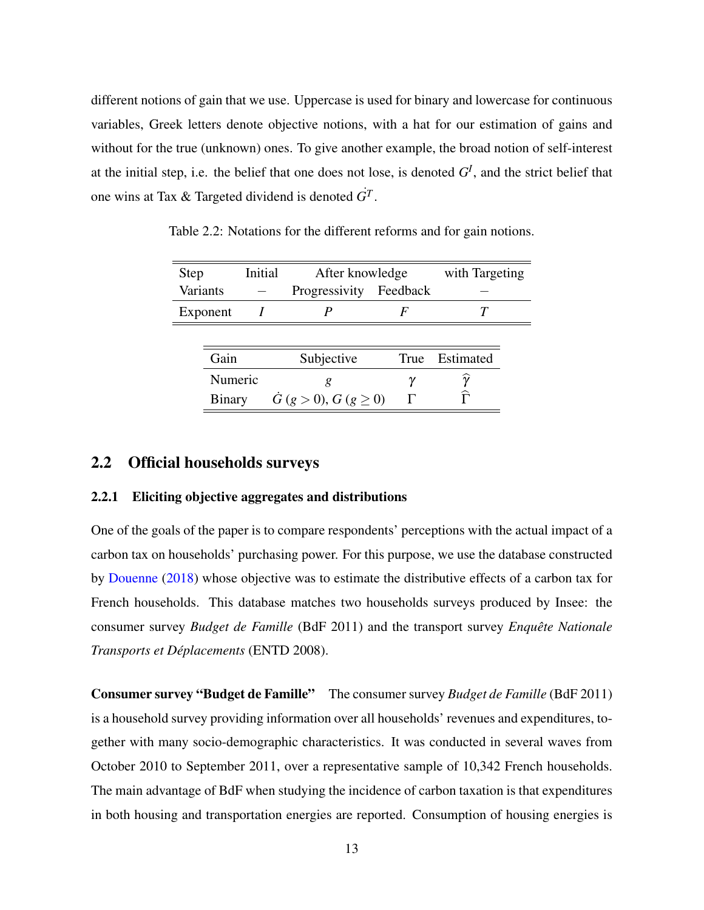different notions of gain that we use. Uppercase is used for binary and lowercase for continuous variables, Greek letters denote objective notions, with a hat for our estimation of gains and without for the true (unknown) ones. To give another example, the broad notion of self-interest at the initial step, i.e. the belief that one does not lose, is denoted $G^I$, and the strict belief that one wins at Tax & Targeted dividend is denoted $\dot{G}^T$.

Table 2.2: Notations for the different reforms and for gain notions.

| Step | Initial | After knowledge | | with Targeting |
|---|---|---|---|---|
| Variants | – | Progressivity | Feedback | – |
| Exponent | $I$ | $P$ | $F$ | $T$ |

| Gain | Subjective | True | Estimated |
|---|---|---|---|
| Numeric | $g$ | $\gamma$ | $\widehat{\gamma}$ |
| Binary | $\dot{G}$ $(g > 0)$, $G$ $(g \geq 0)$ | $\Gamma$ | $\widehat{\Gamma}$ |

## 2.2 Official households surveys

### 2.2.1 Eliciting objective aggregates and distributions

One of the goals of the paper is to compare respondents' perceptions with the actual impact of a carbon tax on households' purchasing power. For this purpose, we use the database constructed by Douenne (2018) whose objective was to estimate the distributive effects of a carbon tax for French households. This database matches two households surveys produced by Insee: the consumer survey *Budget de Famille* (BdF 2011) and the transport survey *Enquête Nationale Transports et Déplacements* (ENTD 2008).

**Consumer survey "Budget de Famille"** The consumer survey *Budget de Famille* (BdF 2011) is a household survey providing information over all households' revenues and expenditures, together with many socio-demographic characteristics. It was conducted in several waves from October 2010 to September 2011, over a representative sample of 10,342 French households. The main advantage of BdF when studying the incidence of carbon taxation is that expenditures in both housing and transportation energies are reported. Consumption of housing energies is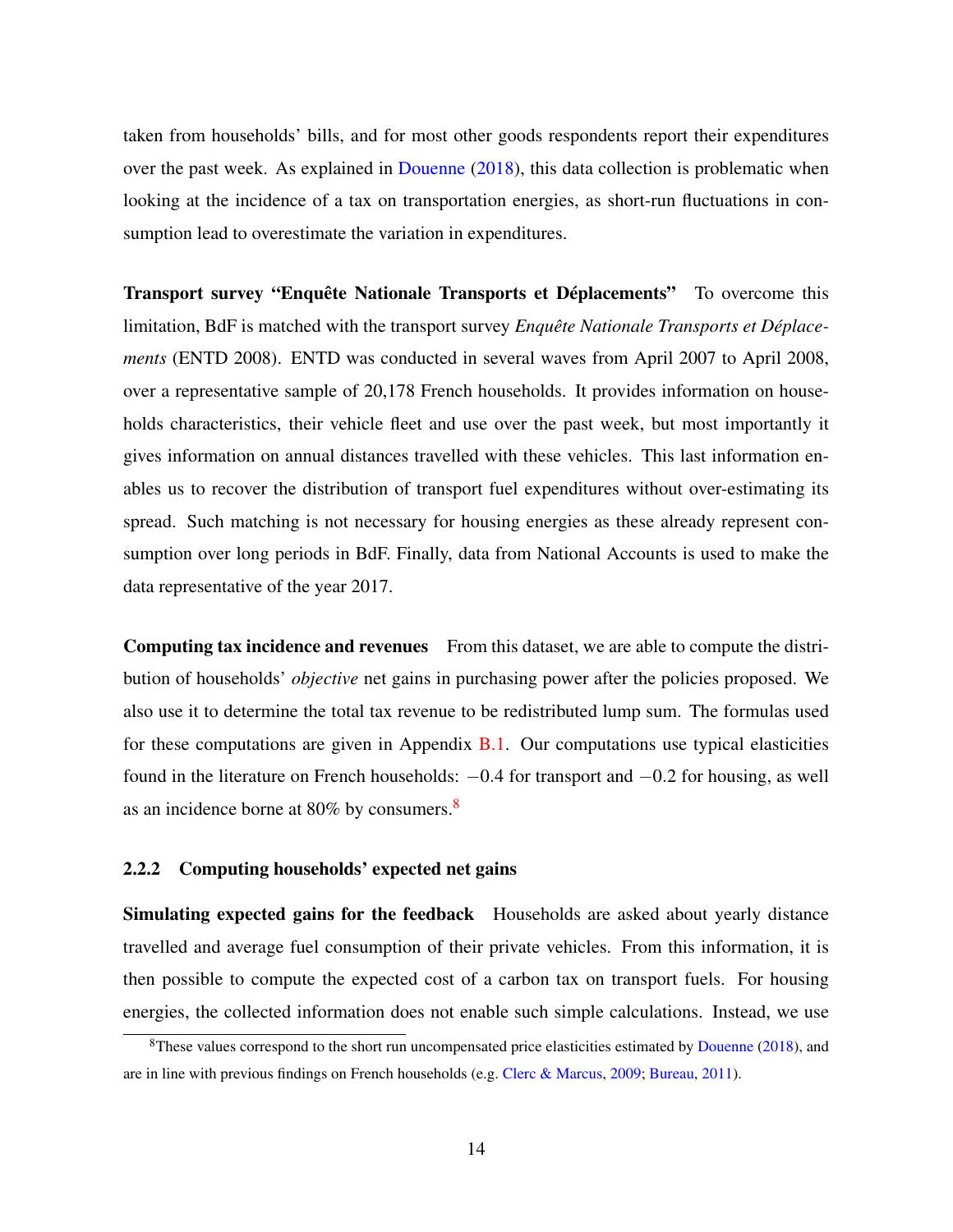taken from households' bills, and for most other goods respondents report their expenditures over the past week. As explained in Douenne (2018), this data collection is problematic when looking at the incidence of a tax on transportation energies, as short-run fluctuations in consumption lead to overestimate the variation in expenditures.

**Transport survey "Enquête Nationale Transports et Déplacements"** To overcome this limitation, BdF is matched with the transport survey *Enquête Nationale Transports et Déplacements* (ENTD 2008). ENTD was conducted in several waves from April 2007 to April 2008, over a representative sample of 20,178 French households. It provides information on households characteristics, their vehicle fleet and use over the past week, but most importantly it gives information on annual distances travelled with these vehicles. This last information enables us to recover the distribution of transport fuel expenditures without over-estimating its spread. Such matching is not necessary for housing energies as these already represent consumption over long periods in BdF. Finally, data from National Accounts is used to make the data representative of the year 2017.

**Computing tax incidence and revenues** From this dataset, we are able to compute the distribution of households' *objective* net gains in purchasing power after the policies proposed. We also use it to determine the total tax revenue to be redistributed lump sum. The formulas used for these computations are given in Appendix B.1. Our computations use typical elasticities found in the literature on French households: $-0.4$ for transport and $-0.2$ for housing, as well as an incidence borne at 80% by consumers.[8]

### 2.2.2 Computing households' expected net gains

**Simulating expected gains for the feedback** Households are asked about yearly distance travelled and average fuel consumption of their private vehicles. From this information, it is then possible to compute the expected cost of a carbon tax on transport fuels. For housing energies, the collected information does not enable such simple calculations. Instead, we use

[8] These values correspond to the short run uncompensated price elasticities estimated by Douenne (2018), and are in line with previous findings on French households (e.g. Clerc & Marcus, 2009; Bureau, 2011).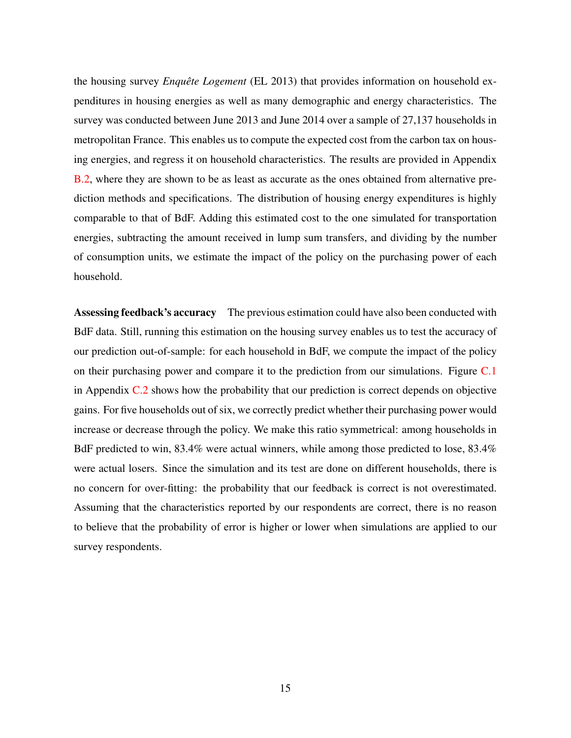the housing survey *Enquête Logement* (EL 2013) that provides information on household expenditures in housing energies as well as many demographic and energy characteristics. The survey was conducted between June 2013 and June 2014 over a sample of 27,137 households in metropolitan France. This enables us to compute the expected cost from the carbon tax on housing energies, and regress it on household characteristics. The results are provided in Appendix B.2, where they are shown to be as least as accurate as the ones obtained from alternative prediction methods and specifications. The distribution of housing energy expenditures is highly comparable to that of BdF. Adding this estimated cost to the one simulated for transportation energies, subtracting the amount received in lump sum transfers, and dividing by the number of consumption units, we estimate the impact of the policy on the purchasing power of each household.

**Assessing feedback's accuracy** The previous estimation could have also been conducted with BdF data. Still, running this estimation on the housing survey enables us to test the accuracy of our prediction out-of-sample: for each household in BdF, we compute the impact of the policy on their purchasing power and compare it to the prediction from our simulations. Figure C.1 in Appendix C.2 shows how the probability that our prediction is correct depends on objective gains. For five households out of six, we correctly predict whether their purchasing power would increase or decrease through the policy. We make this ratio symmetrical: among households in BdF predicted to win, 83.4% were actual winners, while among those predicted to lose, 83.4% were actual losers. Since the simulation and its test are done on different households, there is no concern for over-fitting: the probability that our feedback is correct is not overestimated. Assuming that the characteristics reported by our respondents are correct, there is no reason to believe that the probability of error is higher or lower when simulations are applied to our survey respondents.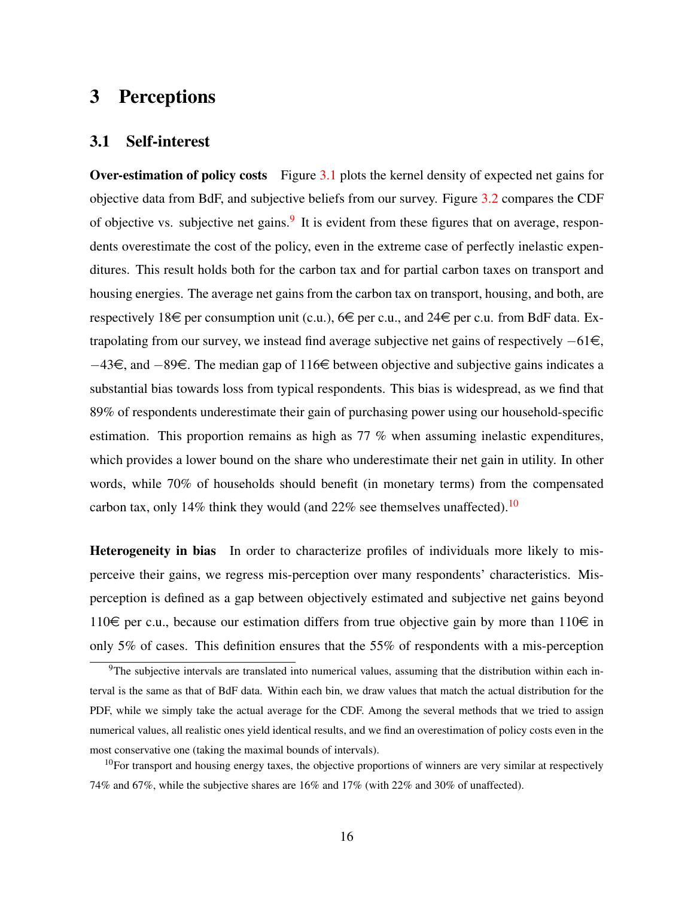# 3 Perceptions

## 3.1 Self-interest

**Over-estimation of policy costs** Figure 3.1 plots the kernel density of expected net gains for objective data from BdF, and subjective beliefs from our survey. Figure 3.2 compares the CDF of objective vs. subjective net gains.[9] It is evident from these figures that on average, respondents overestimate the cost of the policy, even in the extreme case of perfectly inelastic expenditures. This result holds both for the carbon tax and for partial carbon taxes on transport and housing energies. The average net gains from the carbon tax on transport, housing, and both, are respectively 18€ per consumption unit (c.u.), 6€ per c.u., and 24€ per c.u. from BdF data. Extrapolating from our survey, we instead find average subjective net gains of respectively −61€, −43€, and −89€. The median gap of 116€ between objective and subjective gains indicates a substantial bias towards loss from typical respondents. This bias is widespread, as we find that 89% of respondents underestimate their gain of purchasing power using our household-specific estimation. This proportion remains as high as 77 % when assuming inelastic expenditures, which provides a lower bound on the share who underestimate their net gain in utility. In other words, while 70% of households should benefit (in monetary terms) from the compensated carbon tax, only 14% think they would (and 22% see themselves unaffected).[10]

**Heterogeneity in bias** In order to characterize profiles of individuals more likely to misperceive their gains, we regress mis-perception over many respondents' characteristics. Misperception is defined as a gap between objectively estimated and subjective net gains beyond 110€ per c.u., because our estimation differs from true objective gain by more than 110€ in only 5% of cases. This definition ensures that the 55% of respondents with a mis-perception

---

[9] The subjective intervals are translated into numerical values, assuming that the distribution within each interval is the same as that of BdF data. Within each bin, we draw values that match the actual distribution for the PDF, while we simply take the actual average for the CDF. Among the several methods that we tried to assign numerical values, all realistic ones yield identical results, and we find an overestimation of policy costs even in the most conservative one (taking the maximal bounds of intervals).

[10] For transport and housing energy taxes, the objective proportions of winners are very similar at respectively 74% and 67%, while the subjective shares are 16% and 17% (with 22% and 30% of unaffected).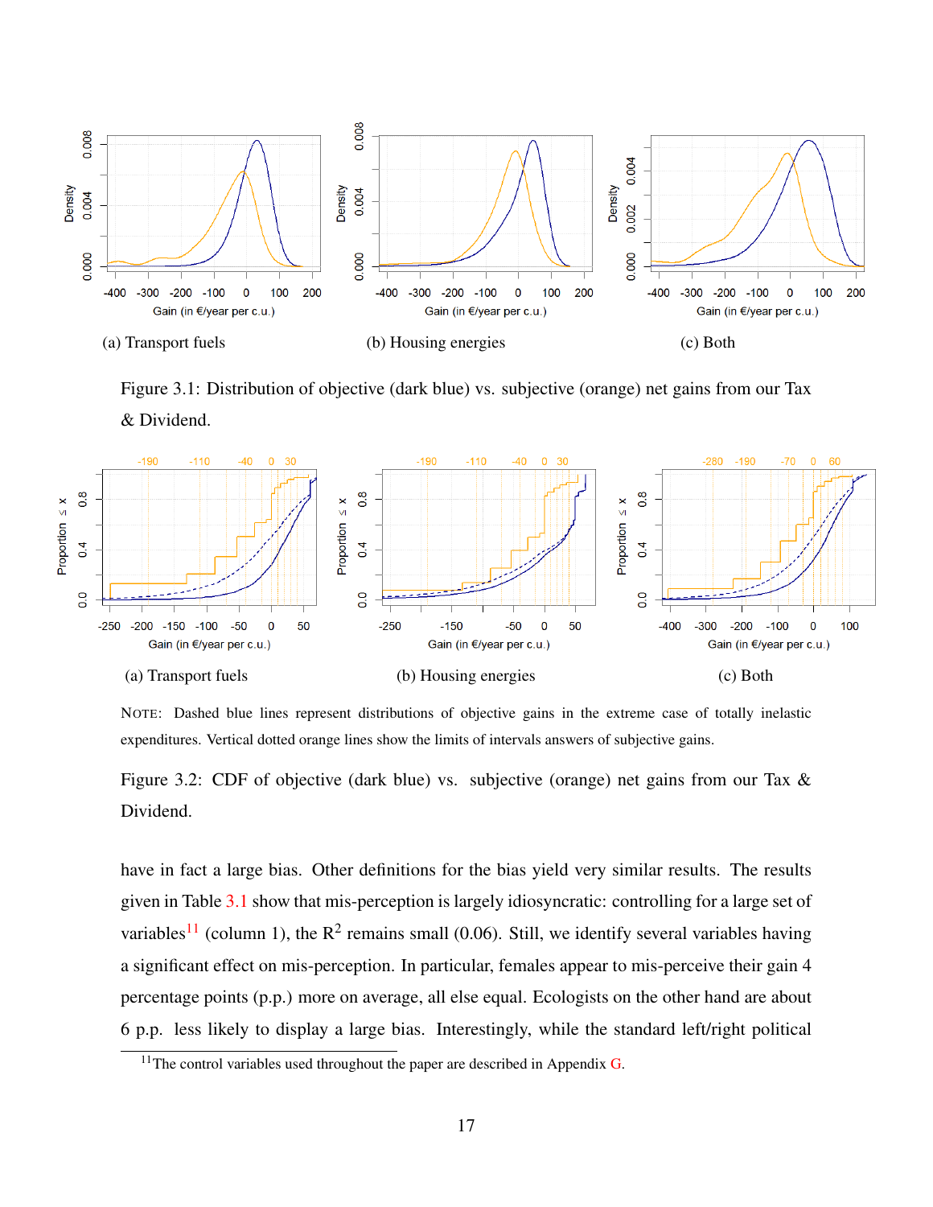(a) Transport fuels

(b) Housing energies

(c) Both

Figure 3.1: Distribution of objective (dark blue) vs. subjective (orange) net gains from our Tax & Dividend.

(a) Transport fuels

(b) Housing energies

(c) Both

NOTE: Dashed blue lines represent distributions of objective gains in the extreme case of totally inelastic expenditures. Vertical dotted orange lines show the limits of intervals answers of subjective gains.

Figure 3.2: CDF of objective (dark blue) vs. subjective (orange) net gains from our Tax & Dividend.

have in fact a large bias. Other definitions for the bias yield very similar results. The results given in Table 3.1 show that mis-perception is largely idiosyncratic: controlling for a large set of variables[11] (column 1), the $R^2$ remains small (0.06). Still, we identify several variables having a significant effect on mis-perception. In particular, females appear to mis-perceive their gain 4 percentage points (p.p.) more on average, all else equal. Ecologists on the other hand are about 6 p.p. less likely to display a large bias. Interestingly, while the standard left/right political

[11] The control variables used throughout the paper are described in Appendix G.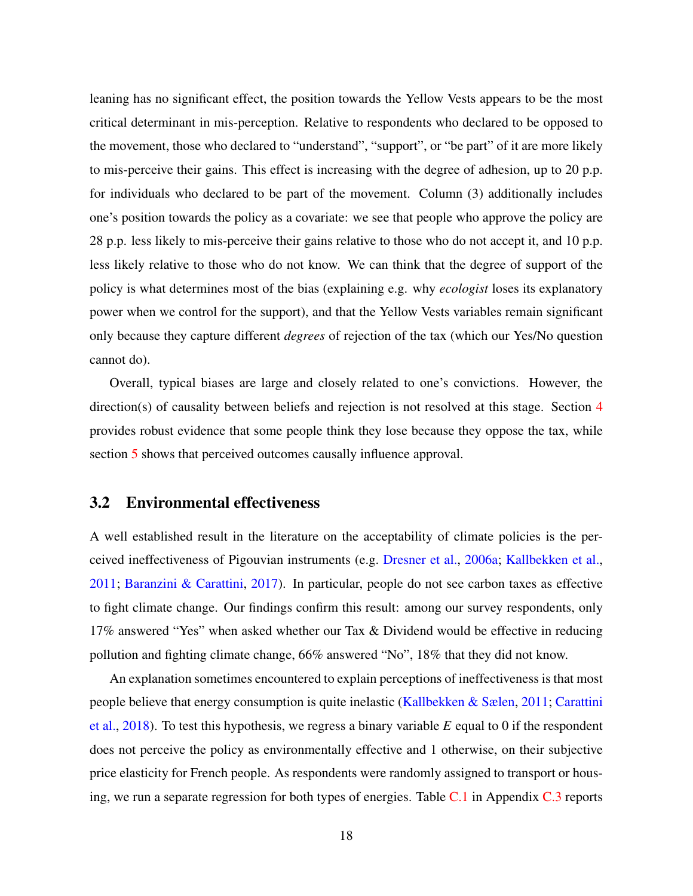leaning has no significant effect, the position towards the Yellow Vests appears to be the most critical determinant in mis-perception. Relative to respondents who declared to be opposed to the movement, those who declared to "understand", "support", or "be part" of it are more likely to mis-perceive their gains. This effect is increasing with the degree of adhesion, up to 20 p.p. for individuals who declared to be part of the movement. Column (3) additionally includes one's position towards the policy as a covariate: we see that people who approve the policy are 28 p.p. less likely to mis-perceive their gains relative to those who do not accept it, and 10 p.p. less likely relative to those who do not know. We can think that the degree of support of the policy is what determines most of the bias (explaining e.g. why *ecologist* loses its explanatory power when we control for the support), and that the Yellow Vests variables remain significant only because they capture different *degrees* of rejection of the tax (which our Yes/No question cannot do).

Overall, typical biases are large and closely related to one's convictions. However, the direction(s) of causality between beliefs and rejection is not resolved at this stage. Section 4 provides robust evidence that some people think they lose because they oppose the tax, while section 5 shows that perceived outcomes causally influence approval.

## 3.2 Environmental effectiveness

A well established result in the literature on the acceptability of climate policies is the perceived ineffectiveness of Pigouvian instruments (e.g. Dresner et al., 2006a; Kallbekken et al., 2011; Baranzini & Carattini, 2017). In particular, people do not see carbon taxes as effective to fight climate change. Our findings confirm this result: among our survey respondents, only 17% answered "Yes" when asked whether our Tax & Dividend would be effective in reducing pollution and fighting climate change, 66% answered "No", 18% that they did not know.

An explanation sometimes encountered to explain perceptions of ineffectiveness is that most people believe that energy consumption is quite inelastic (Kallbekken & Sælen, 2011; Carattini et al., 2018). To test this hypothesis, we regress a binary variable $E$ equal to 0 if the respondent does not perceive the policy as environmentally effective and 1 otherwise, on their subjective price elasticity for French people. As respondents were randomly assigned to transport or housing, we run a separate regression for both types of energies. Table C.1 in Appendix C.3 reports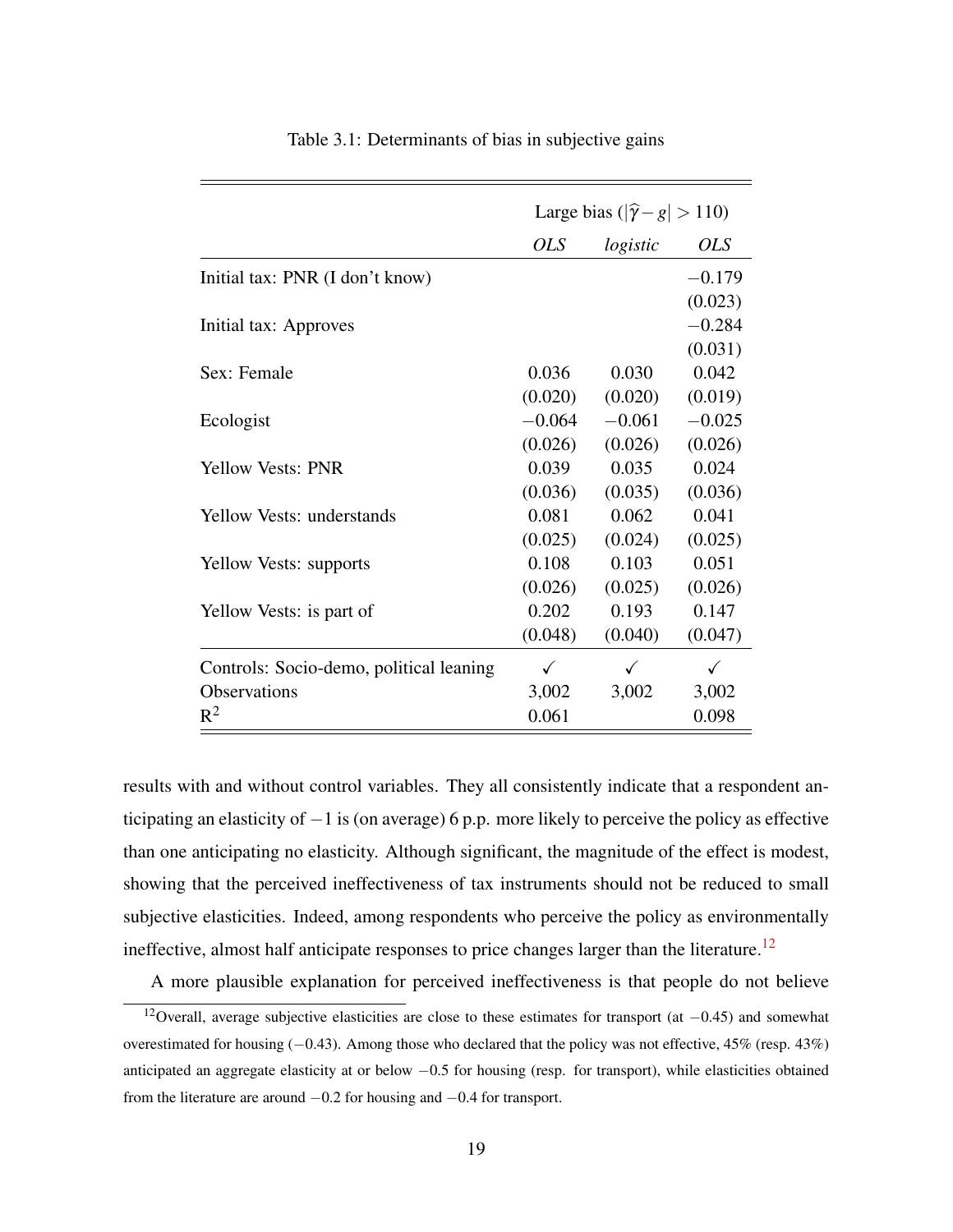Table 3.1: Determinants of bias in subjective gains

| | Large bias ($\|\widehat{\gamma} - g\| > 110$) | | |
|---|---|---|---|
| | *OLS* | *logistic* | *OLS* |
| Initial tax: PNR (I don't know) | | | −0.179 |
| | | | (0.023) |
| Initial tax: Approves | | | −0.284 |
| | | | (0.031) |
| Sex: Female | 0.036 | 0.030 | 0.042 |
| | (0.020) | (0.020) | (0.019) |
| Ecologist | −0.064 | −0.061 | −0.025 |
| | (0.026) | (0.026) | (0.026) |
| Yellow Vests: PNR | 0.039 | 0.035 | 0.024 |
| | (0.036) | (0.035) | (0.036) |
| Yellow Vests: understands | 0.081 | 0.062 | 0.041 |
| | (0.025) | (0.024) | (0.025) |
| Yellow Vests: supports | 0.108 | 0.103 | 0.051 |
| | (0.026) | (0.025) | (0.026) |
| Yellow Vests: is part of | 0.202 | 0.193 | 0.147 |
| | (0.048) | (0.040) | (0.047) |
| Controls: Socio-demo, political leaning | ✓ | ✓ | ✓ |
| Observations | 3,002 | 3,002 | 3,002 |
| $R^2$ | 0.061 | | 0.098 |

results with and without control variables. They all consistently indicate that a respondent anticipating an elasticity of −1 is (on average) 6 p.p. more likely to perceive the policy as effective than one anticipating no elasticity. Although significant, the magnitude of the effect is modest, showing that the perceived ineffectiveness of tax instruments should not be reduced to small subjective elasticities. Indeed, among respondents who perceive the policy as environmentally ineffective, almost half anticipate responses to price changes larger than the literature.[12]

A more plausible explanation for perceived ineffectiveness is that people do not believe

[12] Overall, average subjective elasticities are close to these estimates for transport (at −0.45) and somewhat overestimated for housing (−0.43). Among those who declared that the policy was not effective, 45% (resp. 43%) anticipated an aggregate elasticity at or below −0.5 for housing (resp. for transport), while elasticities obtained from the literature are around −0.2 for housing and −0.4 for transport.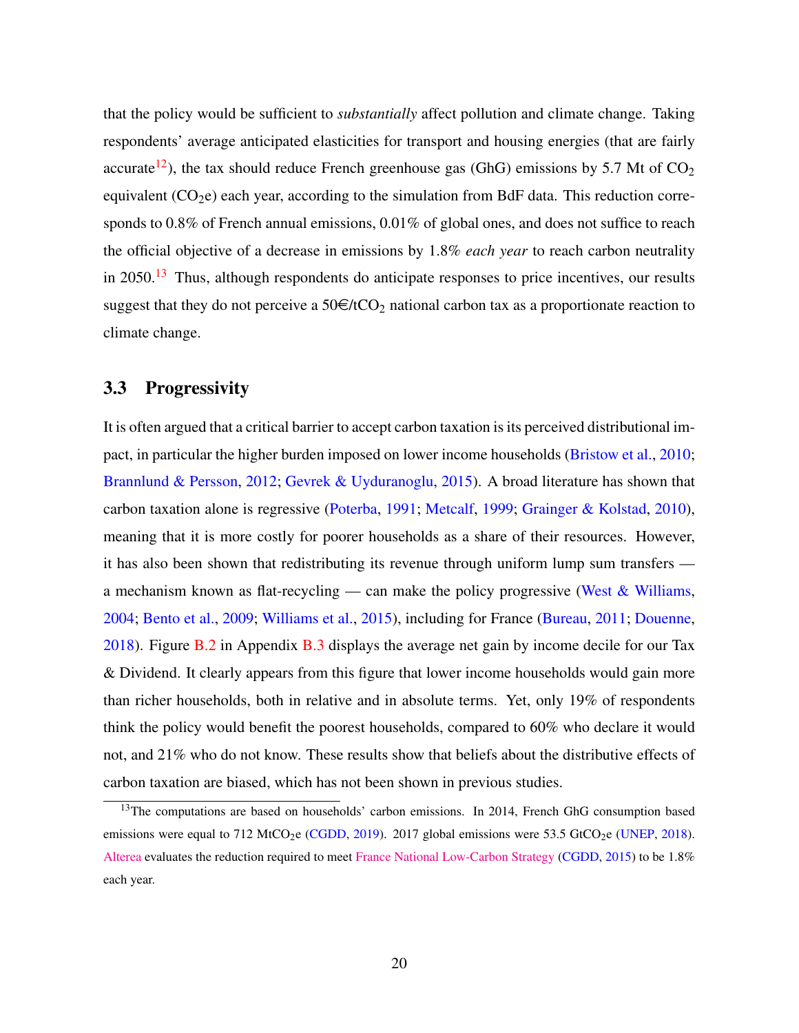that the policy would be sufficient to *substantially* affect pollution and climate change. Taking respondents' average anticipated elasticities for transport and housing energies (that are fairly accurate[12]), the tax should reduce French greenhouse gas (GhG) emissions by 5.7 Mt of $CO_2$ equivalent ($CO_2$e) each year, according to the simulation from BdF data. This reduction corresponds to 0.8% of French annual emissions, 0.01% of global ones, and does not suffice to reach the official objective of a decrease in emissions by 1.8% *each year* to reach carbon neutrality in 2050.[13] Thus, although respondents do anticipate responses to price incentives, our results suggest that they do not perceive a 50€/$tCO_2$ national carbon tax as a proportionate reaction to climate change.

## 3.3 Progressivity

It is often argued that a critical barrier to accept carbon taxation is its perceived distributional impact, in particular the higher burden imposed on lower income households (Bristow et al., 2010; Brannlund & Persson, 2012; Gevrek & Uyduranoglu, 2015). A broad literature has shown that carbon taxation alone is regressive (Poterba, 1991; Metcalf, 1999; Grainger & Kolstad, 2010), meaning that it is more costly for poorer households as a share of their resources. However, it has also been shown that redistributing its revenue through uniform lump sum transfers — a mechanism known as flat-recycling — can make the policy progressive (West & Williams, 2004; Bento et al., 2009; Williams et al., 2015), including for France (Bureau, 2011; Douenne, 2018). Figure B.2 in Appendix B.3 displays the average net gain by income decile for our Tax & Dividend. It clearly appears from this figure that lower income households would gain more than richer households, both in relative and in absolute terms. Yet, only 19% of respondents think the policy would benefit the poorest households, compared to 60% who declare it would not, and 21% who do not know. These results show that beliefs about the distributive effects of carbon taxation are biased, which has not been shown in previous studies.

---

[13] The computations are based on households' carbon emissions. In 2014, French GhG consumption based emissions were equal to 712 $MtCO_2$e (CGDD, 2019). 2017 global emissions were 53.5 $GtCO_2$e (UNEP, 2018). Alterea evaluates the reduction required to meet France National Low-Carbon Strategy (CGDD, 2015) to be 1.8% each year.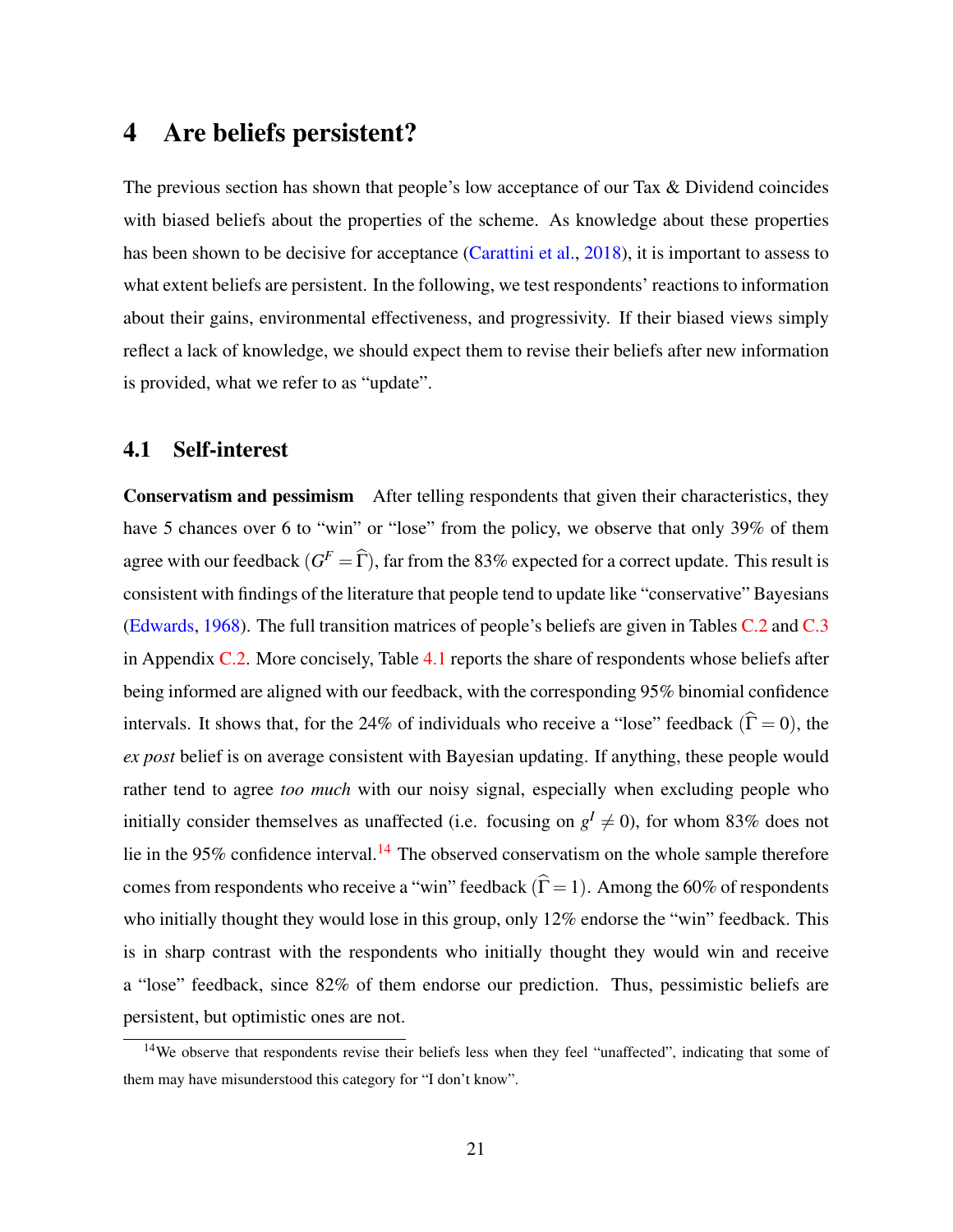# 4 Are beliefs persistent?

The previous section has shown that people's low acceptance of our Tax & Dividend coincides with biased beliefs about the properties of the scheme. As knowledge about these properties has been shown to be decisive for acceptance (Carattini et al., 2018), it is important to assess to what extent beliefs are persistent. In the following, we test respondents' reactions to information about their gains, environmental effectiveness, and progressivity. If their biased views simply reflect a lack of knowledge, we should expect them to revise their beliefs after new information is provided, what we refer to as "update".

## 4.1 Self-interest

**Conservatism and pessimism** After telling respondents that given their characteristics, they have 5 chances over 6 to "win" or "lose" from the policy, we observe that only 39% of them agree with our feedback ($G^F = \widehat{\Gamma}$), far from the 83% expected for a correct update. This result is consistent with findings of the literature that people tend to update like "conservative" Bayesians (Edwards, 1968). The full transition matrices of people's beliefs are given in Tables C.2 and C.3 in Appendix C.2. More concisely, Table 4.1 reports the share of respondents whose beliefs after being informed are aligned with our feedback, with the corresponding 95% binomial confidence intervals. It shows that, for the 24% of individuals who receive a "lose" feedback ($\widehat{\Gamma} = 0$), the *ex post* belief is on average consistent with Bayesian updating. If anything, these people would rather tend to agree *too much* with our noisy signal, especially when excluding people who initially consider themselves as unaffected (i.e. focusing on $g^I \neq 0$), for whom 83% does not lie in the 95% confidence interval.[14] The observed conservatism on the whole sample therefore comes from respondents who receive a "win" feedback ($\widehat{\Gamma} = 1$). Among the 60% of respondents who initially thought they would lose in this group, only 12% endorse the "win" feedback. This is in sharp contrast with the respondents who initially thought they would win and receive a "lose" feedback, since 82% of them endorse our prediction. Thus, pessimistic beliefs are persistent, but optimistic ones are not.

[14] We observe that respondents revise their beliefs less when they feel "unaffected", indicating that some of them may have misunderstood this category for "I don't know".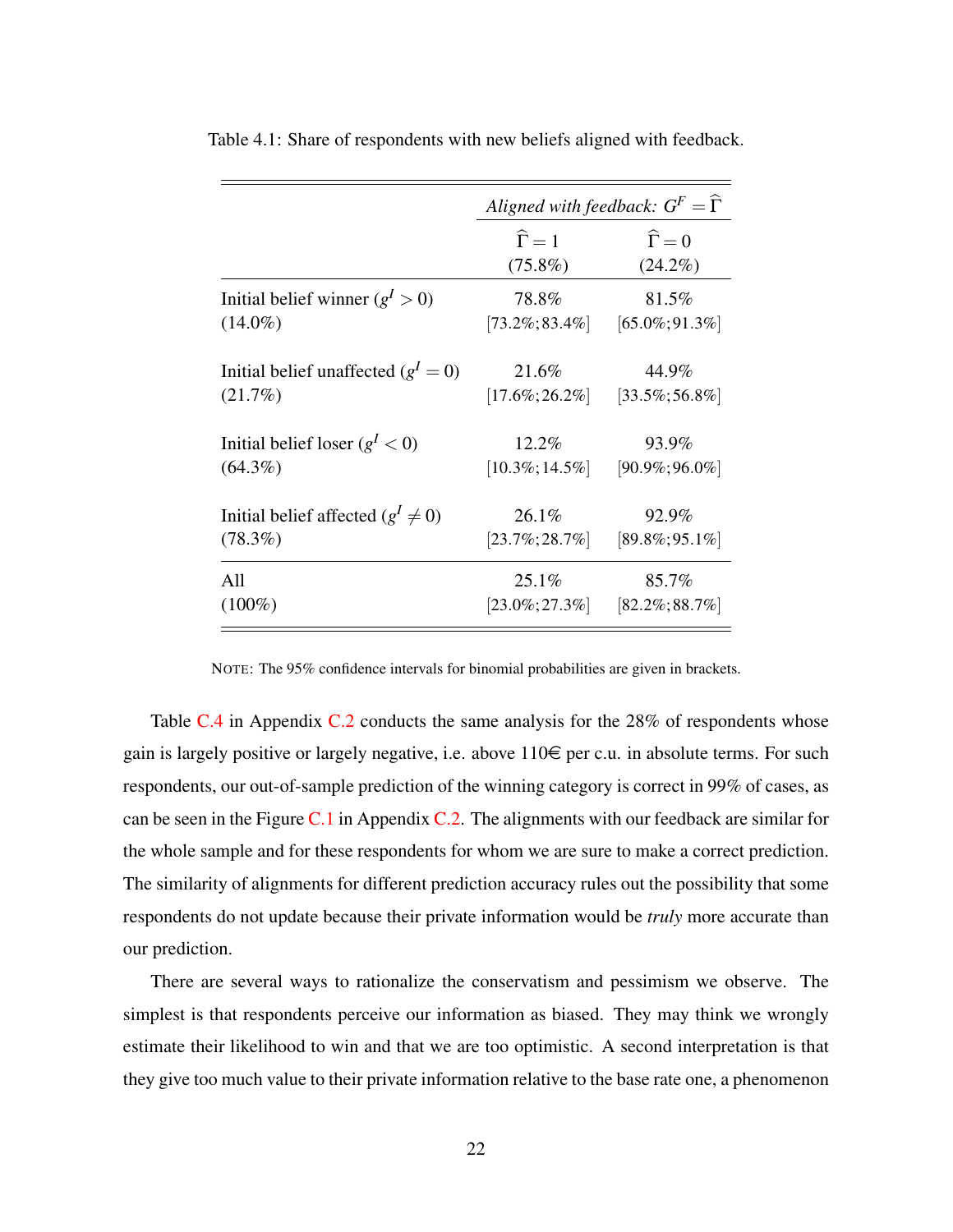Table 4.1: Share of respondents with new beliefs aligned with feedback.

| | *Aligned with feedback:* $G^F = \widehat{\Gamma}$ | |
|---|---|---|
| | $\widehat{\Gamma} = 1$ (75.8%) | $\widehat{\Gamma} = 0$ (24.2%) |
| Initial belief winner ($g^I > 0$) (14.0%) | 78.8% [73.2%;83.4%] | 81.5% [65.0%;91.3%] |
| Initial belief unaffected ($g^I = 0$) (21.7%) | 21.6% [17.6%;26.2%] | 44.9% [33.5%;56.8%] |
| Initial belief loser ($g^I < 0$) (64.3%) | 12.2% [10.3%;14.5%] | 93.9% [90.9%;96.0%] |
| Initial belief affected ($g^I \neq 0$) (78.3%) | 26.1% [23.7%;28.7%] | 92.9% [89.8%;95.1%] |
| All (100%) | 25.1% [23.0%;27.3%] | 85.7% [82.2%;88.7%] |

NOTE: The 95% confidence intervals for binomial probabilities are given in brackets.

Table C.4 in Appendix C.2 conducts the same analysis for the 28% of respondents whose gain is largely positive or largely negative, i.e. above 110€ per c.u. in absolute terms. For such respondents, our out-of-sample prediction of the winning category is correct in 99% of cases, as can be seen in the Figure C.1 in Appendix C.2. The alignments with our feedback are similar for the whole sample and for these respondents for whom we are sure to make a correct prediction. The similarity of alignments for different prediction accuracy rules out the possibility that some respondents do not update because their private information would be *truly* more accurate than our prediction.

There are several ways to rationalize the conservatism and pessimism we observe. The simplest is that respondents perceive our information as biased. They may think we wrongly estimate their likelihood to win and that we are too optimistic. A second interpretation is that they give too much value to their private information relative to the base rate one, a phenomenon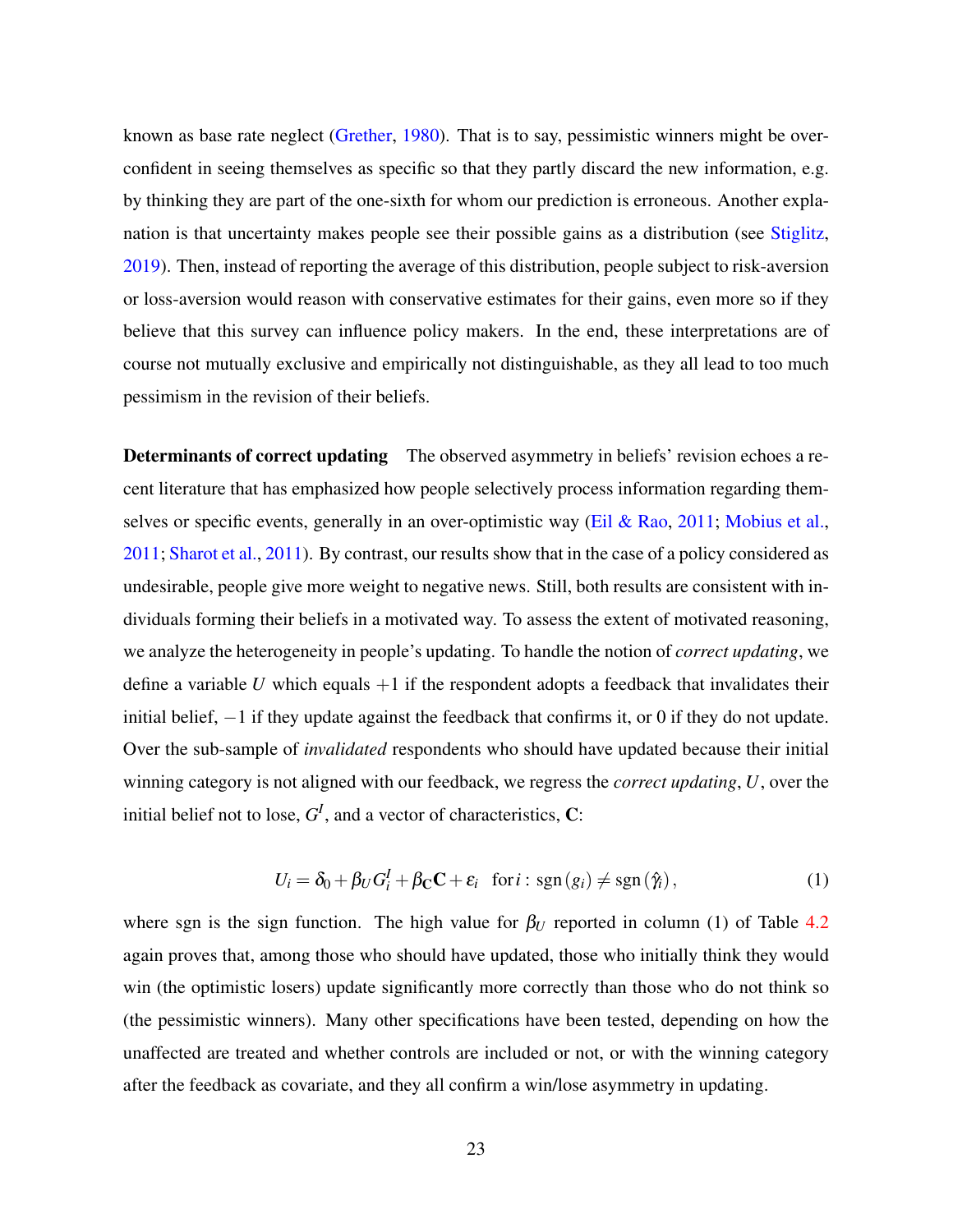known as base rate neglect (Grether, 1980). That is to say, pessimistic winners might be overconfident in seeing themselves as specific so that they partly discard the new information, e.g. by thinking they are part of the one-sixth for whom our prediction is erroneous. Another explanation is that uncertainty makes people see their possible gains as a distribution (see Stiglitz, 2019). Then, instead of reporting the average of this distribution, people subject to risk-aversion or loss-aversion would reason with conservative estimates for their gains, even more so if they believe that this survey can influence policy makers. In the end, these interpretations are of course not mutually exclusive and empirically not distinguishable, as they all lead to too much pessimism in the revision of their beliefs.

**Determinants of correct updating** The observed asymmetry in beliefs' revision echoes a recent literature that has emphasized how people selectively process information regarding themselves or specific events, generally in an over-optimistic way (Eil & Rao, 2011; Mobius et al., 2011; Sharot et al., 2011). By contrast, our results show that in the case of a policy considered as undesirable, people give more weight to negative news. Still, both results are consistent with individuals forming their beliefs in a motivated way. To assess the extent of motivated reasoning, we analyze the heterogeneity in people's updating. To handle the notion of *correct updating*, we define a variable $U$ which equals $+1$ if the respondent adopts a feedback that invalidates their initial belief, $-1$ if they update against the feedback that confirms it, or 0 if they do not update. Over the sub-sample of *invalidated* respondents who should have updated because their initial winning category is not aligned with our feedback, we regress the *correct updating*, $U$, over the initial belief not to lose, $G^I$, and a vector of characteristics, $\mathbf{C}$:

$$U_i = \delta_0 + \beta_U G_i^I + \beta_{\mathbf{C}} \mathbf{C} + \varepsilon_i \quad \text{for } i : \operatorname{sgn}(g_i) \neq \operatorname{sgn}(\hat{\gamma}_i), \tag{1}$$

where sgn is the sign function. The high value for $\beta_U$ reported in column (1) of Table 4.2 again proves that, among those who should have updated, those who initially think they would win (the optimistic losers) update significantly more correctly than those who do not think so (the pessimistic winners). Many other specifications have been tested, depending on how the unaffected are treated and whether controls are included or not, or with the winning category after the feedback as covariate, and they all confirm a win/lose asymmetry in updating.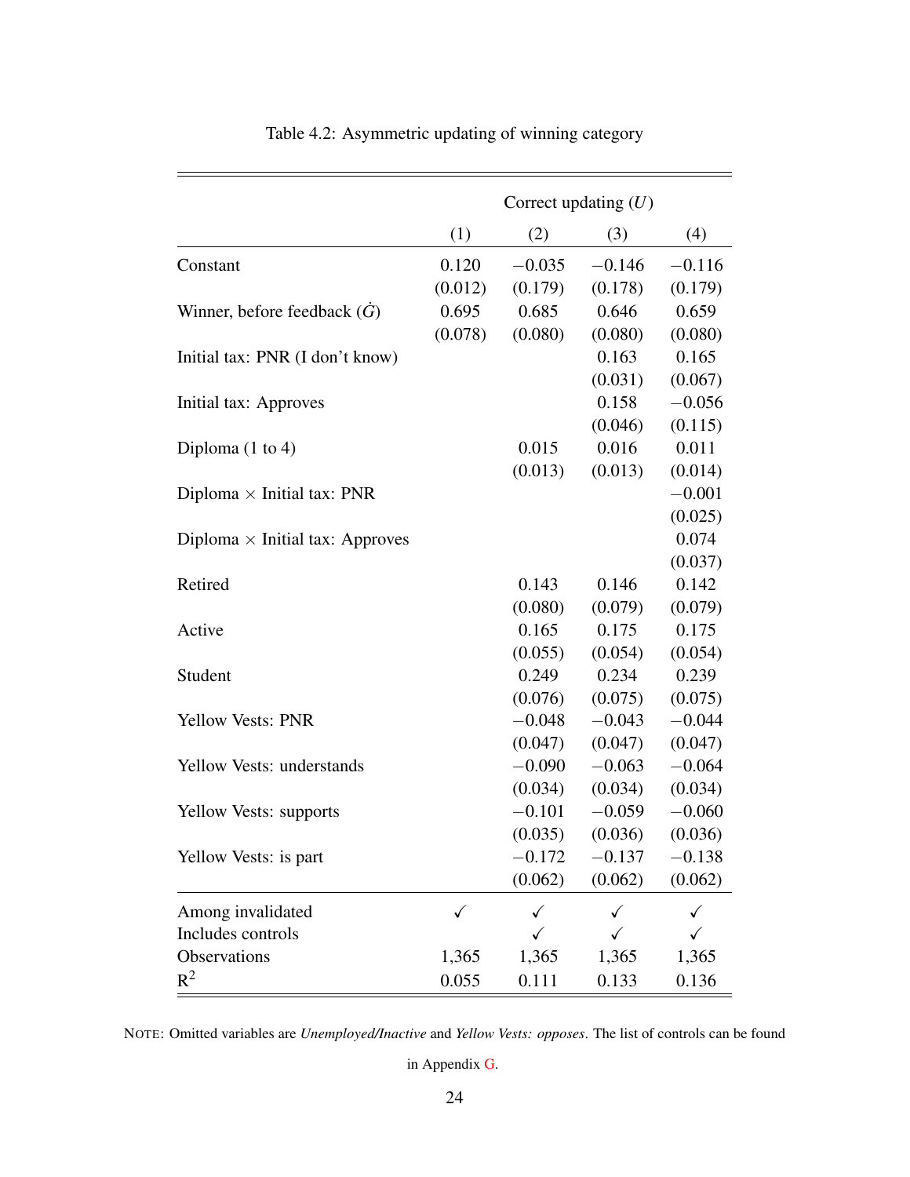Table 4.2: Asymmetric updating of winning category

| | Correct updating ($U$) | | | |
|---|---|---|---|---|
| | (1) | (2) | (3) | (4) |
| Constant | 0.120 | −0.035 | −0.146 | −0.116 |
| | (0.012) | (0.179) | (0.178) | (0.179) |
| Winner, before feedback ($\dot{G}$) | 0.695 | 0.685 | 0.646 | 0.659 |
| | (0.078) | (0.080) | (0.080) | (0.080) |
| Initial tax: PNR (I don't know) | | | 0.163 | 0.165 |
| | | | (0.031) | (0.067) |
| Initial tax: Approves | | | 0.158 | −0.056 |
| | | | (0.046) | (0.115) |
| Diploma (1 to 4) | | 0.015 | 0.016 | 0.011 |
| | | (0.013) | (0.013) | (0.014) |
| Diploma × Initial tax: PNR | | | | −0.001 |
| | | | | (0.025) |
| Diploma × Initial tax: Approves | | | | 0.074 |
| | | | | (0.037) |
| Retired | | 0.143 | 0.146 | 0.142 |
| | | (0.080) | (0.079) | (0.079) |
| Active | | 0.165 | 0.175 | 0.175 |
| | | (0.055) | (0.054) | (0.054) |
| Student | | 0.249 | 0.234 | 0.239 |
| | | (0.076) | (0.075) | (0.075) |
| Yellow Vests: PNR | | −0.048 | −0.043 | −0.044 |
| | | (0.047) | (0.047) | (0.047) |
| Yellow Vests: understands | | −0.090 | −0.063 | −0.064 |
| | | (0.034) | (0.034) | (0.034) |
| Yellow Vests: supports | | −0.101 | −0.059 | −0.060 |
| | | (0.035) | (0.036) | (0.036) |
| Yellow Vests: is part | | −0.172 | −0.137 | −0.138 |
| | | (0.062) | (0.062) | (0.062) |
| Among invalidated | ✓ | ✓ | ✓ | ✓ |
| Includes controls | | ✓ | ✓ | ✓ |
| Observations | 1,365 | 1,365 | 1,365 | 1,365 |
| $R^2$ | 0.055 | 0.111 | 0.133 | 0.136 |

NOTE: Omitted variables are *Unemployed/Inactive* and *Yellow Vests: opposes*. The list of controls can be found in Appendix G.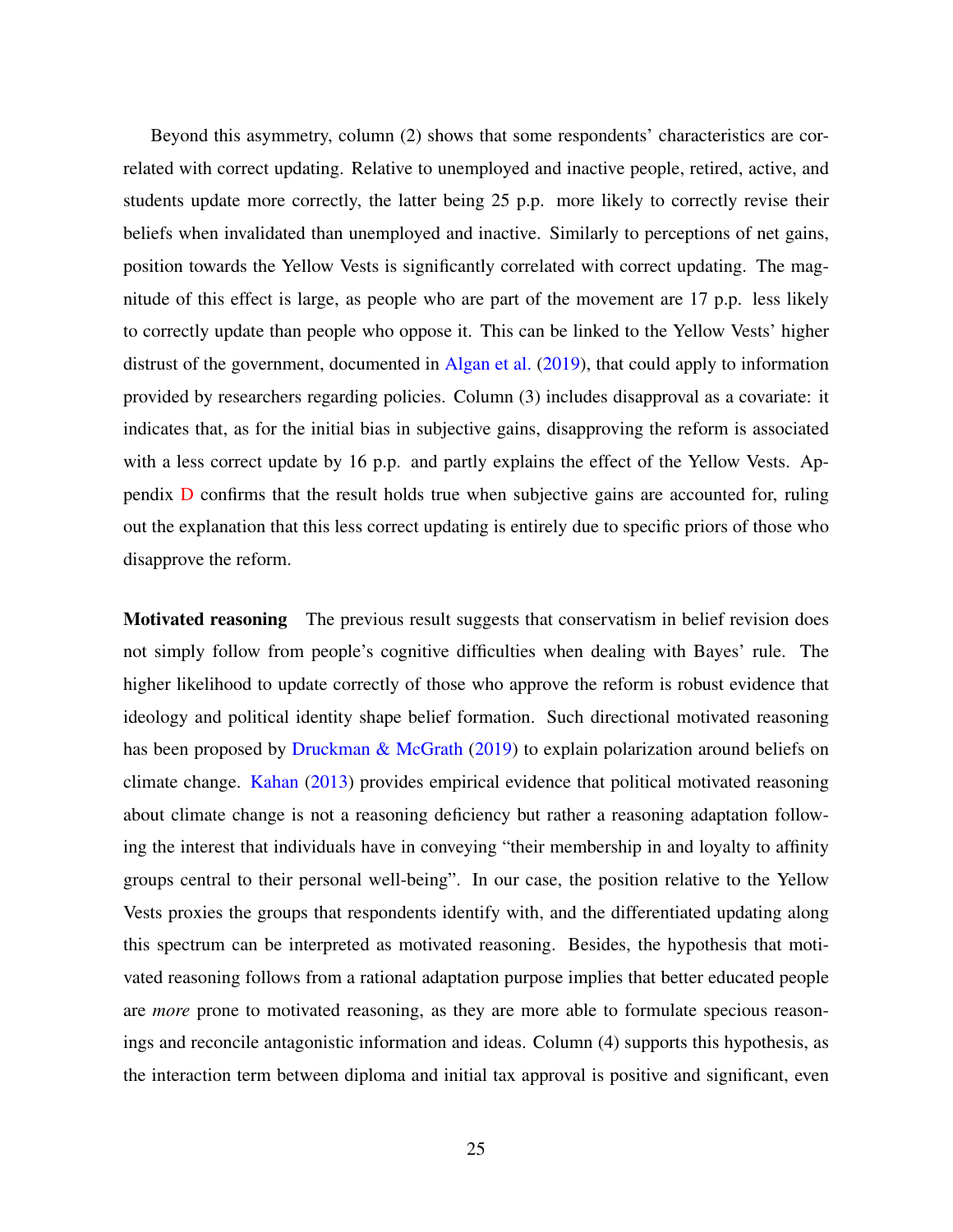Beyond this asymmetry, column (2) shows that some respondents' characteristics are correlated with correct updating. Relative to unemployed and inactive people, retired, active, and students update more correctly, the latter being 25 p.p. more likely to correctly revise their beliefs when invalidated than unemployed and inactive. Similarly to perceptions of net gains, position towards the Yellow Vests is significantly correlated with correct updating. The magnitude of this effect is large, as people who are part of the movement are 17 p.p. less likely to correctly update than people who oppose it. This can be linked to the Yellow Vests' higher distrust of the government, documented in Algan et al. (2019), that could apply to information provided by researchers regarding policies. Column (3) includes disapproval as a covariate: it indicates that, as for the initial bias in subjective gains, disapproving the reform is associated with a less correct update by 16 p.p. and partly explains the effect of the Yellow Vests. Appendix D confirms that the result holds true when subjective gains are accounted for, ruling out the explanation that this less correct updating is entirely due to specific priors of those who disapprove the reform.

**Motivated reasoning** The previous result suggests that conservatism in belief revision does not simply follow from people's cognitive difficulties when dealing with Bayes' rule. The higher likelihood to update correctly of those who approve the reform is robust evidence that ideology and political identity shape belief formation. Such directional motivated reasoning has been proposed by Druckman & McGrath (2019) to explain polarization around beliefs on climate change. Kahan (2013) provides empirical evidence that political motivated reasoning about climate change is not a reasoning deficiency but rather a reasoning adaptation following the interest that individuals have in conveying "their membership in and loyalty to affinity groups central to their personal well-being". In our case, the position relative to the Yellow Vests proxies the groups that respondents identify with, and the differentiated updating along this spectrum can be interpreted as motivated reasoning. Besides, the hypothesis that motivated reasoning follows from a rational adaptation purpose implies that better educated people are *more* prone to motivated reasoning, as they are more able to formulate specious reasonings and reconcile antagonistic information and ideas. Column (4) supports this hypothesis, as the interaction term between diploma and initial tax approval is positive and significant, even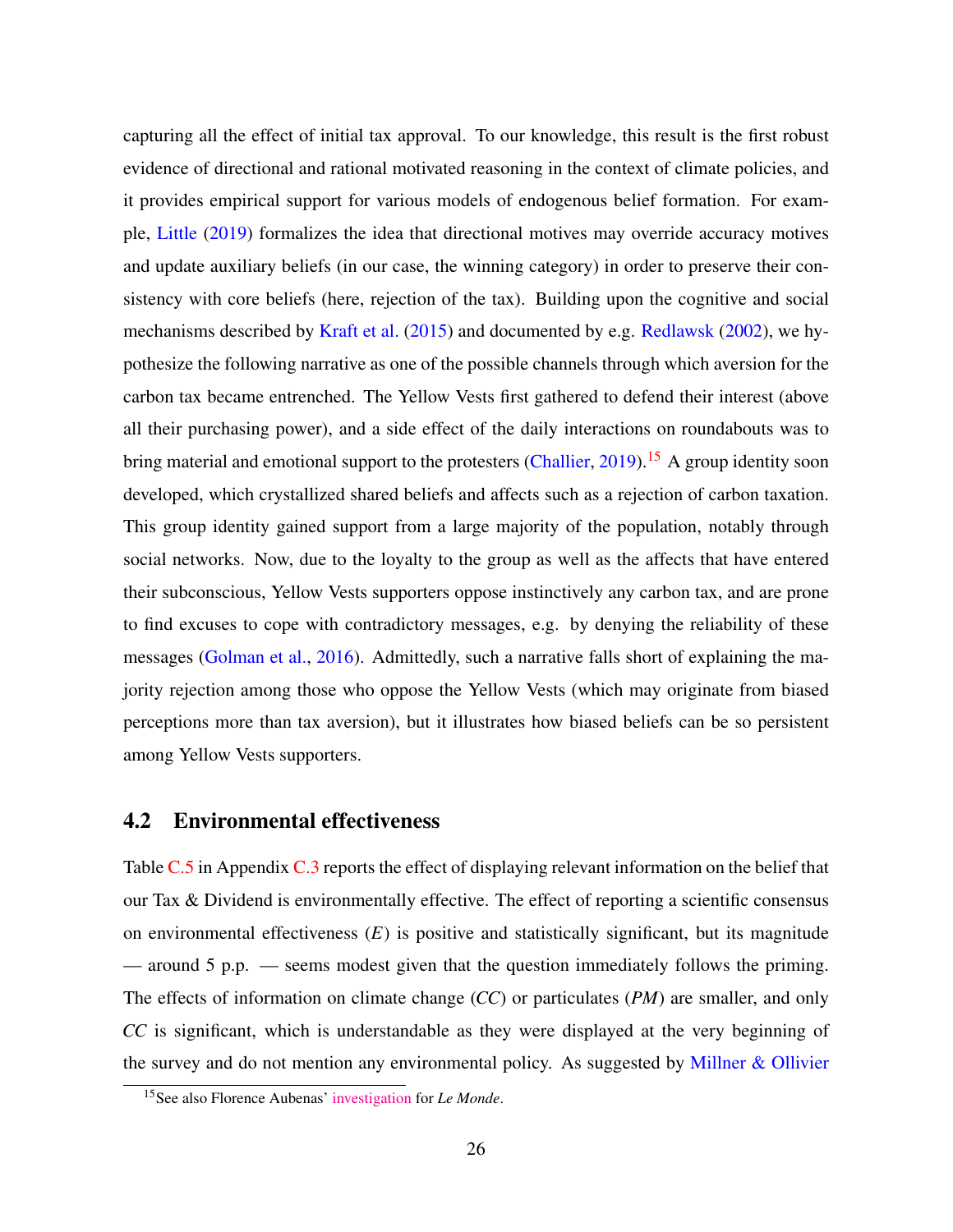capturing all the effect of initial tax approval. To our knowledge, this result is the first robust evidence of directional and rational motivated reasoning in the context of climate policies, and it provides empirical support for various models of endogenous belief formation. For example, Little (2019) formalizes the idea that directional motives may override accuracy motives and update auxiliary beliefs (in our case, the winning category) in order to preserve their consistency with core beliefs (here, rejection of the tax). Building upon the cognitive and social mechanisms described by Kraft et al. (2015) and documented by e.g. Redlawsk (2002), we hypothesize the following narrative as one of the possible channels through which aversion for the carbon tax became entrenched. The Yellow Vests first gathered to defend their interest (above all their purchasing power), and a side effect of the daily interactions on roundabouts was to bring material and emotional support to the protesters (Challier, 2019).[15] A group identity soon developed, which crystallized shared beliefs and affects such as a rejection of carbon taxation. This group identity gained support from a large majority of the population, notably through social networks. Now, due to the loyalty to the group as well as the affects that have entered their subconscious, Yellow Vests supporters oppose instinctively any carbon tax, and are prone to find excuses to cope with contradictory messages, e.g. by denying the reliability of these messages (Golman et al., 2016). Admittedly, such a narrative falls short of explaining the majority rejection among those who oppose the Yellow Vests (which may originate from biased perceptions more than tax aversion), but it illustrates how biased beliefs can be so persistent among Yellow Vests supporters.

## 4.2 Environmental effectiveness

Table C.5 in Appendix C.3 reports the effect of displaying relevant information on the belief that our Tax & Dividend is environmentally effective. The effect of reporting a scientific consensus on environmental effectiveness (*E*) is positive and statistically significant, but its magnitude — around 5 p.p. — seems modest given that the question immediately follows the priming. The effects of information on climate change (*CC*) or particulates (*PM*) are smaller, and only *CC* is significant, which is understandable as they were displayed at the very beginning of the survey and do not mention any environmental policy. As suggested by Millner & Ollivier

[15] See also Florence Aubenas' investigation for *Le Monde*.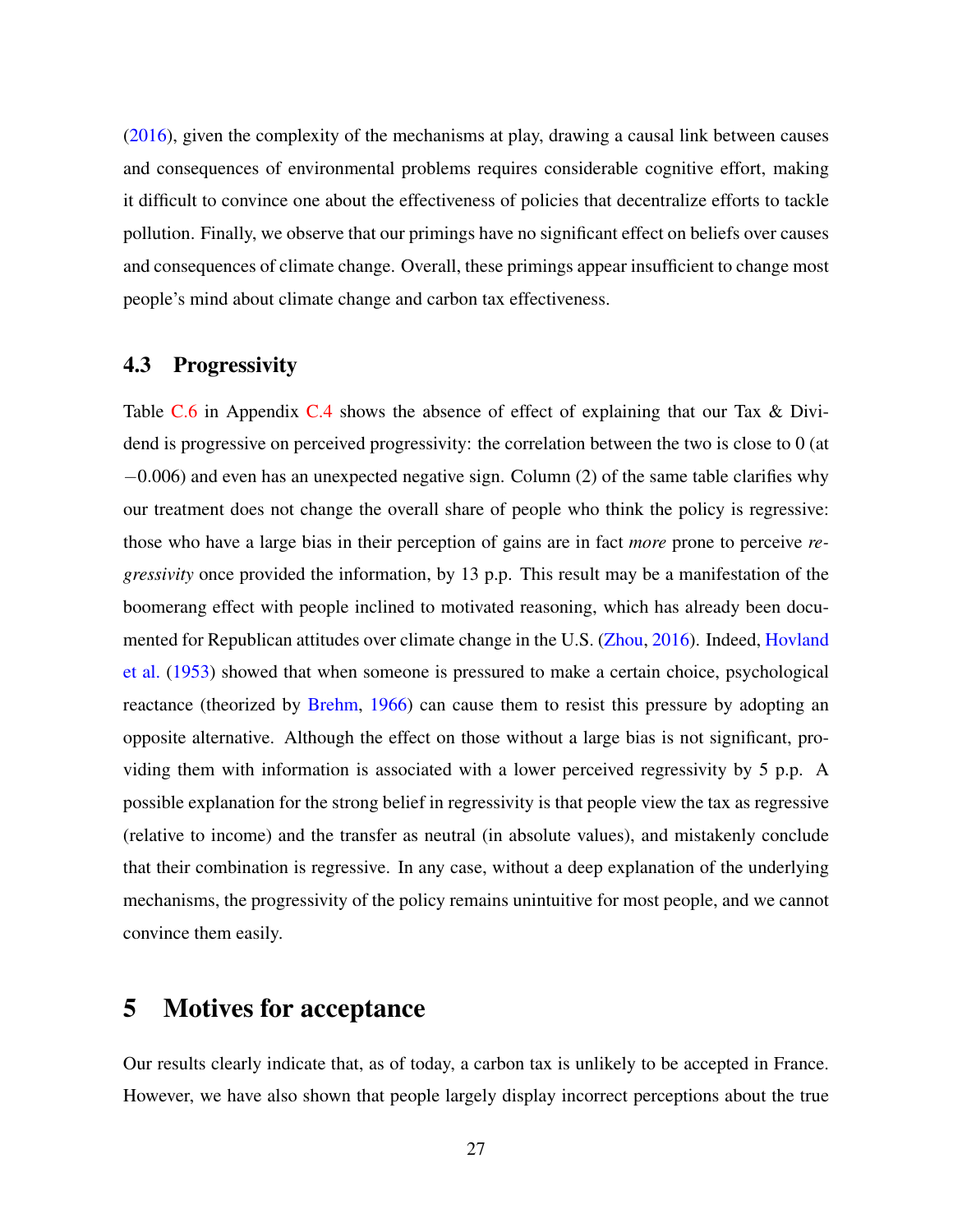(2016), given the complexity of the mechanisms at play, drawing a causal link between causes and consequences of environmental problems requires considerable cognitive effort, making it difficult to convince one about the effectiveness of policies that decentralize efforts to tackle pollution. Finally, we observe that our primings have no significant effect on beliefs over causes and consequences of climate change. Overall, these primings appear insufficient to change most people's mind about climate change and carbon tax effectiveness.

## 4.3 Progressivity

Table C.6 in Appendix C.4 shows the absence of effect of explaining that our Tax & Dividend is progressive on perceived progressivity: the correlation between the two is close to 0 (at $-0.006$) and even has an unexpected negative sign. Column (2) of the same table clarifies why our treatment does not change the overall share of people who think the policy is regressive: those who have a large bias in their perception of gains are in fact *more* prone to perceive *regressivity* once provided the information, by 13 p.p. This result may be a manifestation of the boomerang effect with people inclined to motivated reasoning, which has already been documented for Republican attitudes over climate change in the U.S. (Zhou, 2016). Indeed, Hovland et al. (1953) showed that when someone is pressured to make a certain choice, psychological reactance (theorized by Brehm, 1966) can cause them to resist this pressure by adopting an opposite alternative. Although the effect on those without a large bias is not significant, providing them with information is associated with a lower perceived regressivity by 5 p.p. A possible explanation for the strong belief in regressivity is that people view the tax as regressive (relative to income) and the transfer as neutral (in absolute values), and mistakenly conclude that their combination is regressive. In any case, without a deep explanation of the underlying mechanisms, the progressivity of the policy remains unintuitive for most people, and we cannot convince them easily.

# 5 Motives for acceptance

Our results clearly indicate that, as of today, a carbon tax is unlikely to be accepted in France. However, we have also shown that people largely display incorrect perceptions about the true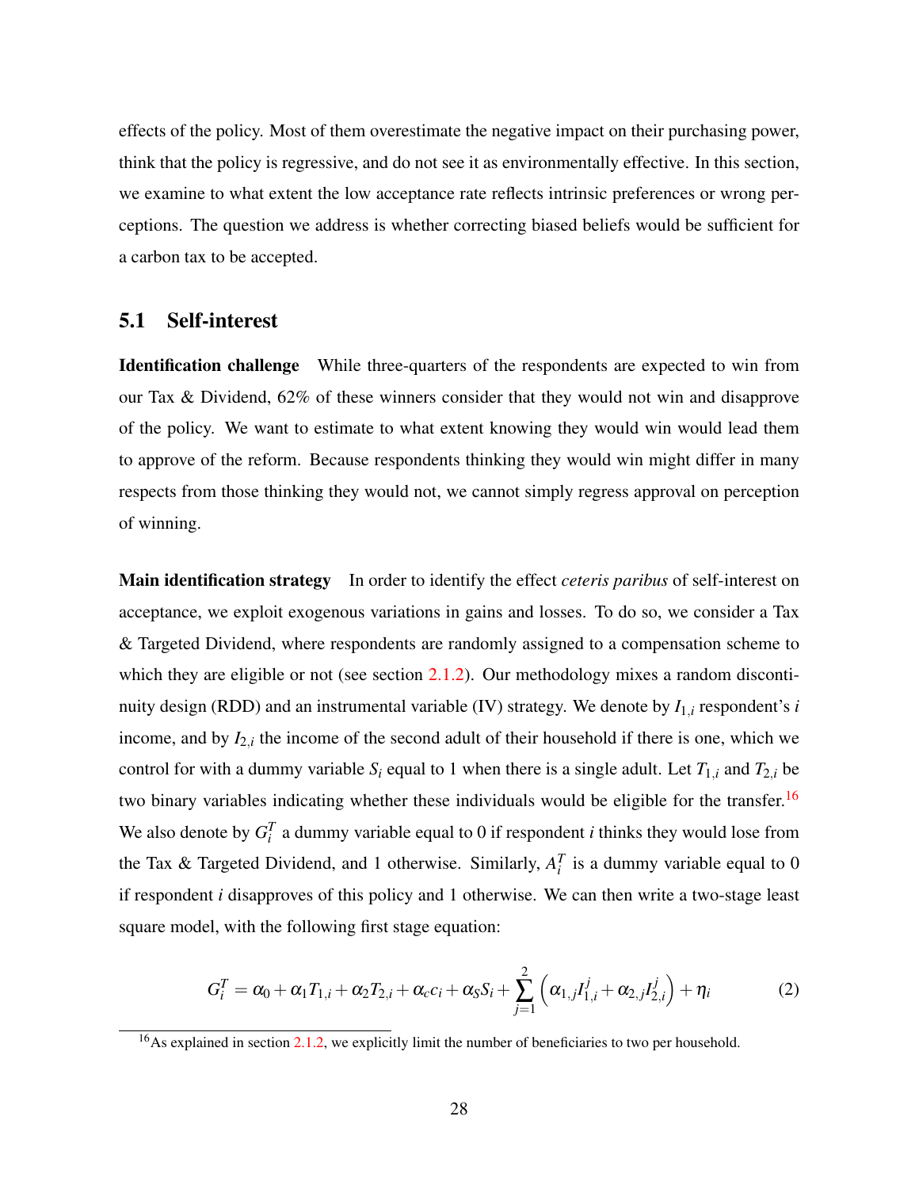effects of the policy. Most of them overestimate the negative impact on their purchasing power, think that the policy is regressive, and do not see it as environmentally effective. In this section, we examine to what extent the low acceptance rate reflects intrinsic preferences or wrong perceptions. The question we address is whether correcting biased beliefs would be sufficient for a carbon tax to be accepted.

## 5.1 Self-interest

**Identification challenge** While three-quarters of the respondents are expected to win from our Tax & Dividend, 62% of these winners consider that they would not win and disapprove of the policy. We want to estimate to what extent knowing they would win would lead them to approve of the reform. Because respondents thinking they would win might differ in many respects from those thinking they would not, we cannot simply regress approval on perception of winning.

**Main identification strategy** In order to identify the effect *ceteris paribus* of self-interest on acceptance, we exploit exogenous variations in gains and losses. To do so, we consider a Tax & Targeted Dividend, where respondents are randomly assigned to a compensation scheme to which they are eligible or not (see section 2.1.2). Our methodology mixes a random discontinuity design (RDD) and an instrumental variable (IV) strategy. We denote by $I_{1,i}$ respondent's $i$ income, and by $I_{2,i}$ the income of the second adult of their household if there is one, which we control for with a dummy variable $S_i$ equal to 1 when there is a single adult. Let $T_{1,i}$ and $T_{2,i}$ be two binary variables indicating whether these individuals would be eligible for the transfer.[16] We also denote by $G_i^T$ a dummy variable equal to 0 if respondent $i$ thinks they would lose from the Tax & Targeted Dividend, and 1 otherwise. Similarly, $A_i^T$ is a dummy variable equal to 0 if respondent $i$ disapproves of this policy and 1 otherwise. We can then write a two-stage least square model, with the following first stage equation:

$$G_i^T = \alpha_0 + \alpha_1 T_{1,i} + \alpha_2 T_{2,i} + \alpha_c c_i + \alpha_S S_i + \sum_{j=1}^{2} \left( \alpha_{1,j} I_{1,i}^j + \alpha_{2,j} I_{2,i}^j \right) + \eta_i \tag{2}$$

[16] As explained in section 2.1.2, we explicitly limit the number of beneficiaries to two per household.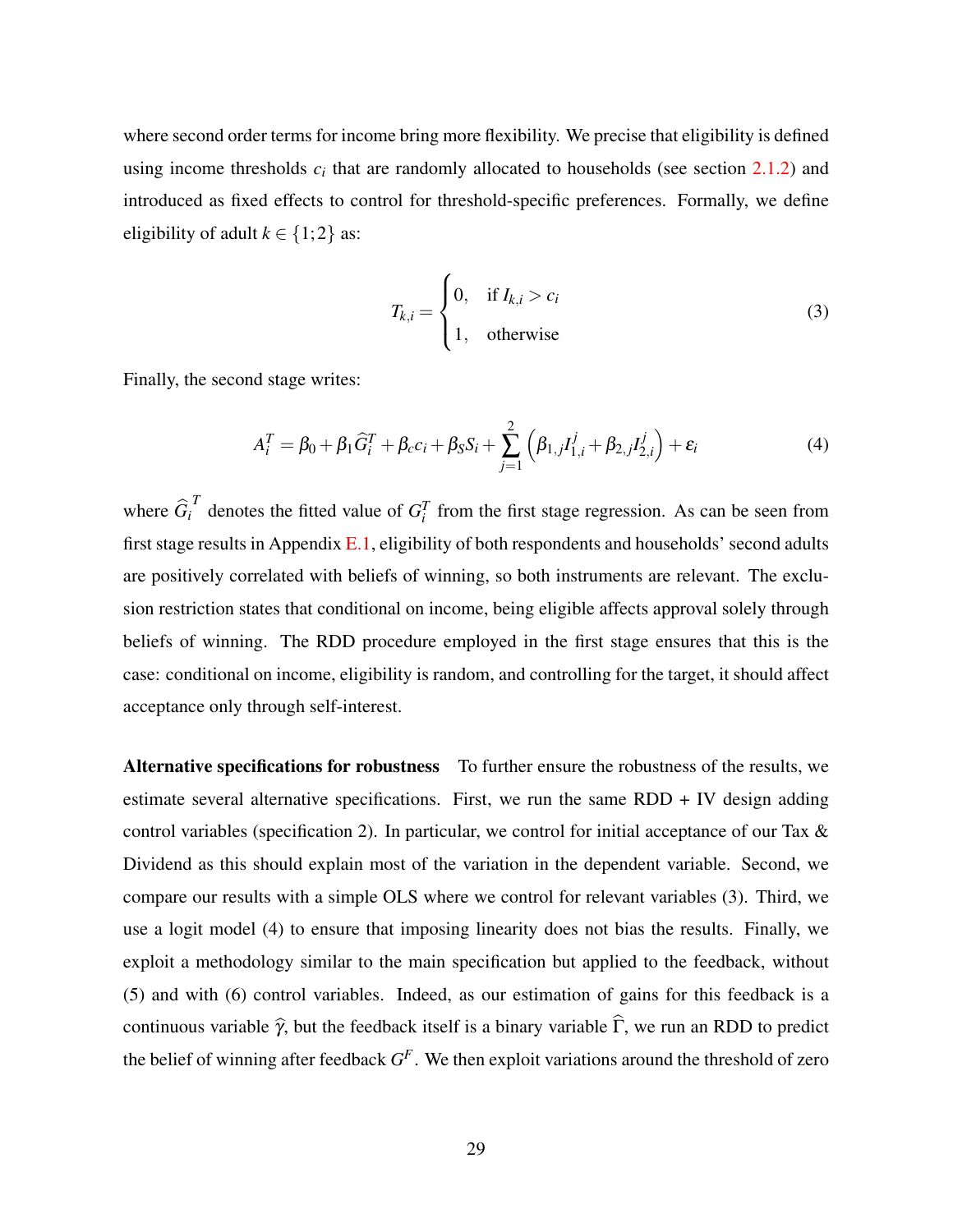where second order terms for income bring more flexibility. We precise that eligibility is defined using income thresholds $c_i$ that are randomly allocated to households (see section 2.1.2) and introduced as fixed effects to control for threshold-specific preferences. Formally, we define eligibility of adult $k \in \{1;2\}$ as:

$$T_{k,i} = \begin{cases} 0, & \text{if } I_{k,i} > c_i \\ 1, & \text{otherwise} \end{cases} \tag{3}$$

Finally, the second stage writes:

$$A_i^T = \beta_0 + \beta_1 \widehat{G}_i^T + \beta_c c_i + \beta_S S_i + \sum_{j=1}^{2} \left( \beta_{1,j} I_{1,i}^j + \beta_{2,j} I_{2,i}^j \right) + \varepsilon_i \tag{4}$$

where $\widehat{G_i}^T$ denotes the fitted value of $G_i^T$ from the first stage regression. As can be seen from first stage results in Appendix E.1, eligibility of both respondents and households' second adults are positively correlated with beliefs of winning, so both instruments are relevant. The exclusion restriction states that conditional on income, being eligible affects approval solely through beliefs of winning. The RDD procedure employed in the first stage ensures that this is the case: conditional on income, eligibility is random, and controlling for the target, it should affect acceptance only through self-interest.

**Alternative specifications for robustness** To further ensure the robustness of the results, we estimate several alternative specifications. First, we run the same RDD + IV design adding control variables (specification 2). In particular, we control for initial acceptance of our Tax & Dividend as this should explain most of the variation in the dependent variable. Second, we compare our results with a simple OLS where we control for relevant variables (3). Third, we use a logit model (4) to ensure that imposing linearity does not bias the results. Finally, we exploit a methodology similar to the main specification but applied to the feedback, without (5) and with (6) control variables. Indeed, as our estimation of gains for this feedback is a continuous variable $\widehat{\gamma}$, but the feedback itself is a binary variable $\widehat{\Gamma}$, we run an RDD to predict the belief of winning after feedback $G^F$. We then exploit variations around the threshold of zero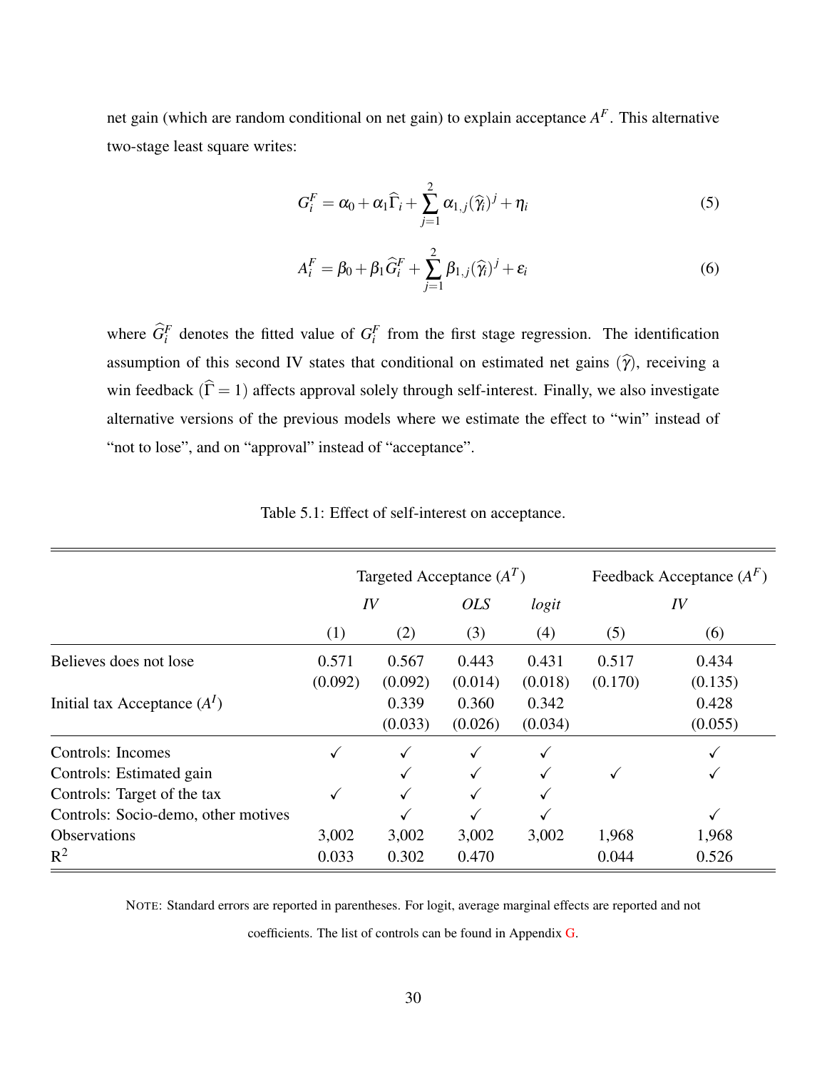net gain (which are random conditional on net gain) to explain acceptance $A^F$. This alternative two-stage least square writes:

$$G_i^F = \alpha_0 + \alpha_1 \widehat{\Gamma}_i + \sum_{j=1}^{2} \alpha_{1,j} (\widehat{\gamma}_i)^j + \eta_i \tag{5}$$

$$A_i^F = \beta_0 + \beta_1 \widehat{G}_i^F + \sum_{j=1}^{2} \beta_{1,j} (\widehat{\gamma}_i)^j + \varepsilon_i \tag{6}$$

where $\widehat{G}_i^F$ denotes the fitted value of $G_i^F$ from the first stage regression. The identification assumption of this second IV states that conditional on estimated net gains ($\widehat{\gamma}$), receiving a win feedback ($\widehat{\Gamma} = 1$) affects approval solely through self-interest. Finally, we also investigate alternative versions of the previous models where we estimate the effect to "win" instead of "not to lose", and on "approval" instead of "acceptance".

Table 5.1: Effect of self-interest on acceptance.

| | Targeted Acceptance ($A^T$) | | | | Feedback Acceptance ($A^F$) | |
|---|---|---|---|---|---|---|
| | *IV* | | *OLS* | *logit* | *IV* | |
| | (1) | (2) | (3) | (4) | (5) | (6) |
| Believes does not lose | 0.571 | 0.567 | 0.443 | 0.431 | 0.517 | 0.434 |
| | (0.092) | (0.092) | (0.014) | (0.018) | (0.170) | (0.135) |
| Initial tax Acceptance ($A^I$) | | 0.339 | 0.360 | 0.342 | | 0.428 |
| | | (0.033) | (0.026) | (0.034) | | (0.055) |
| Controls: Incomes | ✓ | ✓ | ✓ | ✓ | | ✓ |
| Controls: Estimated gain | | ✓ | ✓ | ✓ | ✓ | ✓ |
| Controls: Target of the tax | ✓ | ✓ | ✓ | ✓ | | |
| Controls: Socio-demo, other motives | | ✓ | ✓ | ✓ | | ✓ |
| Observations | 3,002 | 3,002 | 3,002 | 3,002 | 1,968 | 1,968 |
| $R^2$ | 0.033 | 0.302 | 0.470 | | 0.044 | 0.526 |

NOTE: Standard errors are reported in parentheses. For logit, average marginal effects are reported and not coefficients. The list of controls can be found in Appendix G.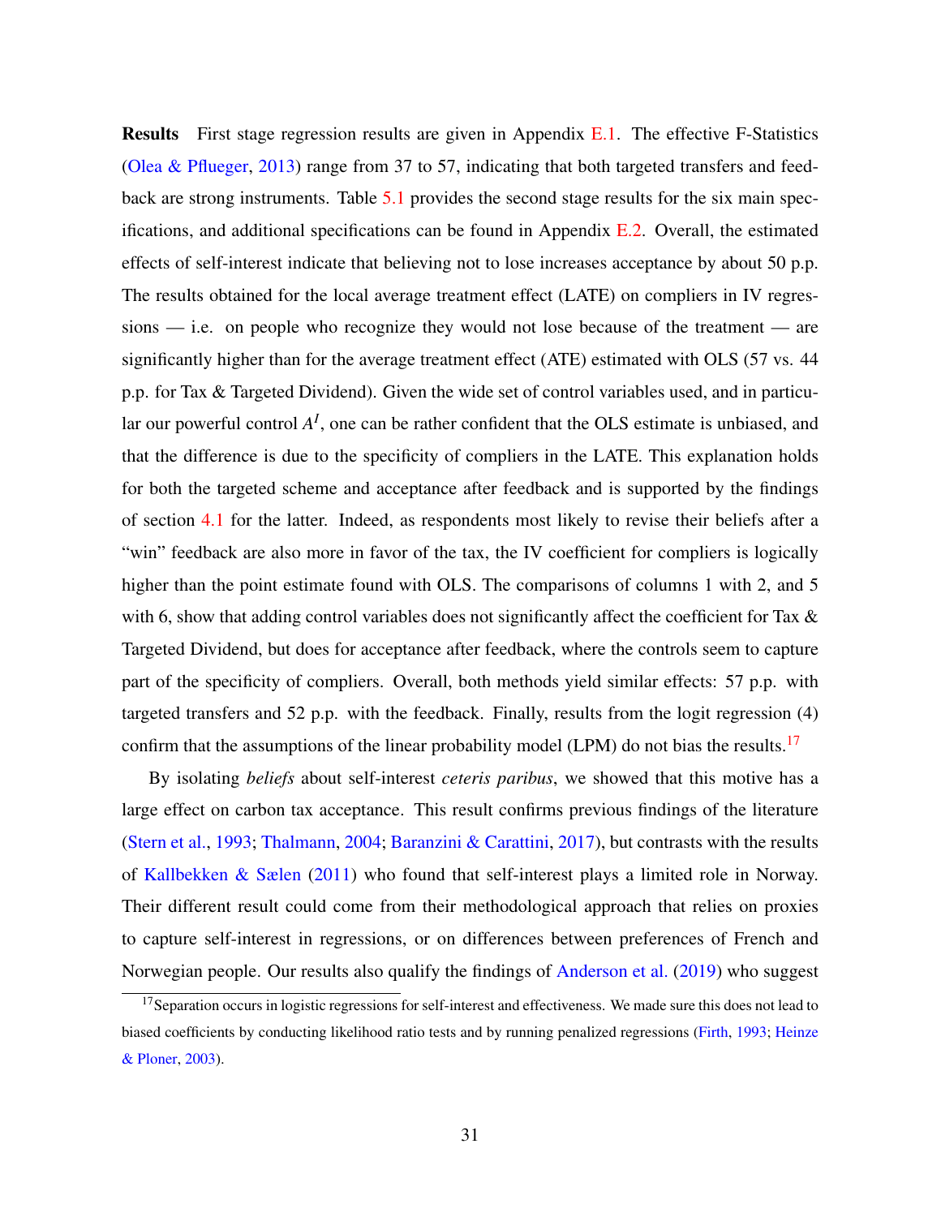**Results** First stage regression results are given in Appendix E.1. The effective F-Statistics (Olea & Pflueger, 2013) range from 37 to 57, indicating that both targeted transfers and feedback are strong instruments. Table 5.1 provides the second stage results for the six main specifications, and additional specifications can be found in Appendix E.2. Overall, the estimated effects of self-interest indicate that believing not to lose increases acceptance by about 50 p.p. The results obtained for the local average treatment effect (LATE) on compliers in IV regressions — i.e. on people who recognize they would not lose because of the treatment — are significantly higher than for the average treatment effect (ATE) estimated with OLS (57 vs. 44 p.p. for Tax & Targeted Dividend). Given the wide set of control variables used, and in particular our powerful control $A^I$, one can be rather confident that the OLS estimate is unbiased, and that the difference is due to the specificity of compliers in the LATE. This explanation holds for both the targeted scheme and acceptance after feedback and is supported by the findings of section 4.1 for the latter. Indeed, as respondents most likely to revise their beliefs after a "win" feedback are also more in favor of the tax, the IV coefficient for compliers is logically higher than the point estimate found with OLS. The comparisons of columns 1 with 2, and 5 with 6, show that adding control variables does not significantly affect the coefficient for Tax & Targeted Dividend, but does for acceptance after feedback, where the controls seem to capture part of the specificity of compliers. Overall, both methods yield similar effects: 57 p.p. with targeted transfers and 52 p.p. with the feedback. Finally, results from the logit regression (4) confirm that the assumptions of the linear probability model (LPM) do not bias the results.[17]

By isolating *beliefs* about self-interest *ceteris paribus*, we showed that this motive has a large effect on carbon tax acceptance. This result confirms previous findings of the literature (Stern et al., 1993; Thalmann, 2004; Baranzini & Carattini, 2017), but contrasts with the results of Kallbekken & Sælen (2011) who found that self-interest plays a limited role in Norway. Their different result could come from their methodological approach that relies on proxies to capture self-interest in regressions, or on differences between preferences of French and Norwegian people. Our results also qualify the findings of Anderson et al. (2019) who suggest

[17] Separation occurs in logistic regressions for self-interest and effectiveness. We made sure this does not lead to biased coefficients by conducting likelihood ratio tests and by running penalized regressions (Firth, 1993; Heinze & Ploner, 2003).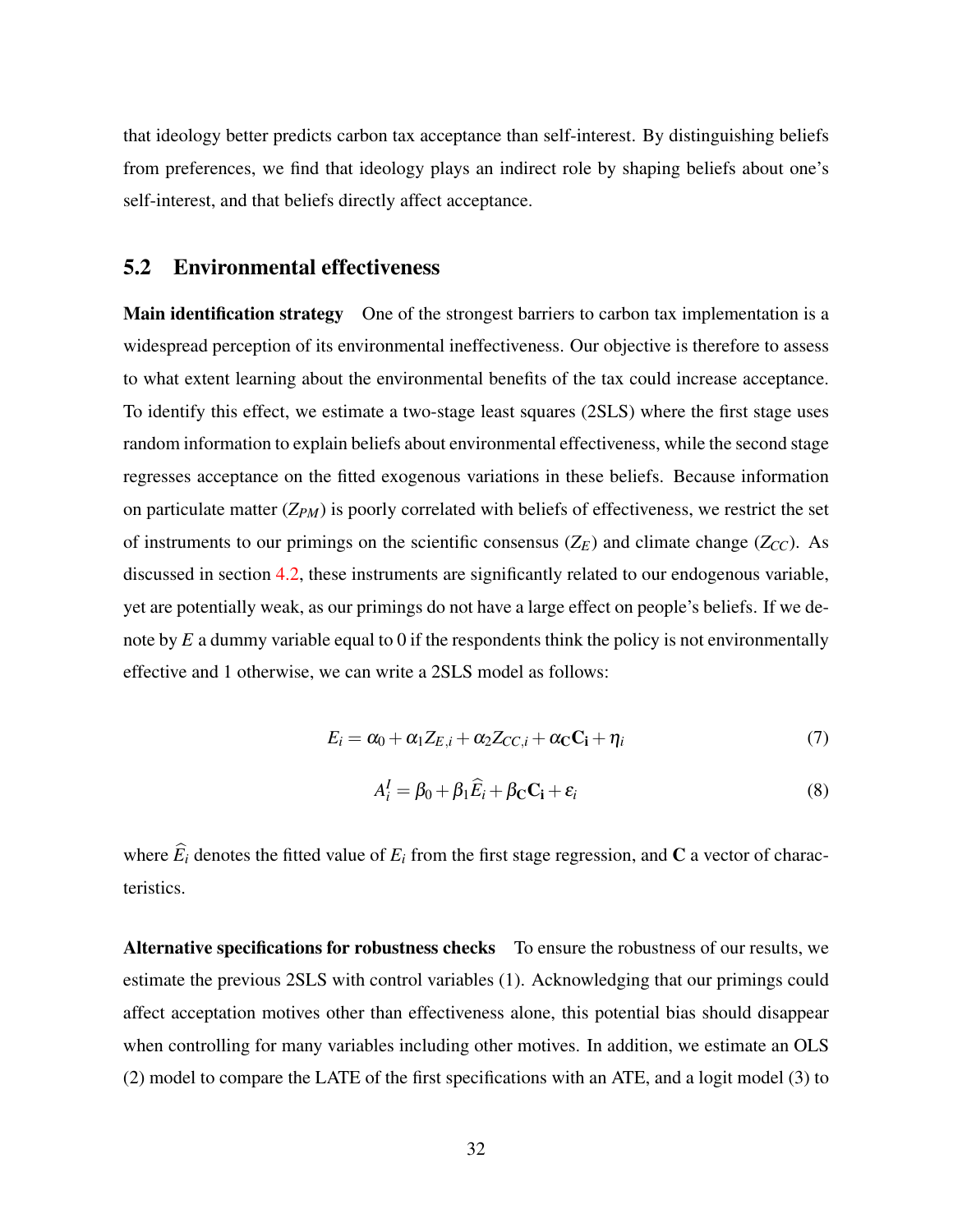that ideology better predicts carbon tax acceptance than self-interest. By distinguishing beliefs from preferences, we find that ideology plays an indirect role by shaping beliefs about one's self-interest, and that beliefs directly affect acceptance.

## 5.2 Environmental effectiveness

**Main identification strategy** One of the strongest barriers to carbon tax implementation is a widespread perception of its environmental ineffectiveness. Our objective is therefore to assess to what extent learning about the environmental benefits of the tax could increase acceptance. To identify this effect, we estimate a two-stage least squares (2SLS) where the first stage uses random information to explain beliefs about environmental effectiveness, while the second stage regresses acceptance on the fitted exogenous variations in these beliefs. Because information on particulate matter ($Z_{PM}$) is poorly correlated with beliefs of effectiveness, we restrict the set of instruments to our primings on the scientific consensus ($Z_E$) and climate change ($Z_{CC}$). As discussed in section 4.2, these instruments are significantly related to our endogenous variable, yet are potentially weak, as our primings do not have a large effect on people's beliefs. If we denote by $E$ a dummy variable equal to 0 if the respondents think the policy is not environmentally effective and 1 otherwise, we can write a 2SLS model as follows:

$$E_i = \alpha_0 + \alpha_1 Z_{E,i} + \alpha_2 Z_{CC,i} + \alpha_{\mathbf{C}} \mathbf{C_i} + \eta_i \tag{7}$$

$$A_i^I = \beta_0 + \beta_1 \widehat{E}_i + \beta_{\mathbf{C}} \mathbf{C_i} + \varepsilon_i \tag{8}$$

where $\widehat{E}_i$ denotes the fitted value of $E_i$ from the first stage regression, and $\mathbf{C}$ a vector of characteristics.

**Alternative specifications for robustness checks** To ensure the robustness of our results, we estimate the previous 2SLS with control variables (1). Acknowledging that our primings could affect acceptation motives other than effectiveness alone, this potential bias should disappear when controlling for many variables including other motives. In addition, we estimate an OLS (2) model to compare the LATE of the first specifications with an ATE, and a logit model (3) to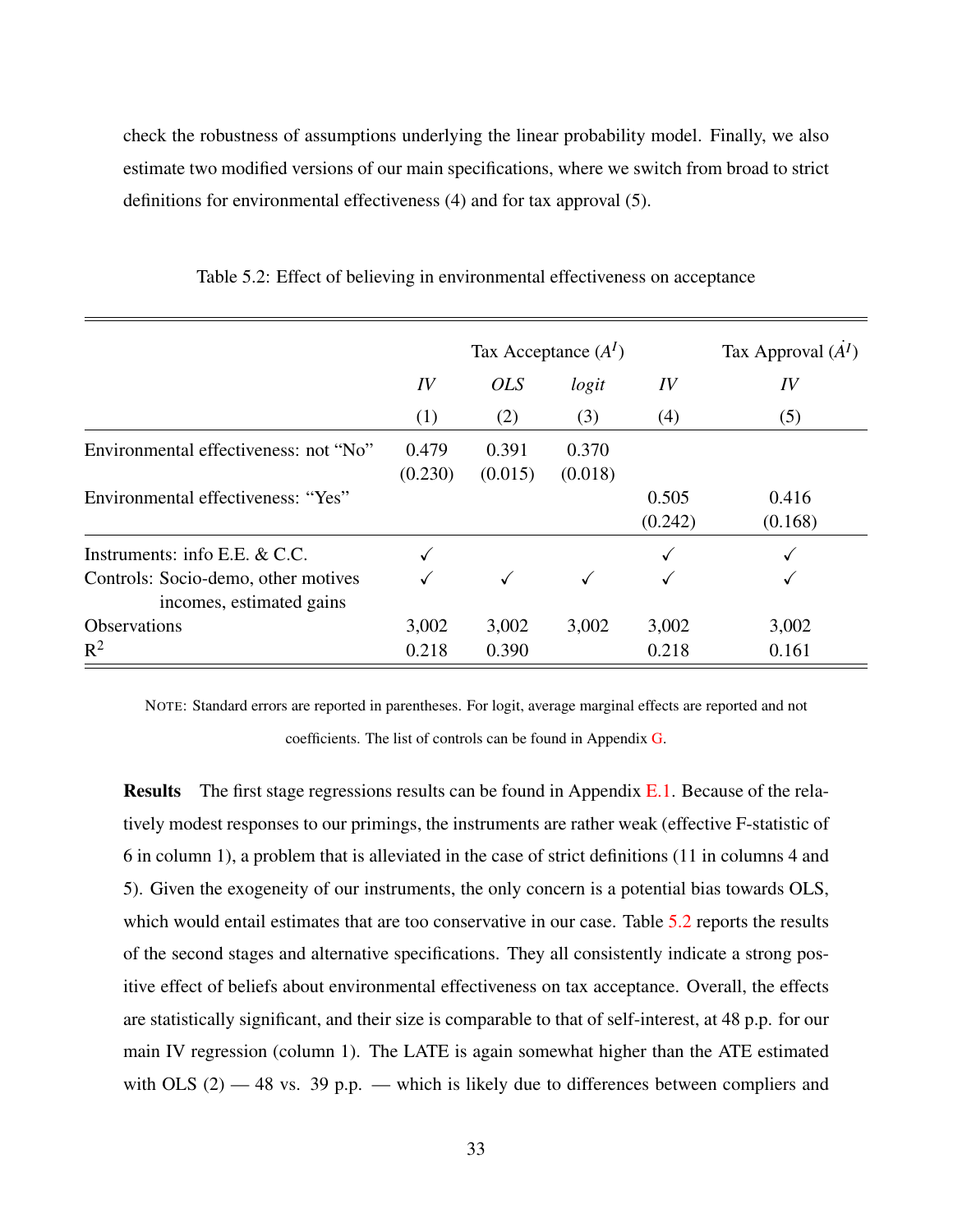check the robustness of assumptions underlying the linear probability model. Finally, we also estimate two modified versions of our main specifications, where we switch from broad to strict definitions for environmental effectiveness (4) and for tax approval (5).

Table 5.2: Effect of believing in environmental effectiveness on acceptance

| | Tax Acceptance ($A^I$) | | | | Tax Approval ($\dot{A}^I$) |
|---|---|---|---|---|---|
| | *IV* | *OLS* | *logit* | *IV* | *IV* |
| | (1) | (2) | (3) | (4) | (5) |
| Environmental effectiveness: not "No" | 0.479 | 0.391 | 0.370 | | |
| | (0.230) | (0.015) | (0.018) | | |
| Environmental effectiveness: "Yes" | | | | 0.505 | 0.416 |
| | | | | (0.242) | (0.168) |
| Instruments: info E.E. & C.C. | ✓ | | | ✓ | ✓ |
| Controls: Socio-demo, other motives incomes, estimated gains | ✓ | ✓ | ✓ | ✓ | ✓ |
| Observations | 3,002 | 3,002 | 3,002 | 3,002 | 3,002 |
| $R^2$ | 0.218 | 0.390 | | 0.218 | 0.161 |

NOTE: Standard errors are reported in parentheses. For logit, average marginal effects are reported and not coefficients. The list of controls can be found in Appendix G.

**Results** The first stage regressions results can be found in Appendix E.1. Because of the relatively modest responses to our primings, the instruments are rather weak (effective F-statistic of 6 in column 1), a problem that is alleviated in the case of strict definitions (11 in columns 4 and 5). Given the exogeneity of our instruments, the only concern is a potential bias towards OLS, which would entail estimates that are too conservative in our case. Table 5.2 reports the results of the second stages and alternative specifications. They all consistently indicate a strong positive effect of beliefs about environmental effectiveness on tax acceptance. Overall, the effects are statistically significant, and their size is comparable to that of self-interest, at 48 p.p. for our main IV regression (column 1). The LATE is again somewhat higher than the ATE estimated with OLS (2) — 48 vs. 39 p.p. — which is likely due to differences between compliers and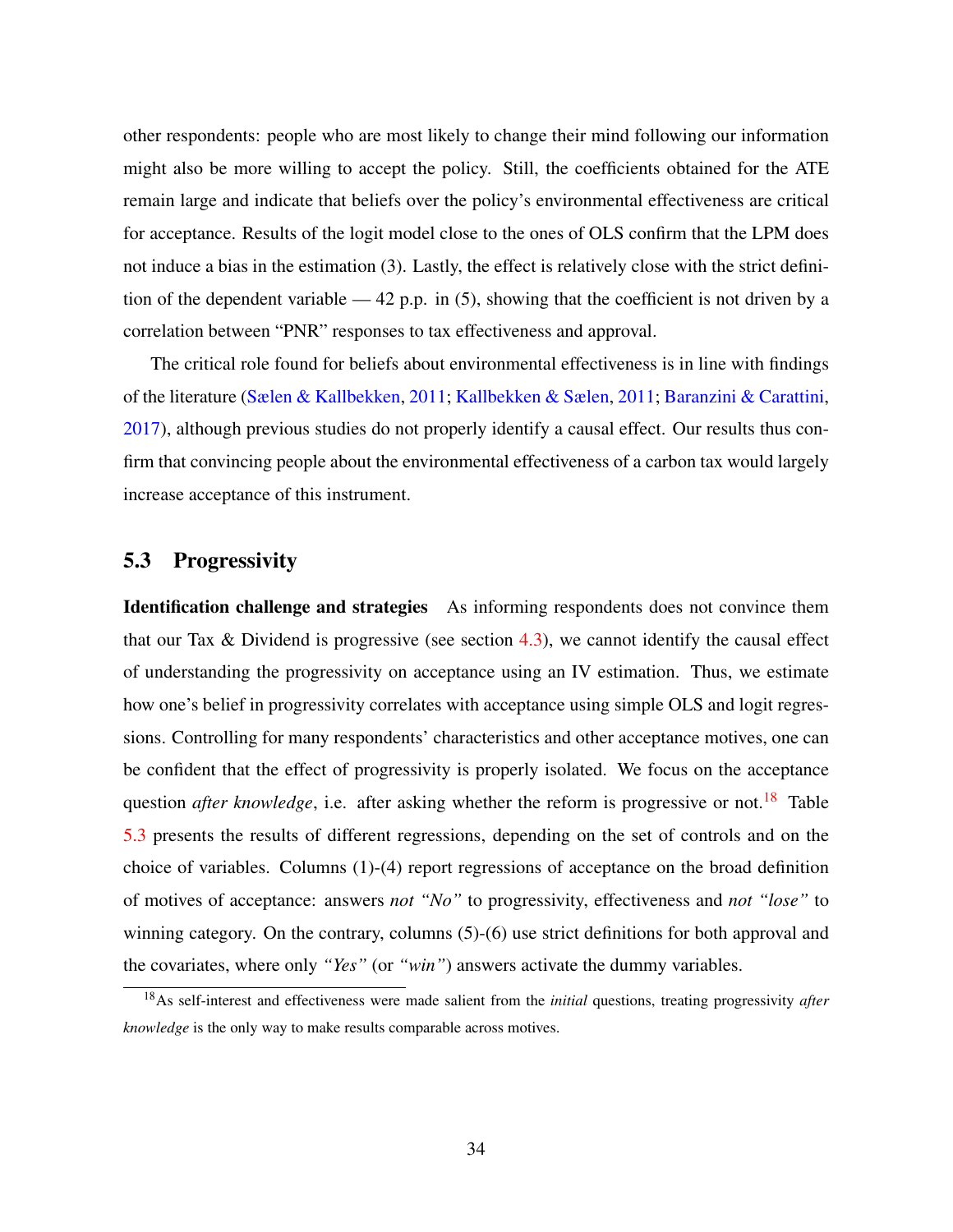other respondents: people who are most likely to change their mind following our information might also be more willing to accept the policy. Still, the coefficients obtained for the ATE remain large and indicate that beliefs over the policy's environmental effectiveness are critical for acceptance. Results of the logit model close to the ones of OLS confirm that the LPM does not induce a bias in the estimation (3). Lastly, the effect is relatively close with the strict definition of the dependent variable — 42 p.p. in (5), showing that the coefficient is not driven by a correlation between "PNR" responses to tax effectiveness and approval.

The critical role found for beliefs about environmental effectiveness is in line with findings of the literature (Sælen & Kallbekken, 2011; Kallbekken & Sælen, 2011; Baranzini & Carattini, 2017), although previous studies do not properly identify a causal effect. Our results thus confirm that convincing people about the environmental effectiveness of a carbon tax would largely increase acceptance of this instrument.

## 5.3 Progressivity

**Identification challenge and strategies** As informing respondents does not convince them that our Tax & Dividend is progressive (see section 4.3), we cannot identify the causal effect of understanding the progressivity on acceptance using an IV estimation. Thus, we estimate how one's belief in progressivity correlates with acceptance using simple OLS and logit regressions. Controlling for many respondents' characteristics and other acceptance motives, one can be confident that the effect of progressivity is properly isolated. We focus on the acceptance question *after knowledge*, i.e. after asking whether the reform is progressive or not.[18] Table 5.3 presents the results of different regressions, depending on the set of controls and on the choice of variables. Columns (1)-(4) report regressions of acceptance on the broad definition of motives of acceptance: answers *not "No"* to progressivity, effectiveness and *not "lose"* to winning category. On the contrary, columns (5)-(6) use strict definitions for both approval and the covariates, where only *"Yes"* (or *"win"*) answers activate the dummy variables.

[18] As self-interest and effectiveness were made salient from the *initial* questions, treating progressivity *after knowledge* is the only way to make results comparable across motives.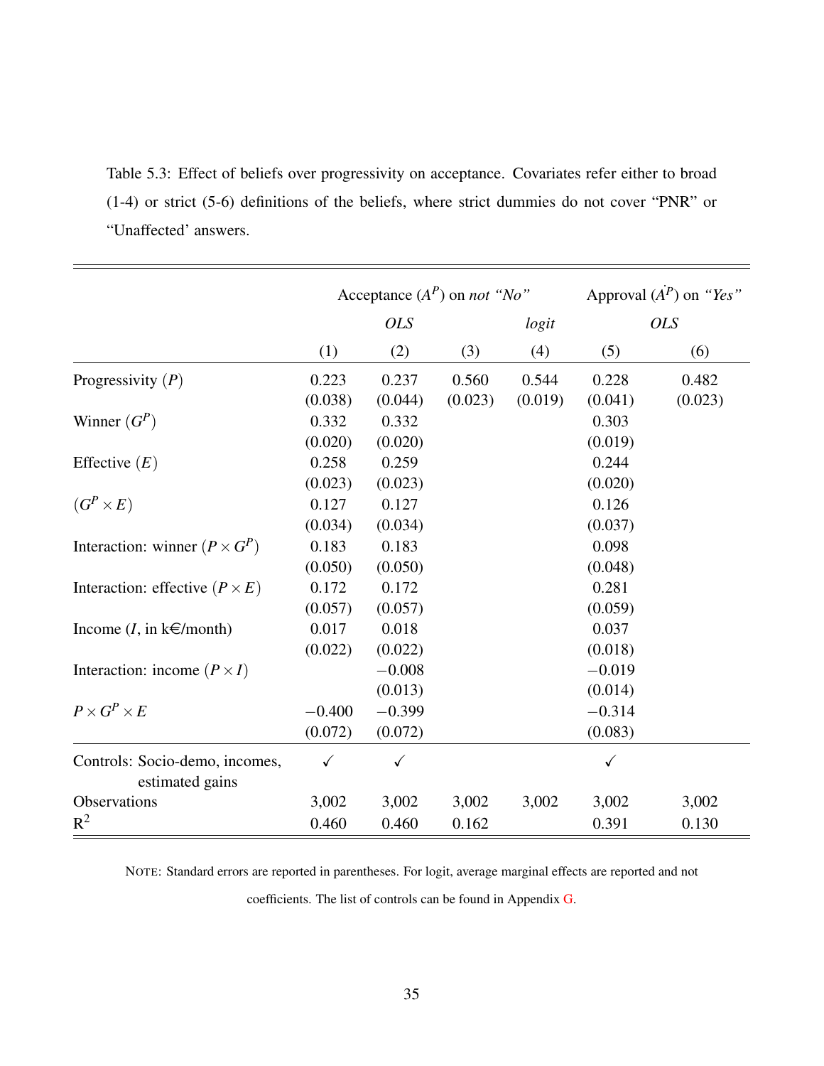Table 5.3: Effect of beliefs over progressivity on acceptance. Covariates refer either to broad (1-4) or strict (5-6) definitions of the beliefs, where strict dummies do not cover "PNR" or "Unaffected' answers.

| | Acceptance ($A^P$) on *not "No"* | | | | Approval ($\dot{A}^P$) on *"Yes"* | |
|---|---|---|---|---|---|---|
| | *OLS* | | | *logit* | *OLS* | |
| | (1) | (2) | (3) | (4) | (5) | (6) |
| Progressivity ($P$) | 0.223 | 0.237 | 0.560 | 0.544 | 0.228 | 0.482 |
| | (0.038) | (0.044) | (0.023) | (0.019) | (0.041) | (0.023) |
| Winner ($G^P$) | 0.332 | 0.332 | | | 0.303 | |
| | (0.020) | (0.020) | | | (0.019) | |
| Effective ($E$) | 0.258 | 0.259 | | | 0.244 | |
| | (0.023) | (0.023) | | | (0.020) | |
| ($G^P \times E$) | 0.127 | 0.127 | | | 0.126 | |
| | (0.034) | (0.034) | | | (0.037) | |
| Interaction: winner ($P \times G^P$) | 0.183 | 0.183 | | | 0.098 | |
| | (0.050) | (0.050) | | | (0.048) | |
| Interaction: effective ($P \times E$) | 0.172 | 0.172 | | | 0.281 | |
| | (0.057) | (0.057) | | | (0.059) | |
| Income ($I$, in k€/month) | 0.017 | 0.018 | | | 0.037 | |
| | (0.022) | (0.022) | | | (0.018) | |
| Interaction: income ($P \times I$) | | −0.008 | | | −0.019 | |
| | | (0.013) | | | (0.014) | |
| $P \times G^P \times E$ | −0.400 | −0.399 | | | −0.314 | |
| | (0.072) | (0.072) | | | (0.083) | |
| Controls: Socio-demo, incomes, estimated gains | ✓ | ✓ | | | ✓ | |
| Observations | 3,002 | 3,002 | 3,002 | 3,002 | 3,002 | 3,002 |
| $R^2$ | 0.460 | 0.460 | 0.162 | | 0.391 | 0.130 |

NOTE: Standard errors are reported in parentheses. For logit, average marginal effects are reported and not coefficients. The list of controls can be found in Appendix G.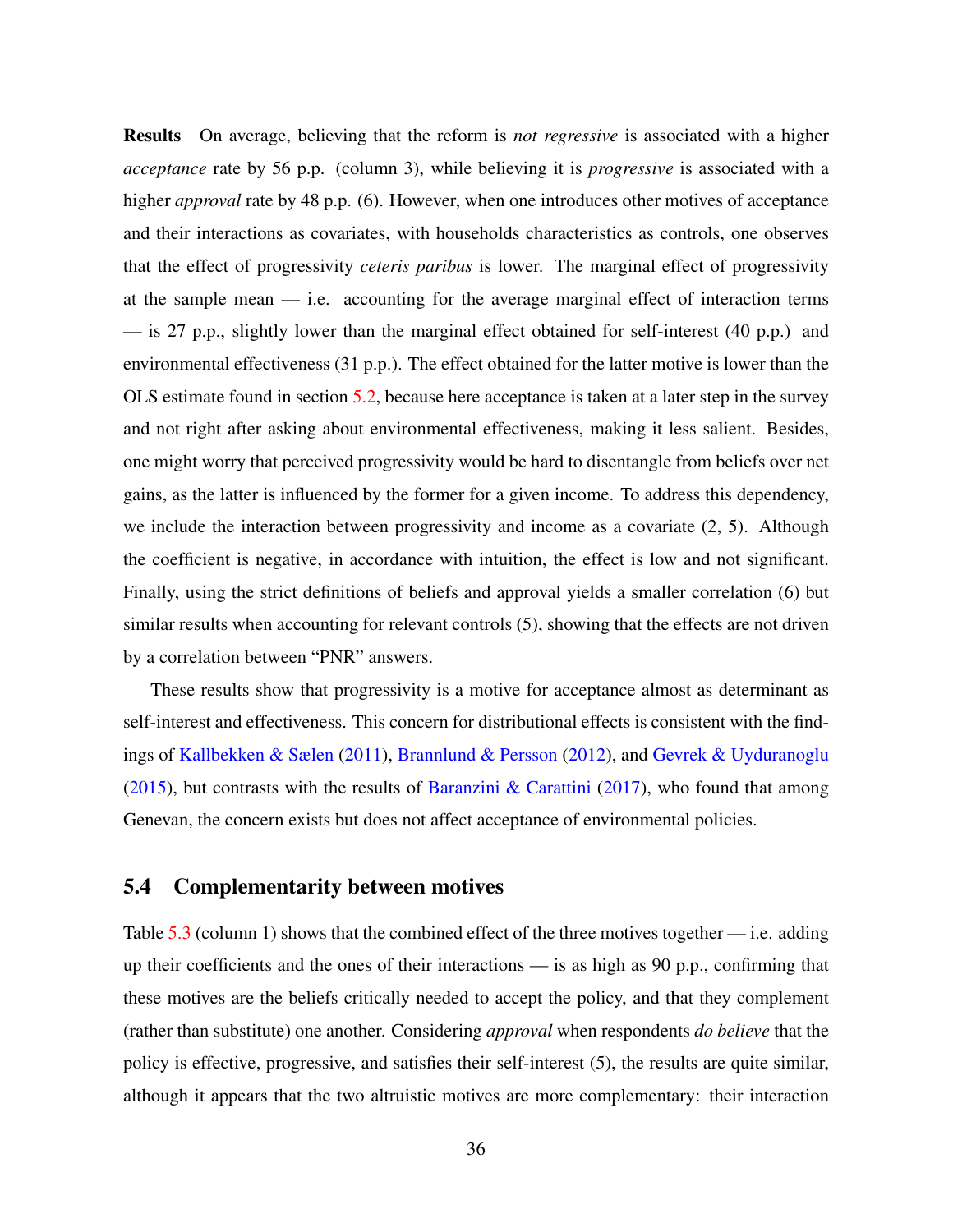**Results** On average, believing that the reform is *not regressive* is associated with a higher *acceptance* rate by 56 p.p. (column 3), while believing it is *progressive* is associated with a higher *approval* rate by 48 p.p. (6). However, when one introduces other motives of acceptance and their interactions as covariates, with households characteristics as controls, one observes that the effect of progressivity *ceteris paribus* is lower. The marginal effect of progressivity at the sample mean — i.e. accounting for the average marginal effect of interaction terms — is 27 p.p., slightly lower than the marginal effect obtained for self-interest (40 p.p.) and environmental effectiveness (31 p.p.). The effect obtained for the latter motive is lower than the OLS estimate found in section 5.2, because here acceptance is taken at a later step in the survey and not right after asking about environmental effectiveness, making it less salient. Besides, one might worry that perceived progressivity would be hard to disentangle from beliefs over net gains, as the latter is influenced by the former for a given income. To address this dependency, we include the interaction between progressivity and income as a covariate (2, 5). Although the coefficient is negative, in accordance with intuition, the effect is low and not significant. Finally, using the strict definitions of beliefs and approval yields a smaller correlation (6) but similar results when accounting for relevant controls (5), showing that the effects are not driven by a correlation between "PNR" answers.

These results show that progressivity is a motive for acceptance almost as determinant as self-interest and effectiveness. This concern for distributional effects is consistent with the findings of Kallbekken & Sælen (2011), Brannlund & Persson (2012), and Gevrek & Uyduranoglu (2015), but contrasts with the results of Baranzini & Carattini (2017), who found that among Genevan, the concern exists but does not affect acceptance of environmental policies.

## 5.4 Complementarity between motives

Table 5.3 (column 1) shows that the combined effect of the three motives together — i.e. adding up their coefficients and the ones of their interactions — is as high as 90 p.p., confirming that these motives are the beliefs critically needed to accept the policy, and that they complement (rather than substitute) one another. Considering *approval* when respondents *do believe* that the policy is effective, progressive, and satisfies their self-interest (5), the results are quite similar, although it appears that the two altruistic motives are more complementary: their interaction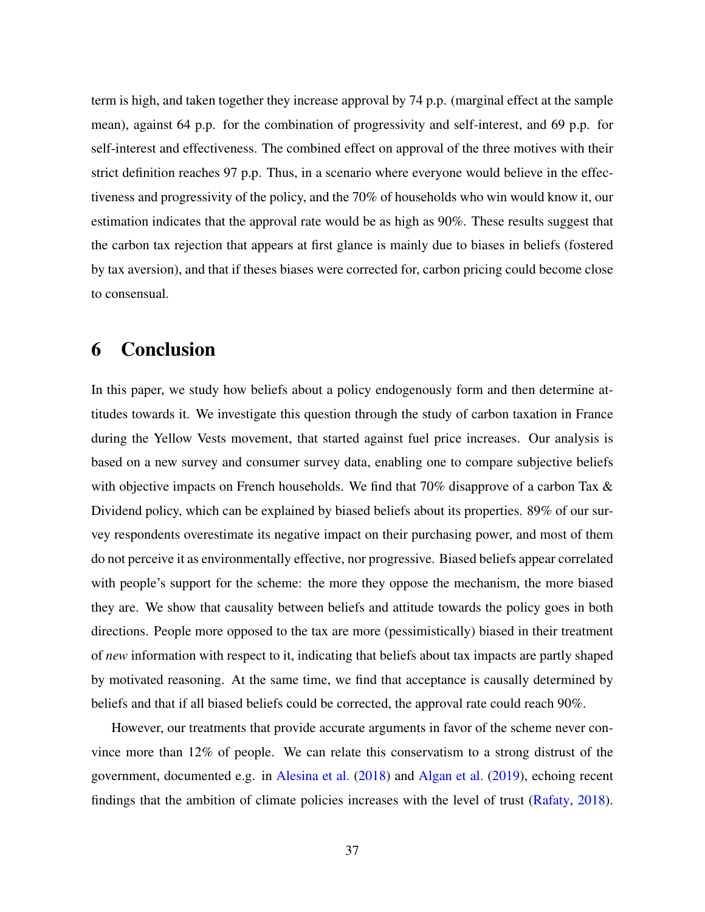term is high, and taken together they increase approval by 74 p.p. (marginal effect at the sample mean), against 64 p.p. for the combination of progressivity and self-interest, and 69 p.p. for self-interest and effectiveness. The combined effect on approval of the three motives with their strict definition reaches 97 p.p. Thus, in a scenario where everyone would believe in the effectiveness and progressivity of the policy, and the 70% of households who win would know it, our estimation indicates that the approval rate would be as high as 90%. These results suggest that the carbon tax rejection that appears at first glance is mainly due to biases in beliefs (fostered by tax aversion), and that if theses biases were corrected for, carbon pricing could become close to consensual.

# 6 Conclusion

In this paper, we study how beliefs about a policy endogenously form and then determine attitudes towards it. We investigate this question through the study of carbon taxation in France during the Yellow Vests movement, that started against fuel price increases. Our analysis is based on a new survey and consumer survey data, enabling one to compare subjective beliefs with objective impacts on French households. We find that 70% disapprove of a carbon Tax & Dividend policy, which can be explained by biased beliefs about its properties. 89% of our survey respondents overestimate its negative impact on their purchasing power, and most of them do not perceive it as environmentally effective, nor progressive. Biased beliefs appear correlated with people's support for the scheme: the more they oppose the mechanism, the more biased they are. We show that causality between beliefs and attitude towards the policy goes in both directions. People more opposed to the tax are more (pessimistically) biased in their treatment of *new* information with respect to it, indicating that beliefs about tax impacts are partly shaped by motivated reasoning. At the same time, we find that acceptance is causally determined by beliefs and that if all biased beliefs could be corrected, the approval rate could reach 90%.

However, our treatments that provide accurate arguments in favor of the scheme never convince more than 12% of people. We can relate this conservatism to a strong distrust of the government, documented e.g. in Alesina et al. (2018) and Algan et al. (2019), echoing recent findings that the ambition of climate policies increases with the level of trust (Rafaty, 2018).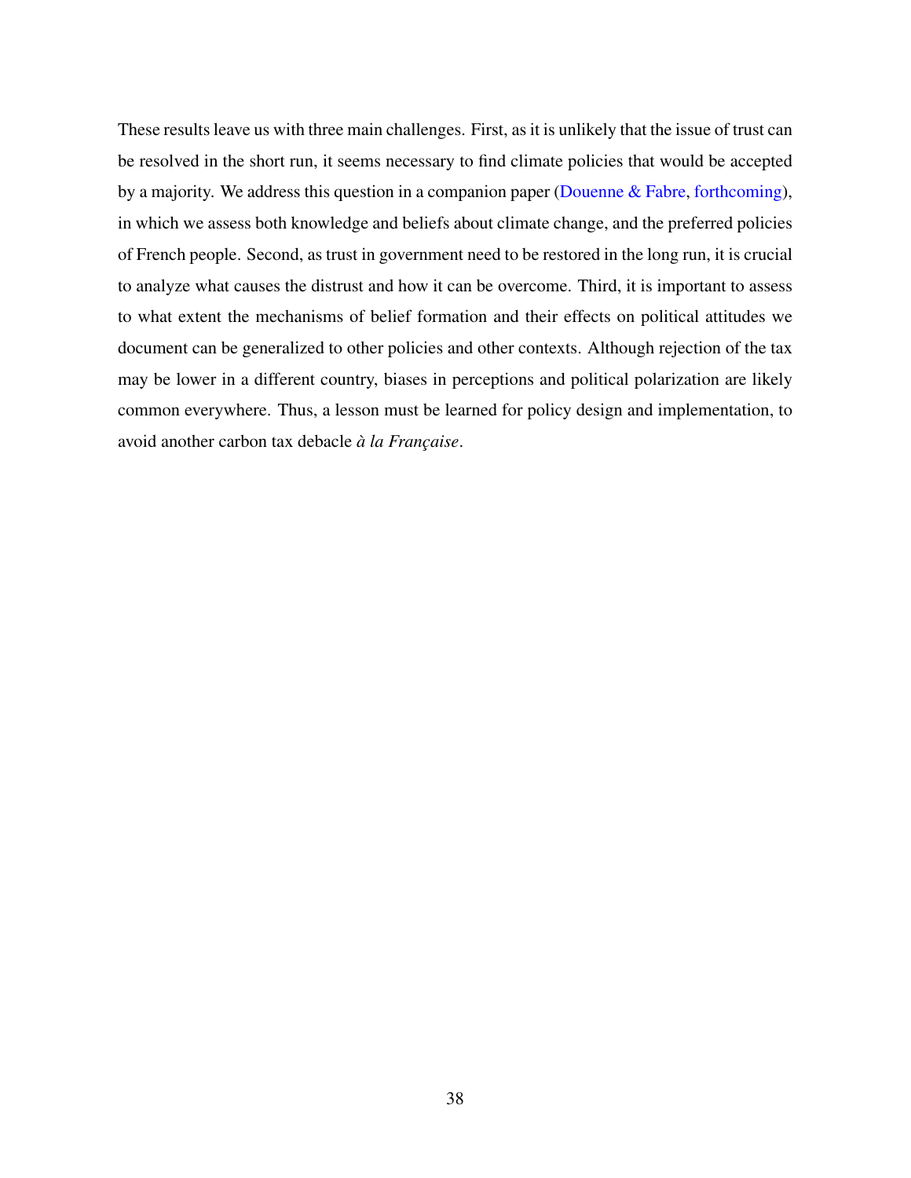These results leave us with three main challenges. First, as it is unlikely that the issue of trust can be resolved in the short run, it seems necessary to find climate policies that would be accepted by a majority. We address this question in a companion paper (Douenne & Fabre, forthcoming), in which we assess both knowledge and beliefs about climate change, and the preferred policies of French people. Second, as trust in government need to be restored in the long run, it is crucial to analyze what causes the distrust and how it can be overcome. Third, it is important to assess to what extent the mechanisms of belief formation and their effects on political attitudes we document can be generalized to other policies and other contexts. Although rejection of the tax may be lower in a different country, biases in perceptions and political polarization are likely common everywhere. Thus, a lesson must be learned for policy design and implementation, to avoid another carbon tax debacle *à la Française*.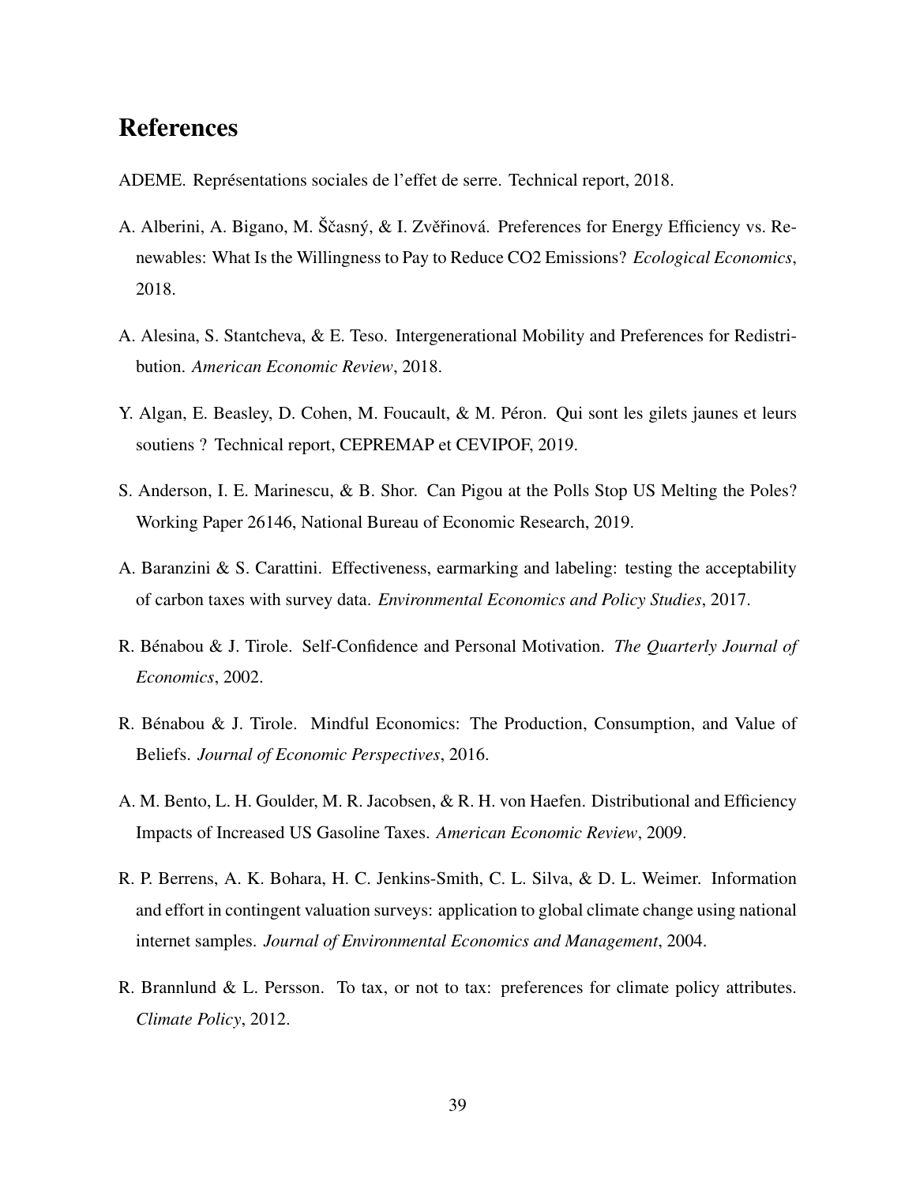## References

ADEME. Représentations sociales de l'effet de serre. Technical report, 2018.

A. Alberini, A. Bigano, M. Ščasný, & I. Zvěřinová. Preferences for Energy Efficiency vs. Renewables: What Is the Willingness to Pay to Reduce CO2 Emissions? *Ecological Economics*, 2018.

A. Alesina, S. Stantcheva, & E. Teso. Intergenerational Mobility and Preferences for Redistribution. *American Economic Review*, 2018.

Y. Algan, E. Beasley, D. Cohen, M. Foucault, & M. Péron. Qui sont les gilets jaunes et leurs soutiens ? Technical report, CEPREMAP et CEVIPOF, 2019.

S. Anderson, I. E. Marinescu, & B. Shor. Can Pigou at the Polls Stop US Melting the Poles? Working Paper 26146, National Bureau of Economic Research, 2019.

A. Baranzini & S. Carattini. Effectiveness, earmarking and labeling: testing the acceptability of carbon taxes with survey data. *Environmental Economics and Policy Studies*, 2017.

R. Bénabou & J. Tirole. Self-Confidence and Personal Motivation. *The Quarterly Journal of Economics*, 2002.

R. Bénabou & J. Tirole. Mindful Economics: The Production, Consumption, and Value of Beliefs. *Journal of Economic Perspectives*, 2016.

A. M. Bento, L. H. Goulder, M. R. Jacobsen, & R. H. von Haefen. Distributional and Efficiency Impacts of Increased US Gasoline Taxes. *American Economic Review*, 2009.

R. P. Berrens, A. K. Bohara, H. C. Jenkins-Smith, C. L. Silva, & D. L. Weimer. Information and effort in contingent valuation surveys: application to global climate change using national internet samples. *Journal of Environmental Economics and Management*, 2004.

R. Brannlund & L. Persson. To tax, or not to tax: preferences for climate policy attributes. *Climate Policy*, 2012.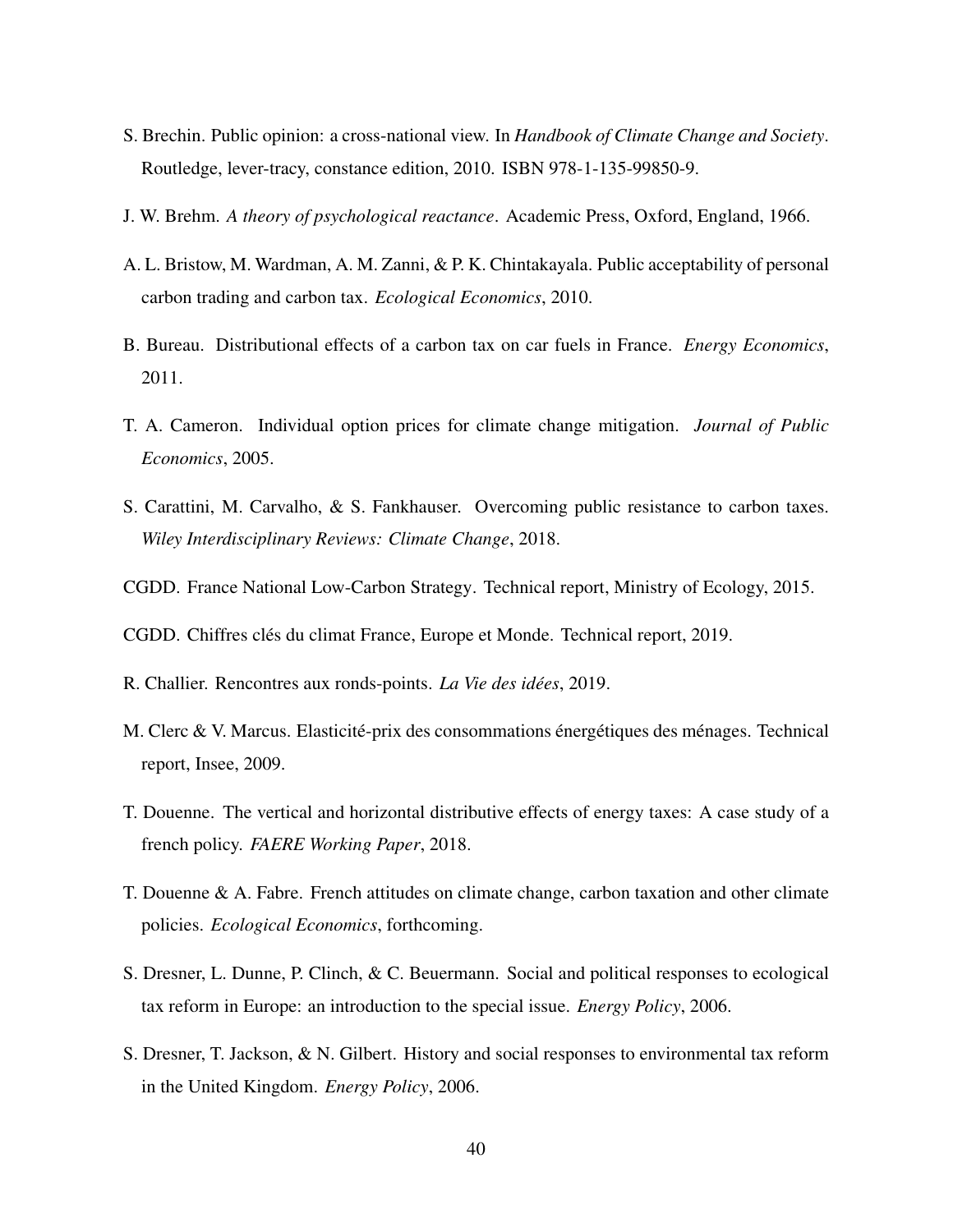S. Brechin. Public opinion: a cross-national view. In *Handbook of Climate Change and Society*. Routledge, lever-tracy, constance edition, 2010. ISBN 978-1-135-99850-9.

J. W. Brehm. *A theory of psychological reactance*. Academic Press, Oxford, England, 1966.

A. L. Bristow, M. Wardman, A. M. Zanni, & P. K. Chintakayala. Public acceptability of personal carbon trading and carbon tax. *Ecological Economics*, 2010.

B. Bureau. Distributional effects of a carbon tax on car fuels in France. *Energy Economics*, 2011.

T. A. Cameron. Individual option prices for climate change mitigation. *Journal of Public Economics*, 2005.

S. Carattini, M. Carvalho, & S. Fankhauser. Overcoming public resistance to carbon taxes. *Wiley Interdisciplinary Reviews: Climate Change*, 2018.

CGDD. France National Low-Carbon Strategy. Technical report, Ministry of Ecology, 2015.

CGDD. Chiffres clés du climat France, Europe et Monde. Technical report, 2019.

R. Challier. Rencontres aux ronds-points. *La Vie des idées*, 2019.

M. Clerc & V. Marcus. Elasticité-prix des consommations énergétiques des ménages. Technical report, Insee, 2009.

T. Douenne. The vertical and horizontal distributive effects of energy taxes: A case study of a french policy. *FAERE Working Paper*, 2018.

T. Douenne & A. Fabre. French attitudes on climate change, carbon taxation and other climate policies. *Ecological Economics*, forthcoming.

S. Dresner, L. Dunne, P. Clinch, & C. Beuermann. Social and political responses to ecological tax reform in Europe: an introduction to the special issue. *Energy Policy*, 2006.

S. Dresner, T. Jackson, & N. Gilbert. History and social responses to environmental tax reform in the United Kingdom. *Energy Policy*, 2006.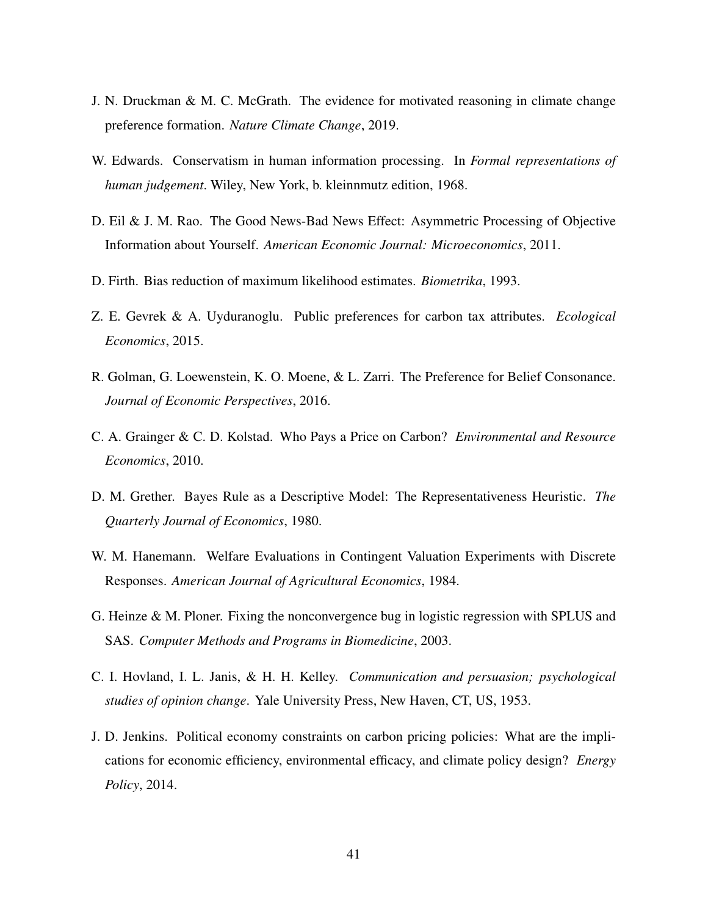J. N. Druckman & M. C. McGrath. The evidence for motivated reasoning in climate change preference formation. *Nature Climate Change*, 2019.

W. Edwards. Conservatism in human information processing. In *Formal representations of human judgement*. Wiley, New York, b. kleinnmutz edition, 1968.

D. Eil & J. M. Rao. The Good News-Bad News Effect: Asymmetric Processing of Objective Information about Yourself. *American Economic Journal: Microeconomics*, 2011.

D. Firth. Bias reduction of maximum likelihood estimates. *Biometrika*, 1993.

Z. E. Gevrek & A. Uyduranoglu. Public preferences for carbon tax attributes. *Ecological Economics*, 2015.

R. Golman, G. Loewenstein, K. O. Moene, & L. Zarri. The Preference for Belief Consonance. *Journal of Economic Perspectives*, 2016.

C. A. Grainger & C. D. Kolstad. Who Pays a Price on Carbon? *Environmental and Resource Economics*, 2010.

D. M. Grether. Bayes Rule as a Descriptive Model: The Representativeness Heuristic. *The Quarterly Journal of Economics*, 1980.

W. M. Hanemann. Welfare Evaluations in Contingent Valuation Experiments with Discrete Responses. *American Journal of Agricultural Economics*, 1984.

G. Heinze & M. Ploner. Fixing the nonconvergence bug in logistic regression with SPLUS and SAS. *Computer Methods and Programs in Biomedicine*, 2003.

C. I. Hovland, I. L. Janis, & H. H. Kelley. *Communication and persuasion; psychological studies of opinion change*. Yale University Press, New Haven, CT, US, 1953.

J. D. Jenkins. Political economy constraints on carbon pricing policies: What are the implications for economic efficiency, environmental efficacy, and climate policy design? *Energy Policy*, 2014.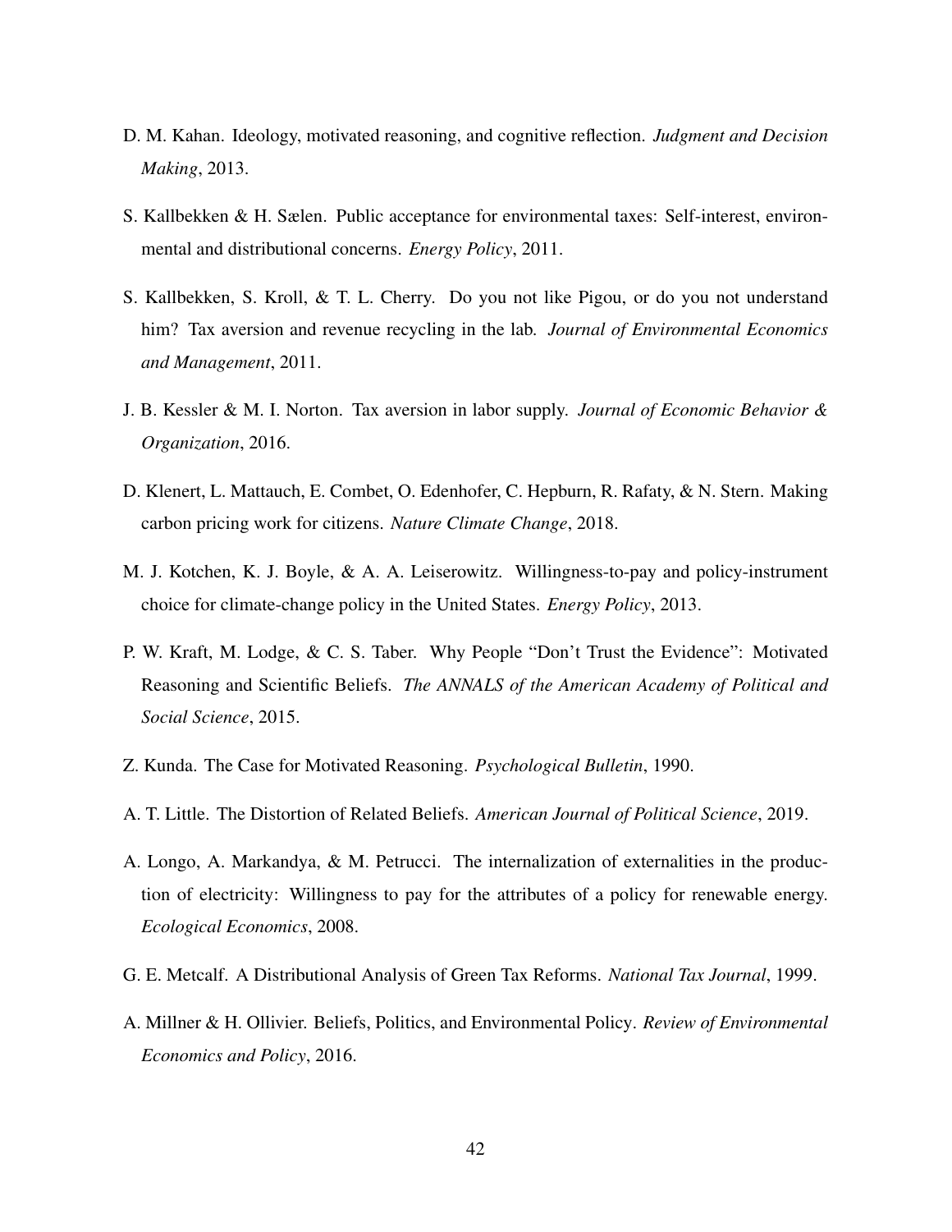D. M. Kahan. Ideology, motivated reasoning, and cognitive reflection. *Judgment and Decision Making*, 2013.

S. Kallbekken & H. Sælen. Public acceptance for environmental taxes: Self-interest, environmental and distributional concerns. *Energy Policy*, 2011.

S. Kallbekken, S. Kroll, & T. L. Cherry. Do you not like Pigou, or do you not understand him? Tax aversion and revenue recycling in the lab. *Journal of Environmental Economics and Management*, 2011.

J. B. Kessler & M. I. Norton. Tax aversion in labor supply. *Journal of Economic Behavior & Organization*, 2016.

D. Klenert, L. Mattauch, E. Combet, O. Edenhofer, C. Hepburn, R. Rafaty, & N. Stern. Making carbon pricing work for citizens. *Nature Climate Change*, 2018.

M. J. Kotchen, K. J. Boyle, & A. A. Leiserowitz. Willingness-to-pay and policy-instrument choice for climate-change policy in the United States. *Energy Policy*, 2013.

P. W. Kraft, M. Lodge, & C. S. Taber. Why People "Don't Trust the Evidence": Motivated Reasoning and Scientific Beliefs. *The ANNALS of the American Academy of Political and Social Science*, 2015.

Z. Kunda. The Case for Motivated Reasoning. *Psychological Bulletin*, 1990.

A. T. Little. The Distortion of Related Beliefs. *American Journal of Political Science*, 2019.

A. Longo, A. Markandya, & M. Petrucci. The internalization of externalities in the production of electricity: Willingness to pay for the attributes of a policy for renewable energy. *Ecological Economics*, 2008.

G. E. Metcalf. A Distributional Analysis of Green Tax Reforms. *National Tax Journal*, 1999.

A. Millner & H. Ollivier. Beliefs, Politics, and Environmental Policy. *Review of Environmental Economics and Policy*, 2016.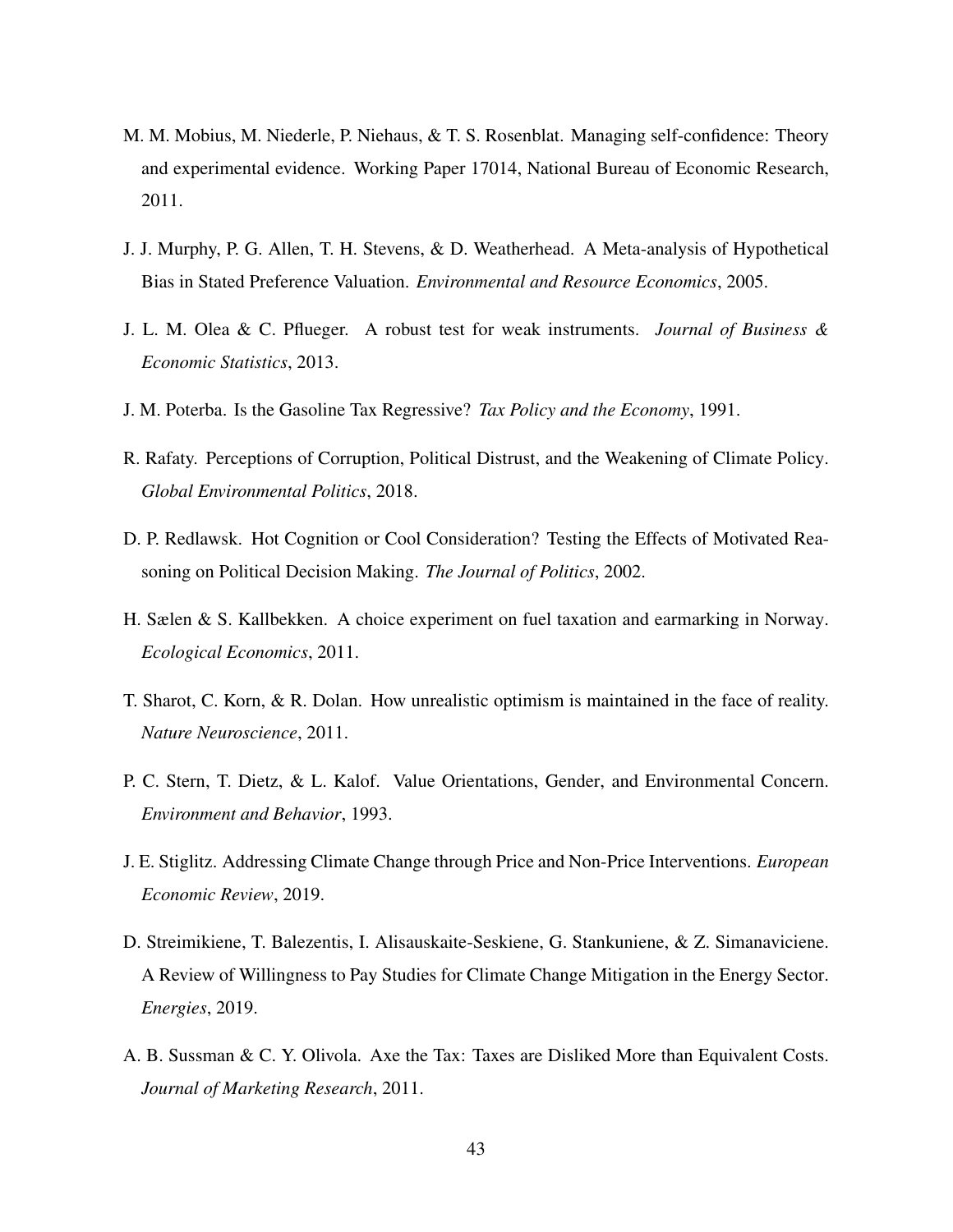M. M. Mobius, M. Niederle, P. Niehaus, & T. S. Rosenblat. Managing self-confidence: Theory and experimental evidence. Working Paper 17014, National Bureau of Economic Research, 2011.

J. J. Murphy, P. G. Allen, T. H. Stevens, & D. Weatherhead. A Meta-analysis of Hypothetical Bias in Stated Preference Valuation. *Environmental and Resource Economics*, 2005.

J. L. M. Olea & C. Pflueger. A robust test for weak instruments. *Journal of Business & Economic Statistics*, 2013.

J. M. Poterba. Is the Gasoline Tax Regressive? *Tax Policy and the Economy*, 1991.

R. Rafaty. Perceptions of Corruption, Political Distrust, and the Weakening of Climate Policy. *Global Environmental Politics*, 2018.

D. P. Redlawsk. Hot Cognition or Cool Consideration? Testing the Effects of Motivated Reasoning on Political Decision Making. *The Journal of Politics*, 2002.

H. Sælen & S. Kallbekken. A choice experiment on fuel taxation and earmarking in Norway. *Ecological Economics*, 2011.

T. Sharot, C. Korn, & R. Dolan. How unrealistic optimism is maintained in the face of reality. *Nature Neuroscience*, 2011.

P. C. Stern, T. Dietz, & L. Kalof. Value Orientations, Gender, and Environmental Concern. *Environment and Behavior*, 1993.

J. E. Stiglitz. Addressing Climate Change through Price and Non-Price Interventions. *European Economic Review*, 2019.

D. Streimikiene, T. Balezentis, I. Alisauskaite-Seskiene, G. Stankuniene, & Z. Simanaviciene. A Review of Willingness to Pay Studies for Climate Change Mitigation in the Energy Sector. *Energies*, 2019.

A. B. Sussman & C. Y. Olivola. Axe the Tax: Taxes are Disliked More than Equivalent Costs. *Journal of Marketing Research*, 2011.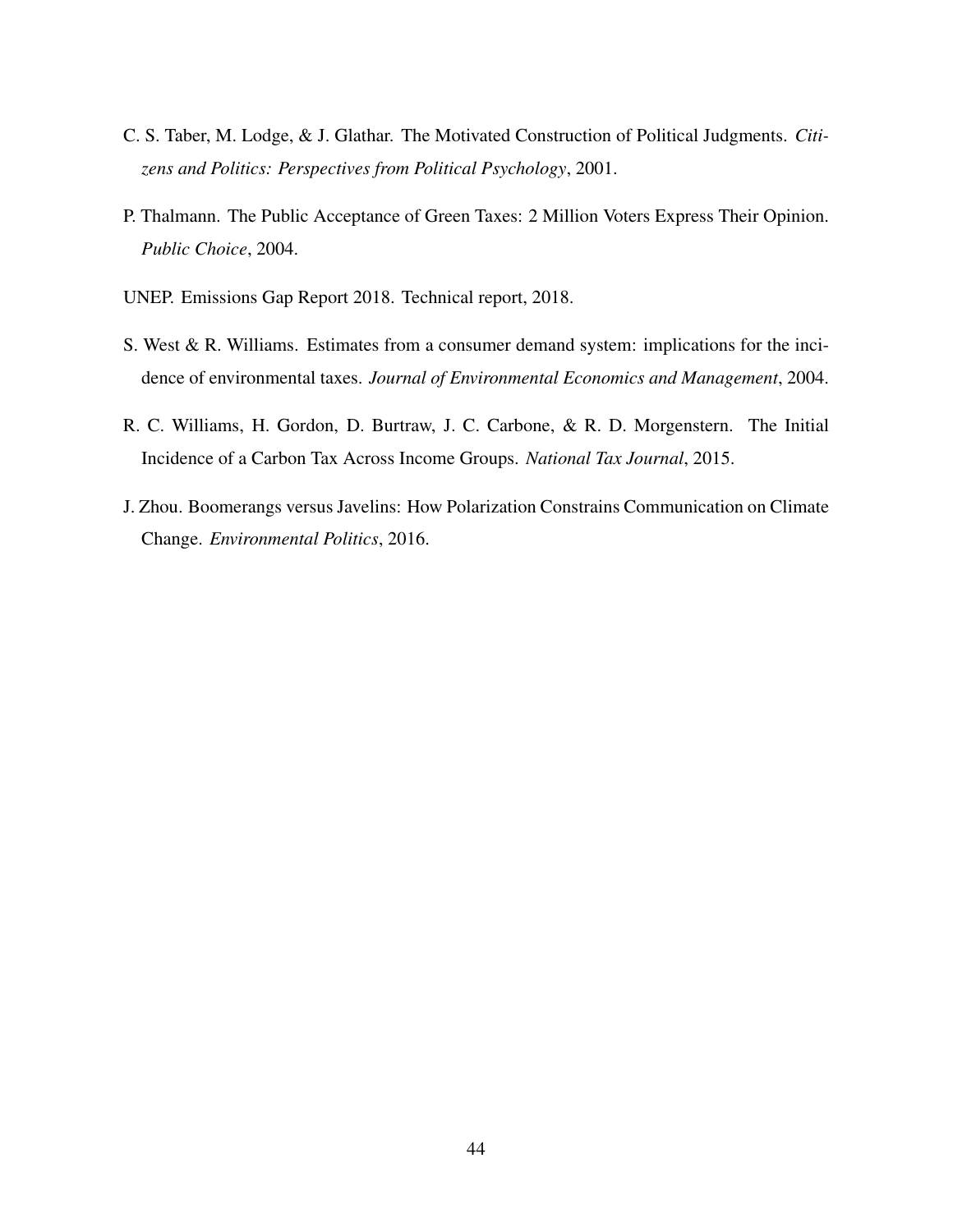C. S. Taber, M. Lodge, & J. Glathar. The Motivated Construction of Political Judgments. *Citizens and Politics: Perspectives from Political Psychology*, 2001.

P. Thalmann. The Public Acceptance of Green Taxes: 2 Million Voters Express Their Opinion. *Public Choice*, 2004.

UNEP. Emissions Gap Report 2018. Technical report, 2018.

S. West & R. Williams. Estimates from a consumer demand system: implications for the incidence of environmental taxes. *Journal of Environmental Economics and Management*, 2004.

R. C. Williams, H. Gordon, D. Burtraw, J. C. Carbone, & R. D. Morgenstern. The Initial Incidence of a Carbon Tax Across Income Groups. *National Tax Journal*, 2015.

J. Zhou. Boomerangs versus Javelins: How Polarization Constrains Communication on Climate Change. *Environmental Politics*, 2016.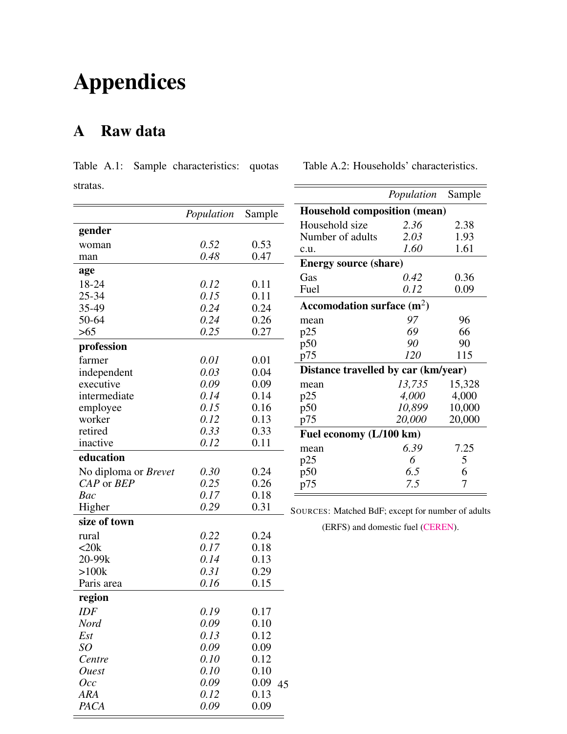# Appendices

## A Raw data

Table A.1: Sample characteristics: quotas stratas.

| | *Population* | Sample |
|---|---|---|
| **gender** | | |
| woman | *0.52* | 0.53 |
| man | *0.48* | 0.47 |
| **age** | | |
| 18-24 | *0.12* | 0.11 |
| 25-34 | *0.15* | 0.11 |
| 35-49 | *0.24* | 0.24 |
| 50-64 | *0.24* | 0.26 |
| >65 | *0.25* | 0.27 |
| **profession** | | |
| farmer | *0.01* | 0.01 |
| independent | *0.03* | 0.04 |
| executive | *0.09* | 0.09 |
| intermediate | *0.14* | 0.14 |
| employee | *0.15* | 0.16 |
| worker | *0.12* | 0.13 |
| retired | *0.33* | 0.33 |
| inactive | *0.12* | 0.11 |
| **education** | | |
| No diploma or *Brevet* | *0.30* | 0.24 |
| *CAP* or *BEP* | *0.25* | 0.26 |
| *Bac* | *0.17* | 0.18 |
| Higher | *0.29* | 0.31 |
| **size of town** | | |
| rural | *0.22* | 0.24 |
| <20k | *0.17* | 0.18 |
| 20-99k | *0.14* | 0.13 |
| >100k | *0.31* | 0.29 |
| Paris area | *0.16* | 0.15 |
| **region** | | |
| *IDF* | *0.19* | 0.17 |
| *Nord* | *0.09* | 0.10 |
| *Est* | *0.13* | 0.12 |
| *SO* | *0.09* | 0.09 |
| *Centre* | *0.10* | 0.12 |
| *Ouest* | *0.10* | 0.10 |
| *Occ* | *0.09* | 0.09 |
| *ARA* | *0.12* | 0.13 |
| *PACA* | *0.09* | 0.09 |

Table A.2: Households' characteristics.

| | *Population* | Sample |
|---|---|---|
| **Household composition (mean)** | | |
| Household size | *2.36* | 2.38 |
| Number of adults | *2.03* | 1.93 |
| c.u. | *1.60* | 1.61 |
| **Energy source (share)** | | |
| Gas | *0.42* | 0.36 |
| Fuel | *0.12* | 0.09 |
| **Accomodation surface (m$^2$)** | | |
| mean | *97* | 96 |
| p25 | *69* | 66 |
| p50 | *90* | 90 |
| p75 | *120* | 115 |
| **Distance travelled by car (km/year)** | | |
| mean | *13,735* | 15,328 |
| p25 | *4,000* | 4,000 |
| p50 | *10,899* | 10,000 |
| p75 | *20,000* | 20,000 |
| **Fuel economy (L/100 km)** | | |
| mean | *6.39* | 7.25 |
| p25 | *6* | 5 |
| p50 | *6.5* | 6 |
| p75 | *7.5* | 7 |

SOURCES: Matched BdF; except for number of adults (ERFS) and domestic fuel (CEREN).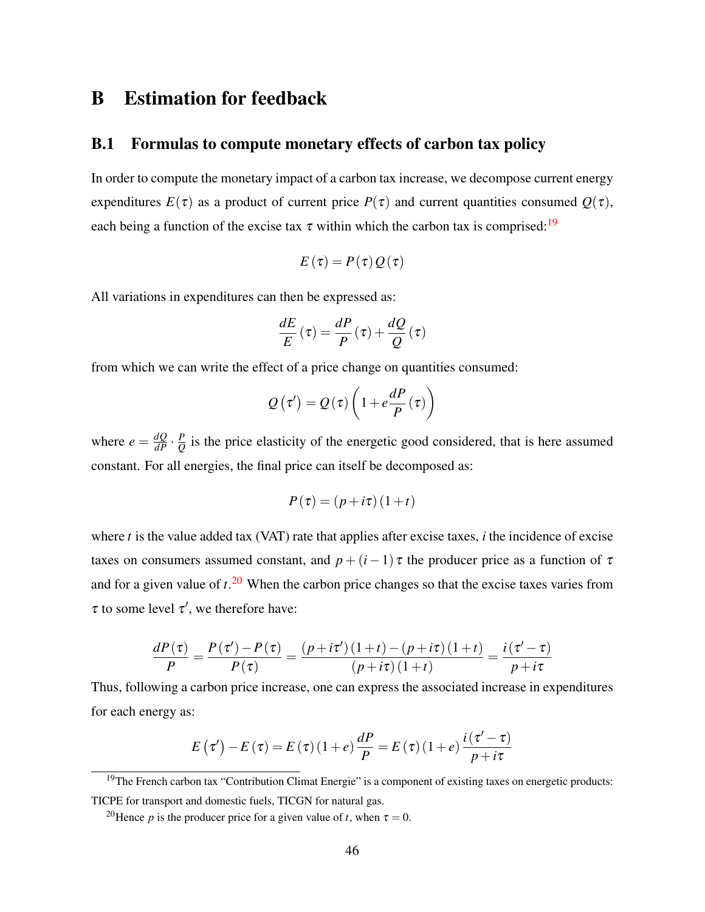# B Estimation for feedback

## B.1 Formulas to compute monetary effects of carbon tax policy

In order to compute the monetary impact of a carbon tax increase, we decompose current energy expenditures $E(\tau)$ as a product of current price $P(\tau)$ and current quantities consumed $Q(\tau)$, each being a function of the excise tax $\tau$ within which the carbon tax is comprised:[19]

$$E(\tau) = P(\tau)\,Q(\tau)$$

All variations in expenditures can then be expressed as:

$$\frac{dE}{E}(\tau) = \frac{dP}{P}(\tau) + \frac{dQ}{Q}(\tau)$$

from which we can write the effect of a price change on quantities consumed:

$$Q(\tau') = Q(\tau)\left(1 + e\frac{dP}{P}(\tau)\right)$$

where $e = \frac{dQ}{dP} \cdot \frac{P}{Q}$ is the price elasticity of the energetic good considered, that is here assumed constant. For all energies, the final price can itself be decomposed as:

$$P(\tau) = (p + i\tau)(1 + t)$$

where $t$ is the value added tax (VAT) rate that applies after excise taxes, $i$ the incidence of excise taxes on consumers assumed constant, and $p + (i-1)\tau$ the producer price as a function of $\tau$ and for a given value of $t$.[20] When the carbon price changes so that the excise taxes varies from $\tau$ to some level $\tau'$, we therefore have:

$$\frac{dP(\tau)}{P} = \frac{P(\tau') - P(\tau)}{P(\tau)} = \frac{(p + i\tau')(1+t) - (p + i\tau)(1+t)}{(p + i\tau)(1+t)} = \frac{i(\tau' - \tau)}{p + i\tau}$$

Thus, following a carbon price increase, one can express the associated increase in expenditures for each energy as:

$$E(\tau') - E(\tau) = E(\tau)(1+e)\frac{dP}{P} = E(\tau)(1+e)\frac{i(\tau' - \tau)}{p + i\tau}$$

[19] The French carbon tax "Contribution Climat Energie" is a component of existing taxes on energetic products: TICPE for transport and domestic fuels, TICGN for natural gas.

[20] Hence $p$ is the producer price for a given value of $t$, when $\tau = 0$.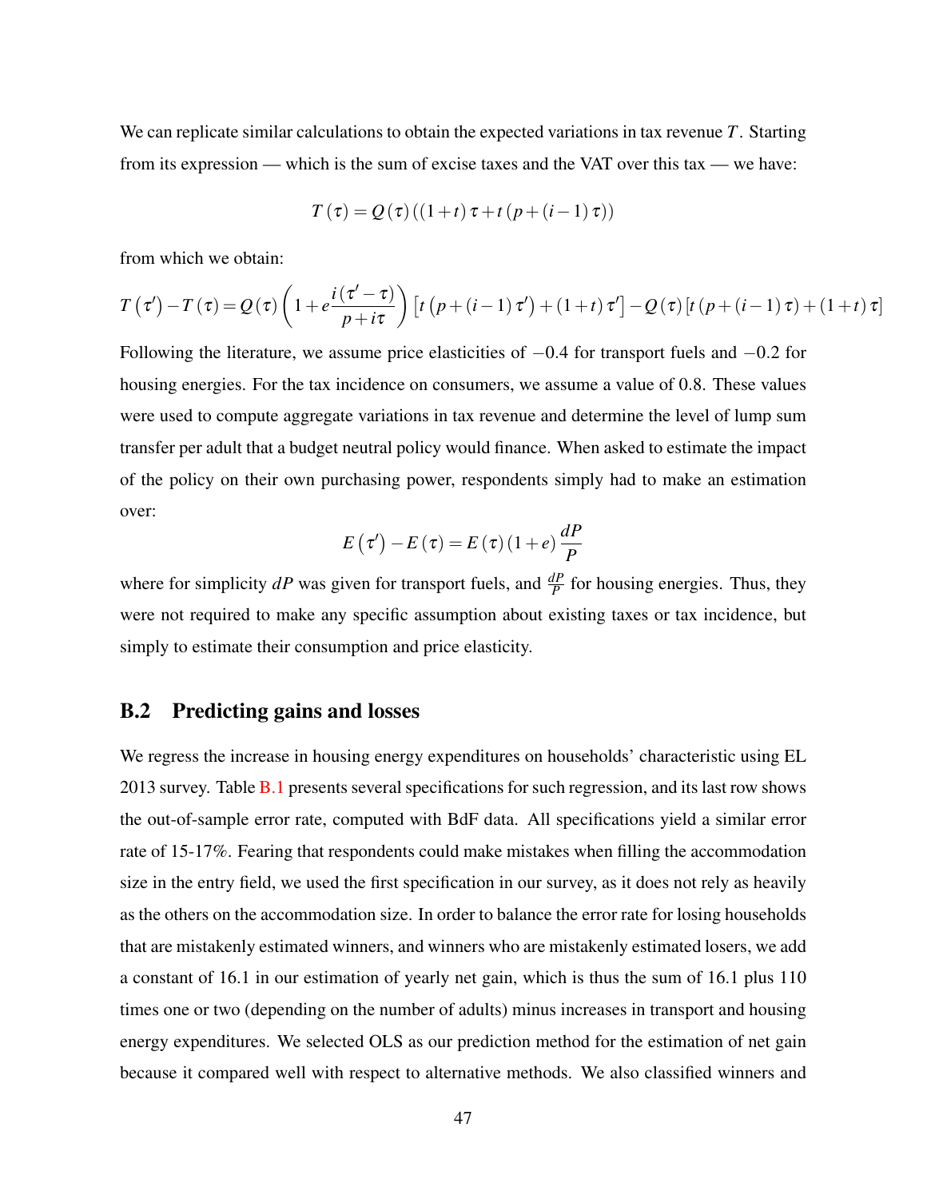We can replicate similar calculations to obtain the expected variations in tax revenue $T$. Starting from its expression — which is the sum of excise taxes and the VAT over this tax — we have:

$$T(\tau) = Q(\tau)\left((1+t)\tau + t\left(p + (i-1)\tau\right)\right)$$

from which we obtain:

$$T\left(\tau'\right) - T(\tau) = Q(\tau)\left(1 + e\frac{i\left(\tau' - \tau\right)}{p + i\tau}\right)\left[t\left(p + (i-1)\tau'\right) + (1+t)\tau'\right] - Q(\tau)\left[t\left(p + (i-1)\tau\right) + (1+t)\tau\right]$$

Following the literature, we assume price elasticities of $-0.4$ for transport fuels and $-0.2$ for housing energies. For the tax incidence on consumers, we assume a value of 0.8. These values were used to compute aggregate variations in tax revenue and determine the level of lump sum transfer per adult that a budget neutral policy would finance. When asked to estimate the impact of the policy on their own purchasing power, respondents simply had to make an estimation over:

$$E\left(\tau'\right) - E(\tau) = E(\tau)(1+e)\frac{dP}{P}$$

where for simplicity $dP$ was given for transport fuels, and $\frac{dP}{P}$ for housing energies. Thus, they were not required to make any specific assumption about existing taxes or tax incidence, but simply to estimate their consumption and price elasticity.

## B.2 Predicting gains and losses

We regress the increase in housing energy expenditures on households' characteristic using EL 2013 survey. Table B.1 presents several specifications for such regression, and its last row shows the out-of-sample error rate, computed with BdF data. All specifications yield a similar error rate of 15-17%. Fearing that respondents could make mistakes when filling the accommodation size in the entry field, we used the first specification in our survey, as it does not rely as heavily as the others on the accommodation size. In order to balance the error rate for losing households that are mistakenly estimated winners, and winners who are mistakenly estimated losers, we add a constant of 16.1 in our estimation of yearly net gain, which is thus the sum of 16.1 plus 110 times one or two (depending on the number of adults) minus increases in transport and housing energy expenditures. We selected OLS as our prediction method for the estimation of net gain because it compared well with respect to alternative methods. We also classified winners and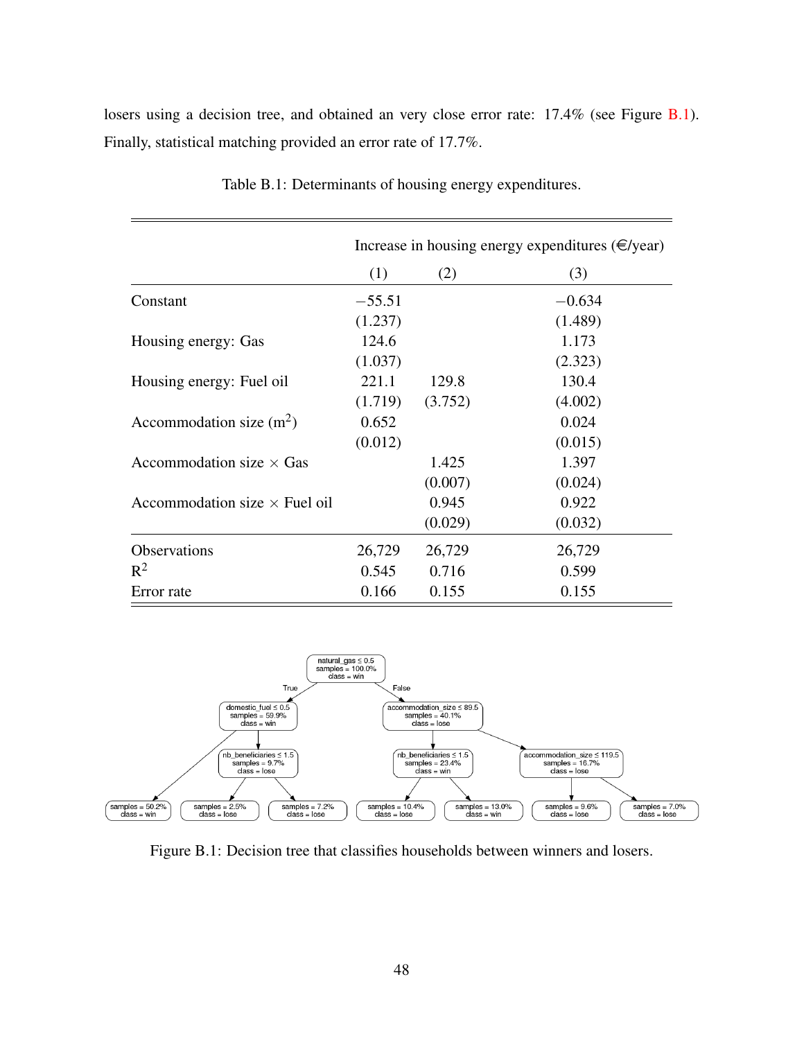losers using a decision tree, and obtained an very close error rate: 17.4% (see Figure B.1). Finally, statistical matching provided an error rate of 17.7%.

Table B.1: Determinants of housing energy expenditures.

| | Increase in housing energy expenditures (€/year) | | |
|---|---|---|---|
| | (1) | (2) | (3) |
| Constant | −55.51 | | −0.634 |
| | (1.237) | | (1.489) |
| Housing energy: Gas | 124.6 | | 1.173 |
| | (1.037) | | (2.323) |
| Housing energy: Fuel oil | 221.1 | 129.8 | 130.4 |
| | (1.719) | (3.752) | (4.002) |
| Accommodation size ($m^2$) | 0.652 | | 0.024 |
| | (0.012) | | (0.015) |
| Accommodation size × Gas | | 1.425 | 1.397 |
| | | (0.007) | (0.024) |
| Accommodation size × Fuel oil | | 0.945 | 0.922 |
| | | (0.029) | (0.032) |
| Observations | 26,729 | 26,729 | 26,729 |
| $R^2$ | 0.545 | 0.716 | 0.599 |
| Error rate | 0.166 | 0.155 | 0.155 |

Figure B.1: Decision tree that classifies households between winners and losers.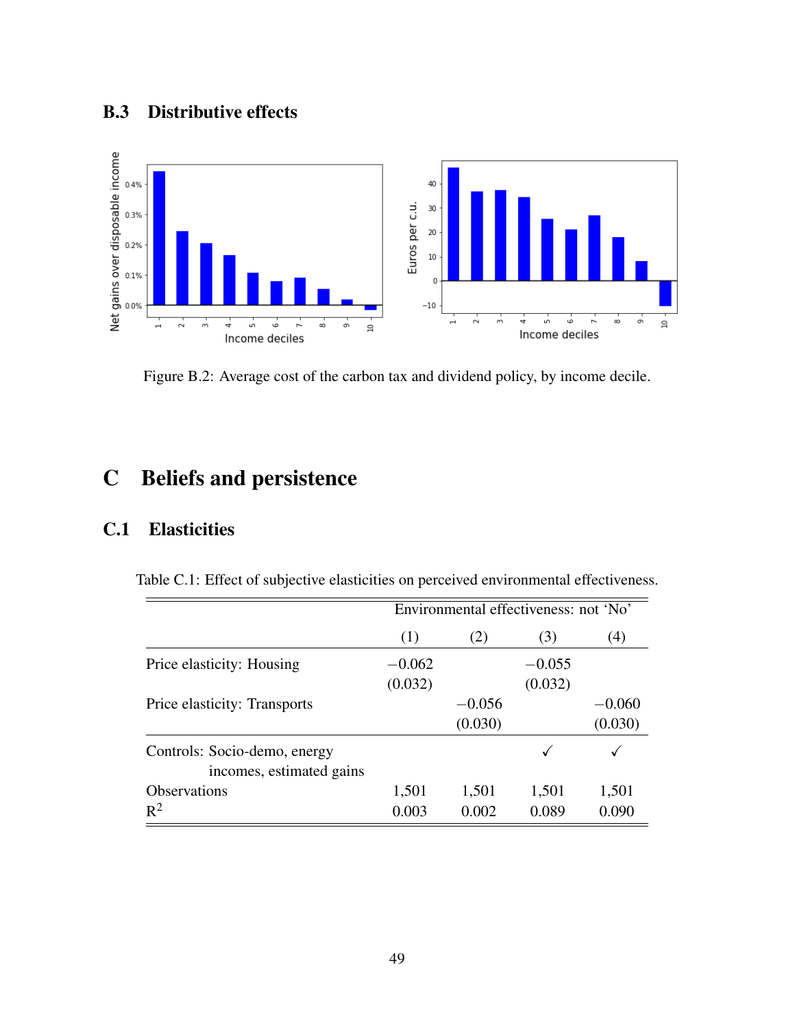## B.3 Distributive effects

Figure B.2: Average cost of the carbon tax and dividend policy, by income decile.

# C Beliefs and persistence

## C.1 Elasticities

Table C.1: Effect of subjective elasticities on perceived environmental effectiveness.

| | Environmental effectiveness: not 'No' | | | |
|---|---|---|---|---|
| | (1) | (2) | (3) | (4) |
| Price elasticity: Housing | −0.062 | | −0.055 | |
| | (0.032) | | (0.032) | |
| Price elasticity: Transports | | −0.056 | | −0.060 |
| | | (0.030) | | (0.030) |
| Controls: Socio-demo, energy incomes, estimated gains | | | ✓ | ✓ |
| Observations | 1,501 | 1,501 | 1,501 | 1,501 |
| $R^2$ | 0.003 | 0.002 | 0.089 | 0.090 |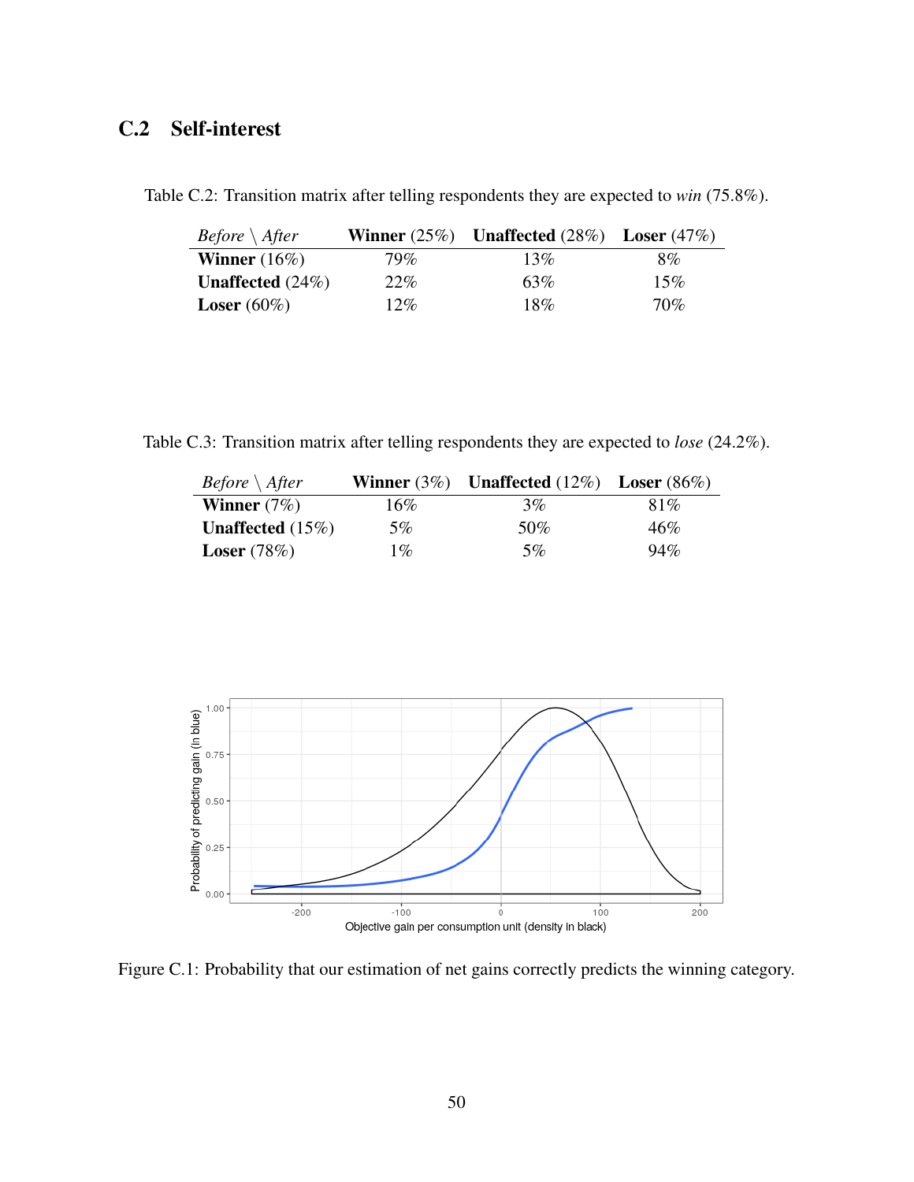## C.2 Self-interest

Table C.2: Transition matrix after telling respondents they are expected to *win* (75.8%).

| *Before* \ *After* | **Winner** (25%) | **Unaffected** (28%) | **Loser** (47%) |
|---|---|---|---|
| **Winner** (16%) | 79% | 13% | 8% |
| **Unaffected** (24%) | 22% | 63% | 15% |
| **Loser** (60%) | 12% | 18% | 70% |

Table C.3: Transition matrix after telling respondents they are expected to *lose* (24.2%).

| *Before* \ *After* | **Winner** (3%) | **Unaffected** (12%) | **Loser** (86%) |
|---|---|---|---|
| **Winner** (7%) | 16% | 3% | 81% |
| **Unaffected** (15%) | 5% | 50% | 46% |
| **Loser** (78%) | 1% | 5% | 94% |

Figure C.1: Probability that our estimation of net gains correctly predicts the winning category.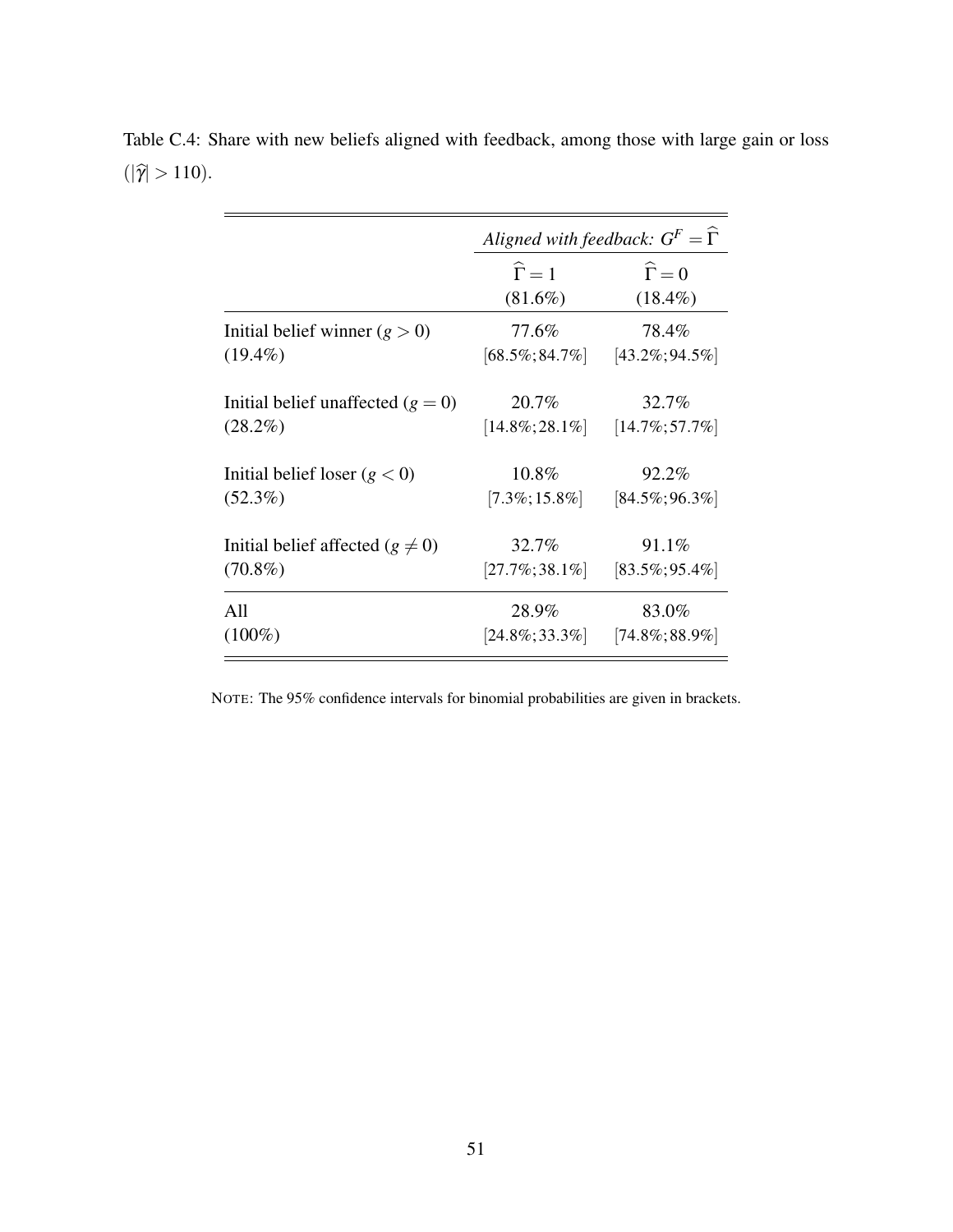Table C.4: Share with new beliefs aligned with feedback, among those with large gain or loss ($|\widehat{\gamma}| > 110$).

| | *Aligned with feedback:* $G^F = \widehat{\Gamma}$ | |
|---|---|---|
| | $\widehat{\Gamma} = 1$ (81.6%) | $\widehat{\Gamma} = 0$ (18.4%) |
| Initial belief winner ($g > 0$) (19.4%) | 77.6% [68.5%; 84.7%] | 78.4% [43.2%; 94.5%] |
| Initial belief unaffected ($g = 0$) (28.2%) | 20.7% [14.8%; 28.1%] | 32.7% [14.7%; 57.7%] |
| Initial belief loser ($g < 0$) (52.3%) | 10.8% [7.3%; 15.8%] | 92.2% [84.5%; 96.3%] |
| Initial belief affected ($g \neq 0$) (70.8%) | 32.7% [27.7%; 38.1%] | 91.1% [83.5%; 95.4%] |
| All (100%) | 28.9% [24.8%; 33.3%] | 83.0% [74.8%; 88.9%] |

NOTE: The 95% confidence intervals for binomial probabilities are given in brackets.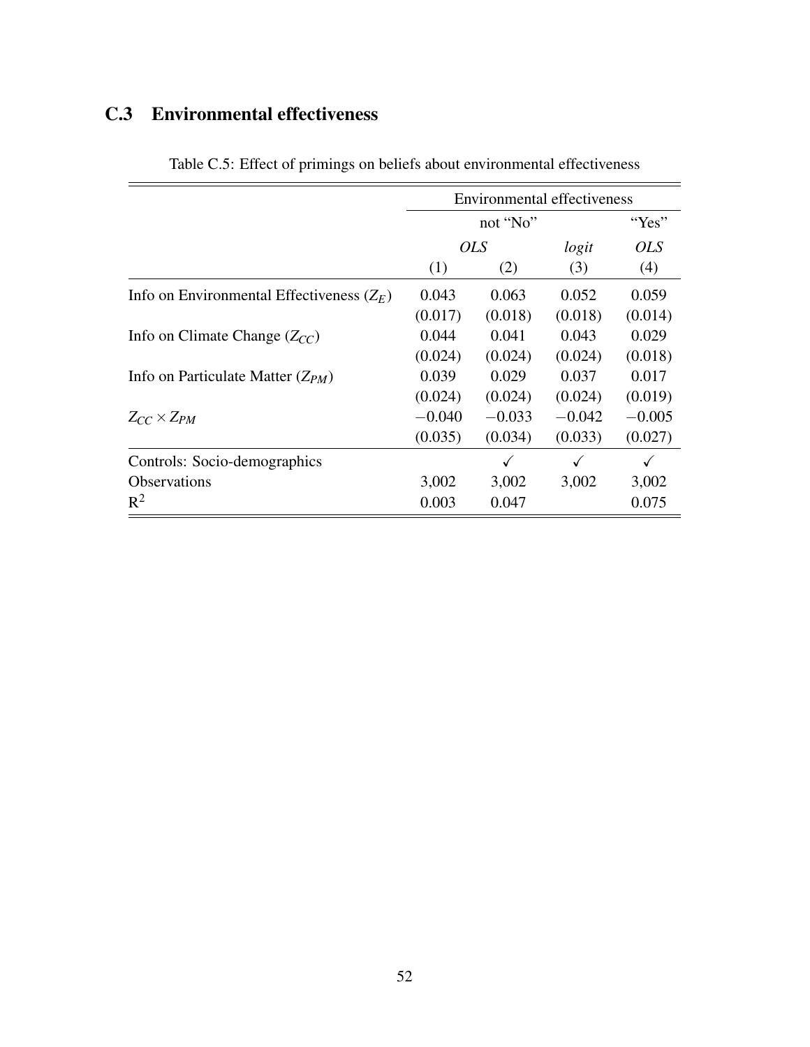## C.3 Environmental effectiveness

Table C.5: Effect of primings on beliefs about environmental effectiveness

| | Environmental effectiveness | | | |
|---|---|---|---|---|
| | not "No" | | | "Yes" |
| | *OLS* | | *logit* | *OLS* |
| | (1) | (2) | (3) | (4) |
| Info on Environmental Effectiveness ($Z_E$) | 0.043 | 0.063 | 0.052 | 0.059 |
| | (0.017) | (0.018) | (0.018) | (0.014) |
| Info on Climate Change ($Z_{CC}$) | 0.044 | 0.041 | 0.043 | 0.029 |
| | (0.024) | (0.024) | (0.024) | (0.018) |
| Info on Particulate Matter ($Z_{PM}$) | 0.039 | 0.029 | 0.037 | 0.017 |
| | (0.024) | (0.024) | (0.024) | (0.019) |
| $Z_{CC} \times Z_{PM}$ | $-0.040$ | $-0.033$ | $-0.042$ | $-0.005$ |
| | (0.035) | (0.034) | (0.033) | (0.027) |
| Controls: Socio-demographics | | ✓ | ✓ | ✓ |
| Observations | 3,002 | 3,002 | 3,002 | 3,002 |
| $R^2$ | 0.003 | 0.047 | | 0.075 |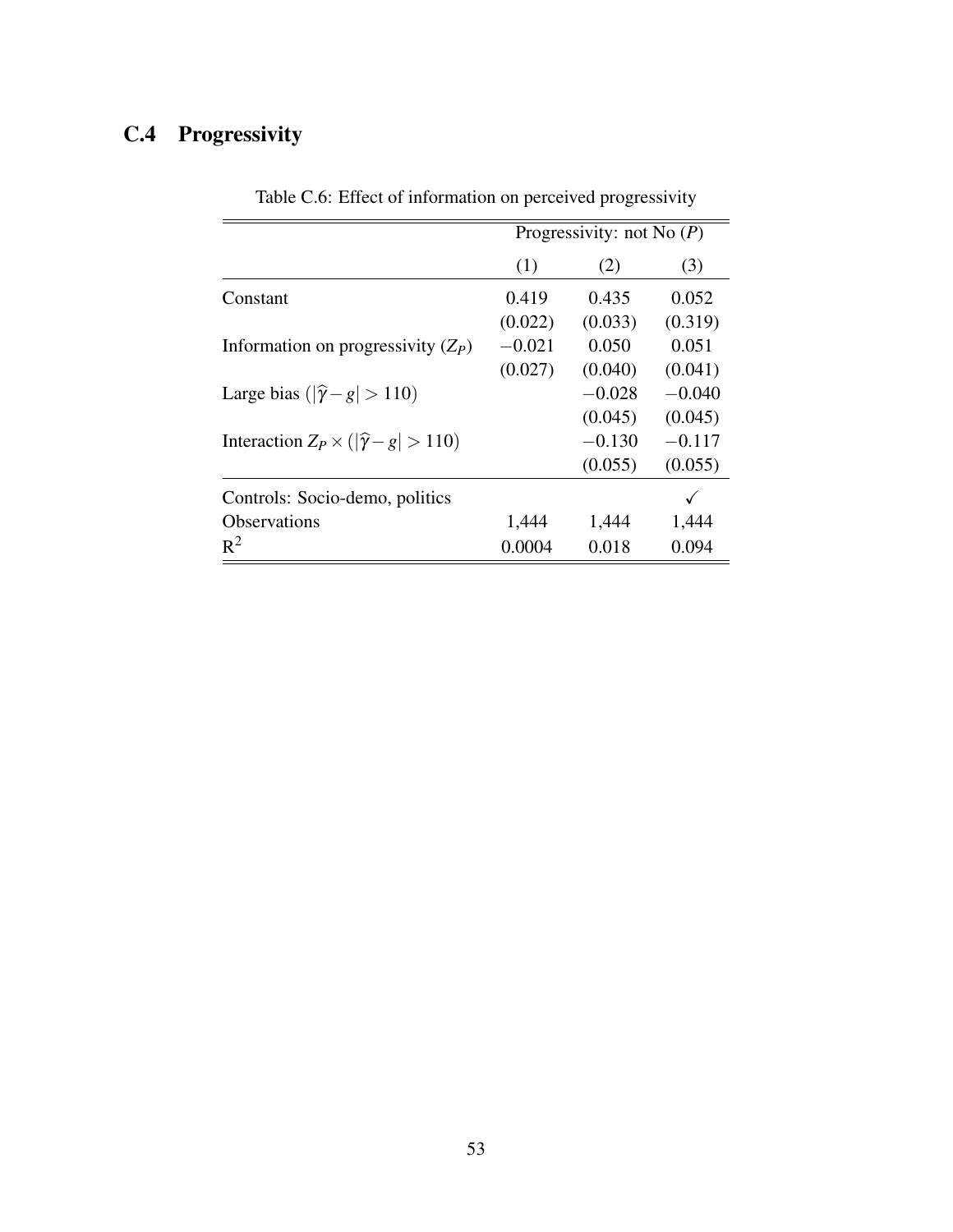## C.4 Progressivity

Table C.6: Effect of information on perceived progressivity

| | Progressivity: not No ($P$) | | |
|---|---|---|---|
| | (1) | (2) | (3) |
| Constant | 0.419 | 0.435 | 0.052 |
| | (0.022) | (0.033) | (0.319) |
| Information on progressivity ($Z_P$) | −0.021 | 0.050 | 0.051 |
| | (0.027) | (0.040) | (0.041) |
| Large bias ($\|\widehat{\gamma} - g\| > 110$) | | −0.028 | −0.040 |
| | | (0.045) | (0.045) |
| Interaction $Z_P \times (\|\widehat{\gamma} - g\| > 110)$ | | −0.130 | −0.117 |
| | | (0.055) | (0.055) |
| Controls: Socio-demo, politics | | | ✓ |
| Observations | 1,444 | 1,444 | 1,444 |
| $R^2$ | 0.0004 | 0.018 | 0.094 |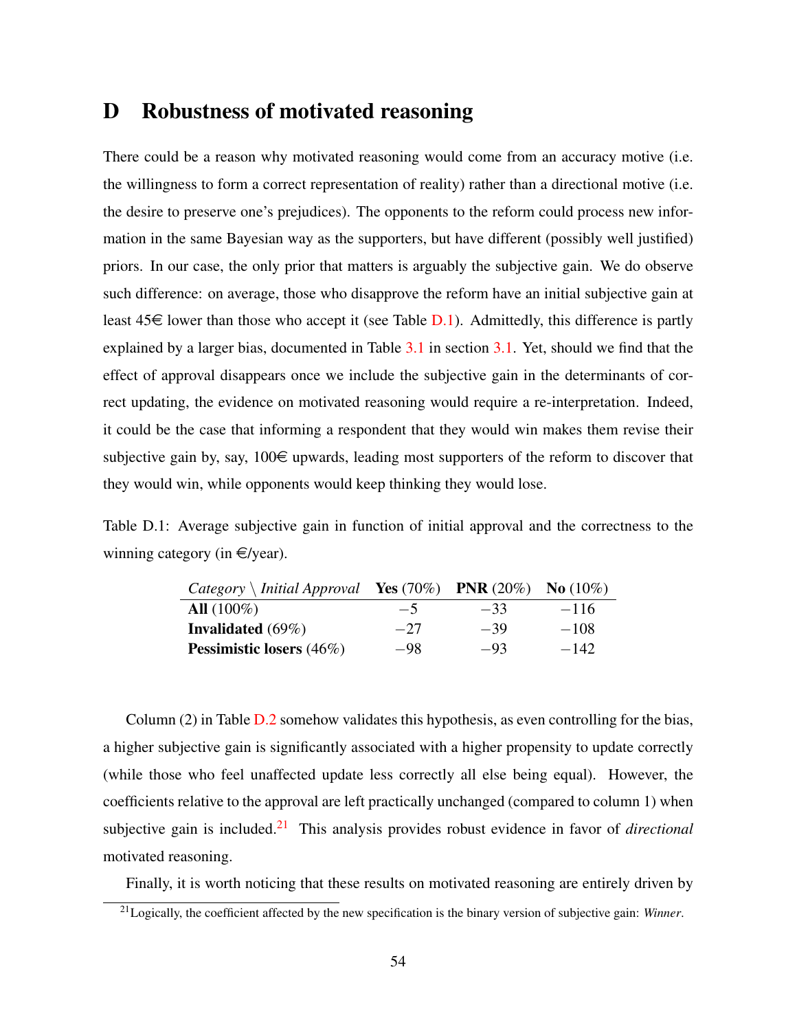# D Robustness of motivated reasoning

There could be a reason why motivated reasoning would come from an accuracy motive (i.e. the willingness to form a correct representation of reality) rather than a directional motive (i.e. the desire to preserve one's prejudices). The opponents to the reform could process new information in the same Bayesian way as the supporters, but have different (possibly well justified) priors. In our case, the only prior that matters is arguably the subjective gain. We do observe such difference: on average, those who disapprove the reform have an initial subjective gain at least 45€ lower than those who accept it (see Table D.1). Admittedly, this difference is partly explained by a larger bias, documented in Table 3.1 in section 3.1. Yet, should we find that the effect of approval disappears once we include the subjective gain in the determinants of correct updating, the evidence on motivated reasoning would require a re-interpretation. Indeed, it could be the case that informing a respondent that they would win makes them revise their subjective gain by, say, 100€ upwards, leading most supporters of the reform to discover that they would win, while opponents would keep thinking they would lose.

Table D.1: Average subjective gain in function of initial approval and the correctness to the winning category (in €/year).

| *Category* \ *Initial Approval* | **Yes** (70%) | **PNR** (20%) | **No** (10%) |
|---|---|---|---|
| **All** (100%) | $-5$ | $-33$ | $-116$ |
| **Invalidated** (69%) | $-27$ | $-39$ | $-108$ |
| **Pessimistic losers** (46%) | $-98$ | $-93$ | $-142$ |

Column (2) in Table D.2 somehow validates this hypothesis, as even controlling for the bias, a higher subjective gain is significantly associated with a higher propensity to update correctly (while those who feel unaffected update less correctly all else being equal). However, the coefficients relative to the approval are left practically unchanged (compared to column 1) when subjective gain is included.[21] This analysis provides robust evidence in favor of *directional* motivated reasoning.

Finally, it is worth noticing that these results on motivated reasoning are entirely driven by

[21] Logically, the coefficient affected by the new specification is the binary version of subjective gain: *Winner*.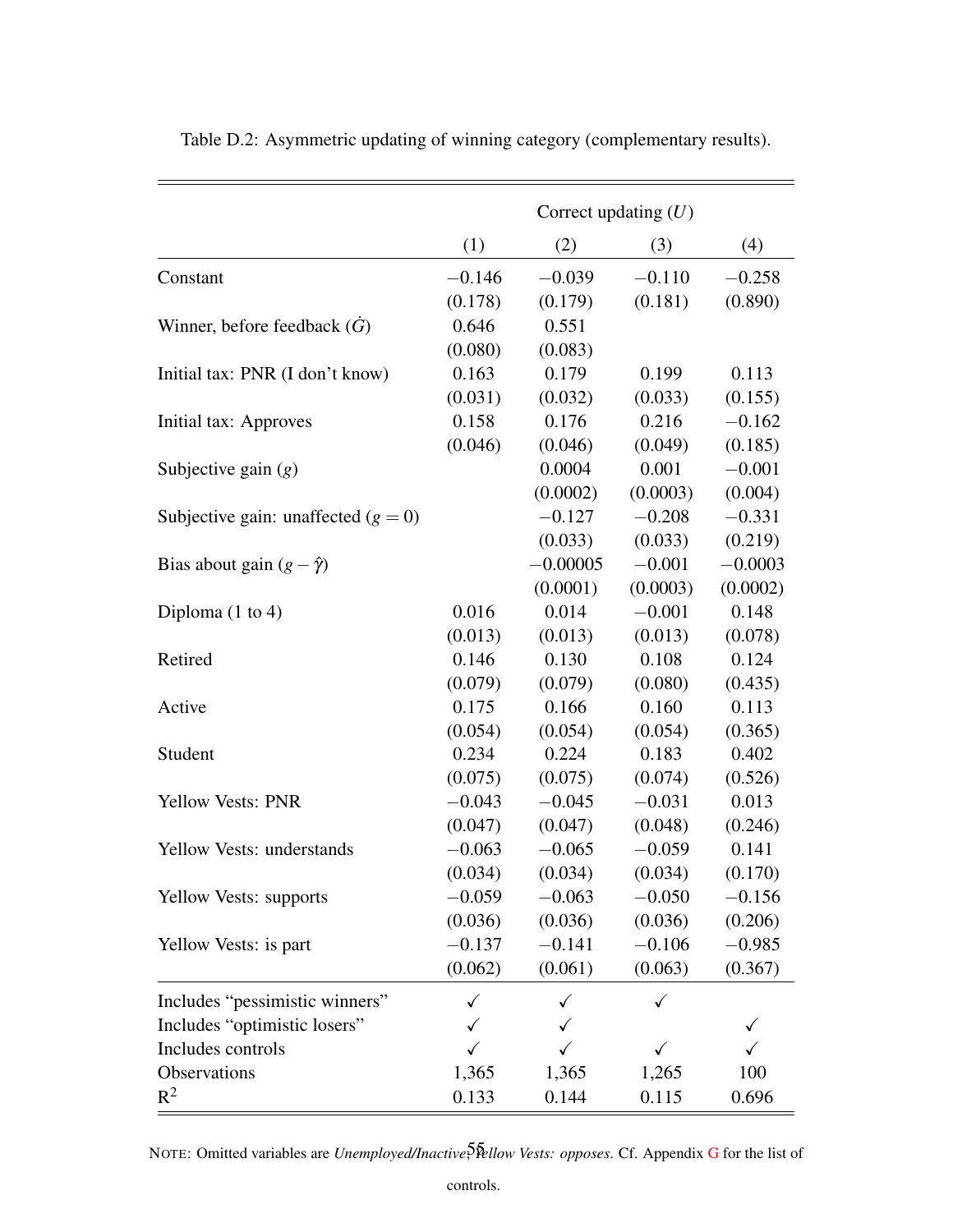Table D.2: Asymmetric updating of winning category (complementary results).

| | Correct updating ($U$) | | | |
|---|---|---|---|---|
| | (1) | (2) | (3) | (4) |
| Constant | −0.146 | −0.039 | −0.110 | −0.258 |
| | (0.178) | (0.179) | (0.181) | (0.890) |
| Winner, before feedback ($\dot{G}$) | 0.646 | 0.551 | | |
| | (0.080) | (0.083) | | |
| Initial tax: PNR (I don't know) | 0.163 | 0.179 | 0.199 | 0.113 |
| | (0.031) | (0.032) | (0.033) | (0.155) |
| Initial tax: Approves | 0.158 | 0.176 | 0.216 | −0.162 |
| | (0.046) | (0.046) | (0.049) | (0.185) |
| Subjective gain ($g$) | | 0.0004 | 0.001 | −0.001 |
| | | (0.0002) | (0.0003) | (0.004) |
| Subjective gain: unaffected ($g = 0$) | | −0.127 | −0.208 | −0.331 |
| | | (0.033) | (0.033) | (0.219) |
| Bias about gain ($g - \hat{\gamma}$) | | −0.00005 | −0.001 | −0.0003 |
| | | (0.0001) | (0.0003) | (0.0002) |
| Diploma (1 to 4) | 0.016 | 0.014 | −0.001 | 0.148 |
| | (0.013) | (0.013) | (0.013) | (0.078) |
| Retired | 0.146 | 0.130 | 0.108 | 0.124 |
| | (0.079) | (0.079) | (0.080) | (0.435) |
| Active | 0.175 | 0.166 | 0.160 | 0.113 |
| | (0.054) | (0.054) | (0.054) | (0.365) |
| Student | 0.234 | 0.224 | 0.183 | 0.402 |
| | (0.075) | (0.075) | (0.074) | (0.526) |
| Yellow Vests: PNR | −0.043 | −0.045 | −0.031 | 0.013 |
| | (0.047) | (0.047) | (0.048) | (0.246) |
| Yellow Vests: understands | −0.063 | −0.065 | −0.059 | 0.141 |
| | (0.034) | (0.034) | (0.034) | (0.170) |
| Yellow Vests: supports | −0.059 | −0.063 | −0.050 | −0.156 |
| | (0.036) | (0.036) | (0.036) | (0.206) |
| Yellow Vests: is part | −0.137 | −0.141 | −0.106 | −0.985 |
| | (0.062) | (0.061) | (0.063) | (0.367) |
| Includes "pessimistic winners" | ✓ | ✓ | ✓ | |
| Includes "optimistic losers" | ✓ | ✓ | | ✓ |
| Includes controls | ✓ | ✓ | ✓ | ✓ |
| Observations | 1,365 | 1,365 | 1,265 | 100 |
| $R^2$ | 0.133 | 0.144 | 0.115 | 0.696 |

NOTE: Omitted variables are *Unemployed/Inactive*, *Yellow Vests: opposes*. Cf. Appendix G for the list of controls.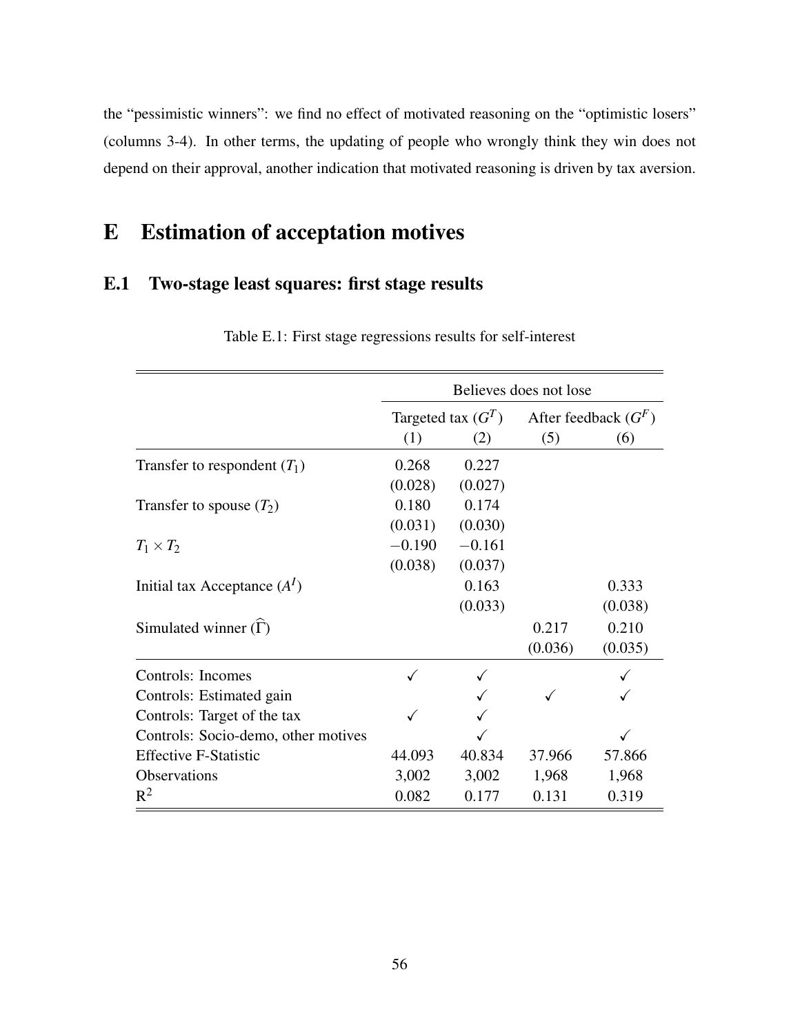the "pessimistic winners": we find no effect of motivated reasoning on the "optimistic losers" (columns 3-4). In other terms, the updating of people who wrongly think they win does not depend on their approval, another indication that motivated reasoning is driven by tax aversion.

# E Estimation of acceptation motives

## E.1 Two-stage least squares: first stage results

Table E.1: First stage regressions results for self-interest

| | Believes does not lose | | | |
|---|---|---|---|---|
| | Targeted tax ($G^T$) | | After feedback ($G^F$) | |
| | (1) | (2) | (5) | (6) |
| Transfer to respondent ($T_1$) | 0.268 | 0.227 | | |
| | (0.028) | (0.027) | | |
| Transfer to spouse ($T_2$) | 0.180 | 0.174 | | |
| | (0.031) | (0.030) | | |
| $T_1 \times T_2$ | $-0.190$ | $-0.161$ | | |
| | (0.038) | (0.037) | | |
| Initial tax Acceptance ($A^I$) | | 0.163 | | 0.333 |
| | | (0.033) | | (0.038) |
| Simulated winner ($\widehat{\Gamma}$) | | | 0.217 | 0.210 |
| | | | (0.036) | (0.035) |
| Controls: Incomes | ✓ | ✓ | | ✓ |
| Controls: Estimated gain | | ✓ | ✓ | ✓ |
| Controls: Target of the tax | ✓ | ✓ | | |
| Controls: Socio-demo, other motives | | ✓ | | ✓ |
| Effective F-Statistic | 44.093 | 40.834 | 37.966 | 57.866 |
| Observations | 3,002 | 3,002 | 1,968 | 1,968 |
| $R^2$ | 0.082 | 0.177 | 0.131 | 0.319 |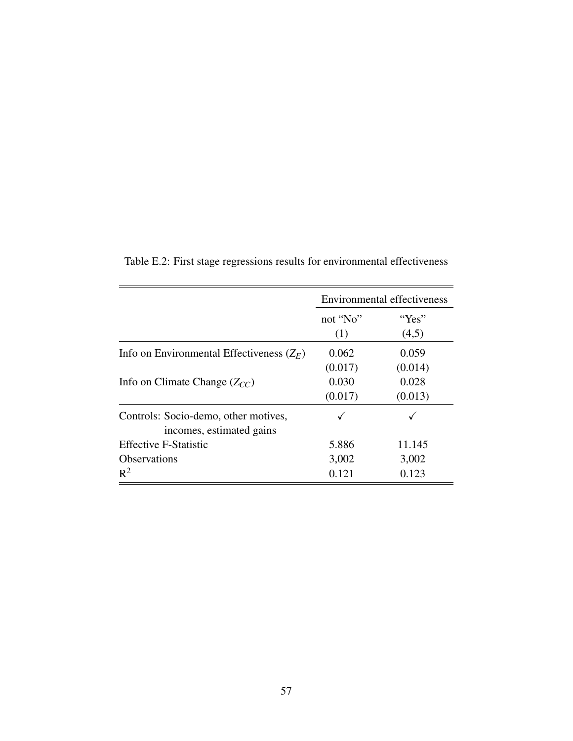Table E.2: First stage regressions results for environmental effectiveness

| | Environmental effectiveness | |
|---|---|---|
| | not "No" (1) | "Yes" (4,5) |
| Info on Environmental Effectiveness ($Z_E$) | 0.062 | 0.059 |
| | (0.017) | (0.014) |
| Info on Climate Change ($Z_{CC}$) | 0.030 | 0.028 |
| | (0.017) | (0.013) |
| Controls: Socio-demo, other motives, incomes, estimated gains | ✓ | ✓ |
| Effective F-Statistic | 5.886 | 11.145 |
| Observations | 3,002 | 3,002 |
| $R^2$ | 0.121 | 0.123 |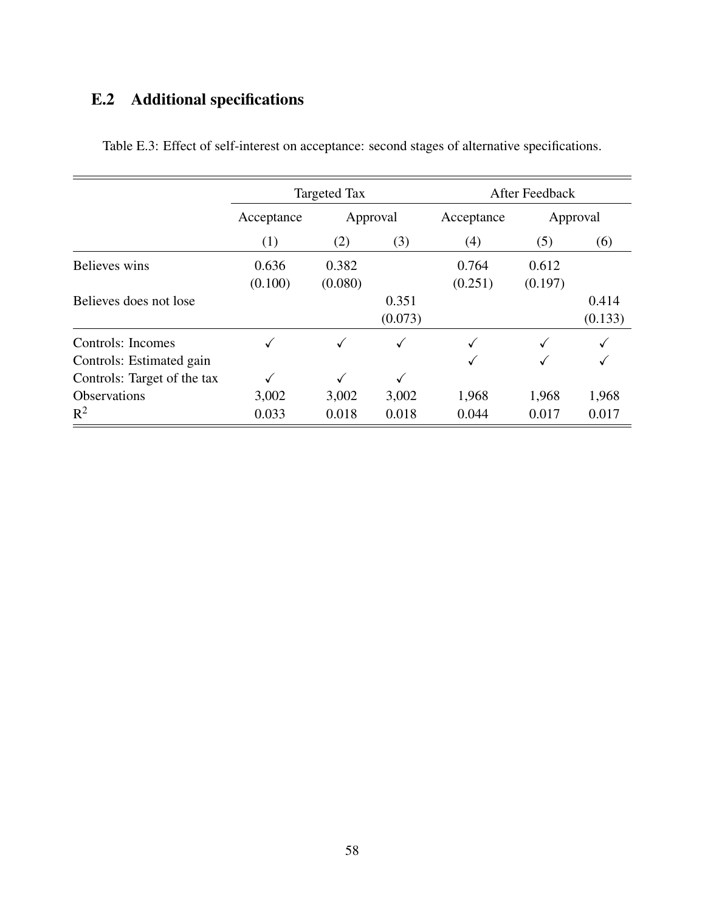## E.2 Additional specifications

Table E.3: Effect of self-interest on acceptance: second stages of alternative specifications.

| | Targeted Tax | | | After Feedback | | |
|---|---|---|---|---|---|---|
| | Acceptance | Approval | | Acceptance | Approval | |
| | (1) | (2) | (3) | (4) | (5) | (6) |
| Believes wins | 0.636 | 0.382 | | 0.764 | 0.612 | |
| | (0.100) | (0.080) | | (0.251) | (0.197) | |
| Believes does not lose | | | 0.351 | | | 0.414 |
| | | | (0.073) | | | (0.133) |
| Controls: Incomes | ✓ | ✓ | ✓ | ✓ | ✓ | ✓ |
| Controls: Estimated gain | | | | ✓ | ✓ | ✓ |
| Controls: Target of the tax | ✓ | ✓ | ✓ | | | |
| Observations | 3,002 | 3,002 | 3,002 | 1,968 | 1,968 | 1,968 |
| $R^2$ | 0.033 | 0.018 | 0.018 | 0.044 | 0.017 | 0.017 |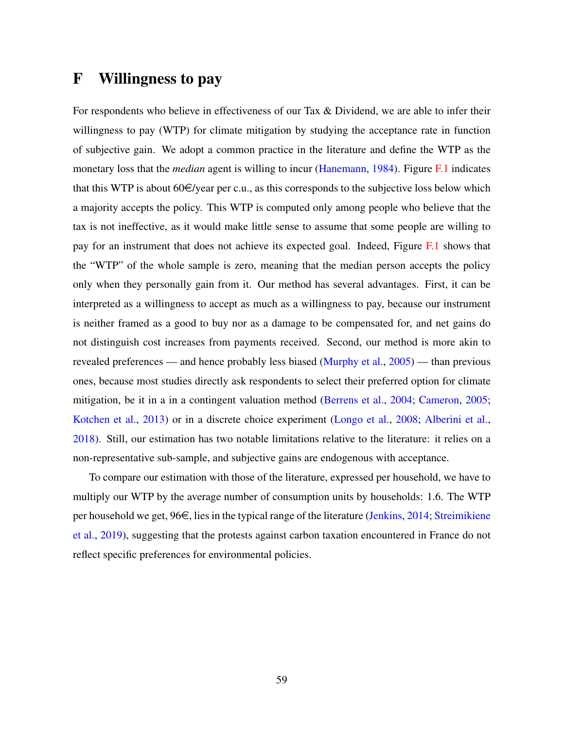# F Willingness to pay

For respondents who believe in effectiveness of our Tax & Dividend, we are able to infer their willingness to pay (WTP) for climate mitigation by studying the acceptance rate in function of subjective gain. We adopt a common practice in the literature and define the WTP as the monetary loss that the *median* agent is willing to incur (Hanemann, 1984). Figure F.1 indicates that this WTP is about 60€/year per c.u., as this corresponds to the subjective loss below which a majority accepts the policy. This WTP is computed only among people who believe that the tax is not ineffective, as it would make little sense to assume that some people are willing to pay for an instrument that does not achieve its expected goal. Indeed, Figure F.1 shows that the "WTP" of the whole sample is zero, meaning that the median person accepts the policy only when they personally gain from it. Our method has several advantages. First, it can be interpreted as a willingness to accept as much as a willingness to pay, because our instrument is neither framed as a good to buy nor as a damage to be compensated for, and net gains do not distinguish cost increases from payments received. Second, our method is more akin to revealed preferences — and hence probably less biased (Murphy et al., 2005) — than previous ones, because most studies directly ask respondents to select their preferred option for climate mitigation, be it in a in a contingent valuation method (Berrens et al., 2004; Cameron, 2005; Kotchen et al., 2013) or in a discrete choice experiment (Longo et al., 2008; Alberini et al., 2018). Still, our estimation has two notable limitations relative to the literature: it relies on a non-representative sub-sample, and subjective gains are endogenous with acceptance.

To compare our estimation with those of the literature, expressed per household, we have to multiply our WTP by the average number of consumption units by households: 1.6. The WTP per household we get, 96€, lies in the typical range of the literature (Jenkins, 2014; Streimikiene et al., 2019), suggesting that the protests against carbon taxation encountered in France do not reflect specific preferences for environmental policies.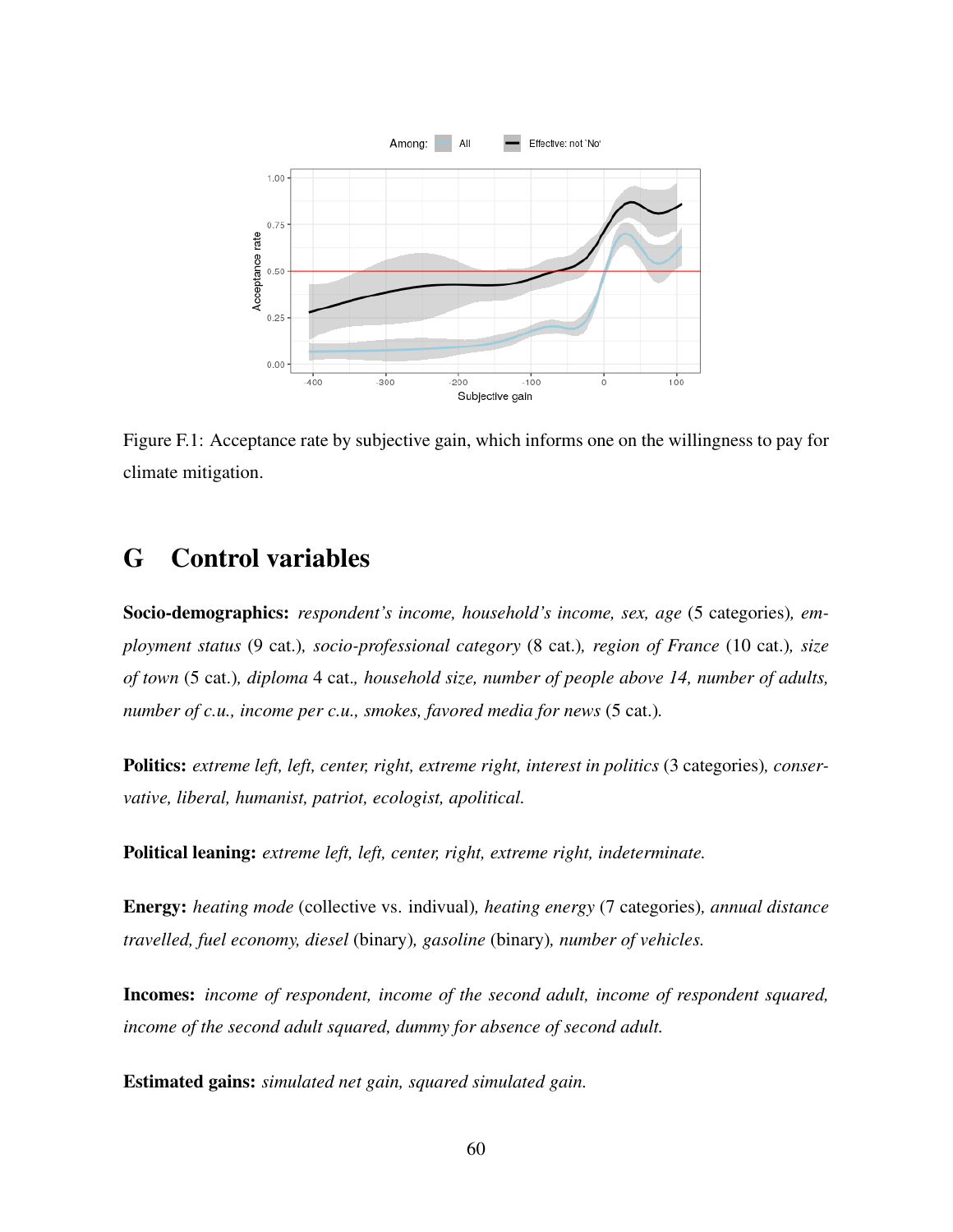Among: All Effective: not 'No'

1.00
0.75
0.50
0.25
0.00

Acceptance rate

-400 -300 -200 -100 0 100

Subjective gain

Figure F.1: Acceptance rate by subjective gain, which informs one on the willingness to pay for climate mitigation.

# G Control variables

**Socio-demographics:** *respondent's income, household's income, sex, age* (5 categories)*, employment status* (9 cat.)*, socio-professional category* (8 cat.)*, region of France* (10 cat.)*, size of town* (5 cat.)*, diploma* 4 cat.*, household size, number of people above 14, number of adults, number of c.u., income per c.u., smokes, favored media for news* (5 cat.).

**Politics:** *extreme left, left, center, right, extreme right, interest in politics* (3 categories)*, conservative, liberal, humanist, patriot, ecologist, apolitical.*

**Political leaning:** *extreme left, left, center, right, extreme right, indeterminate.*

**Energy:** *heating mode* (collective vs. indivual)*, heating energy* (7 categories)*, annual distance travelled, fuel economy, diesel* (binary)*, gasoline* (binary)*, number of vehicles.*

**Incomes:** *income of respondent, income of the second adult, income of respondent squared, income of the second adult squared, dummy for absence of second adult.*

**Estimated gains:** *simulated net gain, squared simulated gain.*